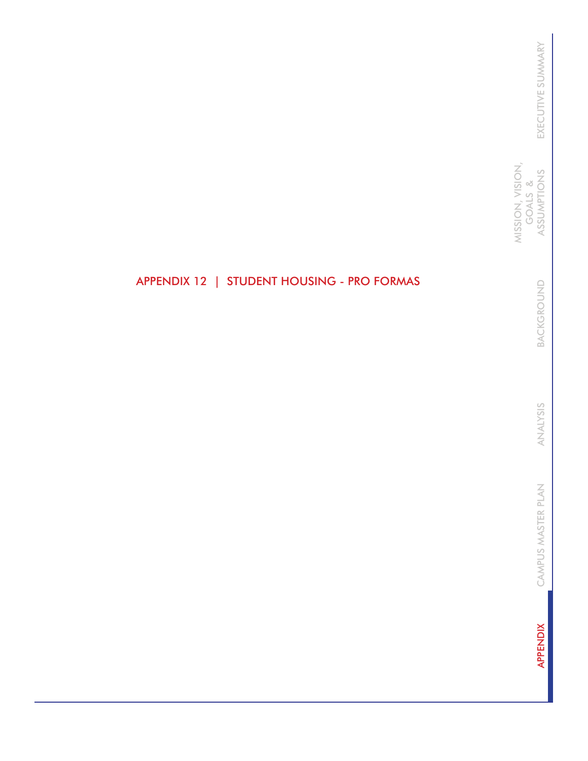# APPENDIX 12 | STUDENT HOUSING - PRO FORMAS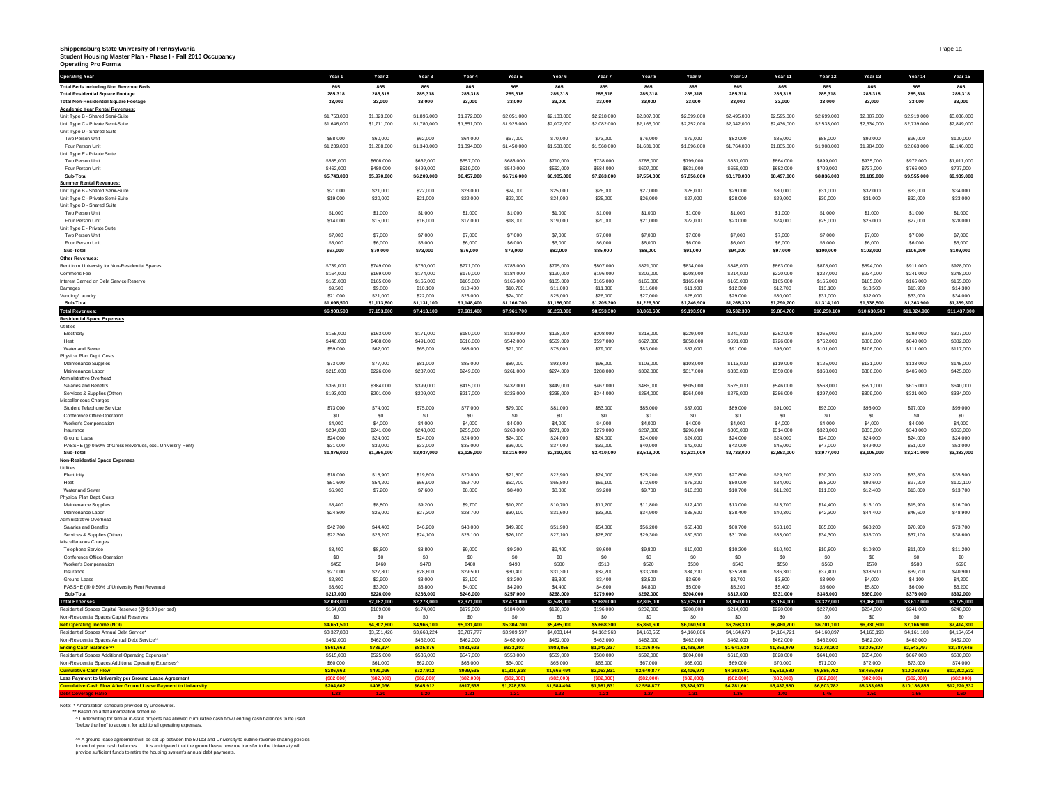**Shippensburg State University of Pennsylvania**
**Student Housing Master Plan - Phase I - Fall 2010 Occupancy**
**Operating Pro Forma**

| Operating Year | Year 1 | Year 2 | Year 3 | Year 4 | Year 5 | Year 6 | Year 7 | Year 8 | Year 9 | Year 10 | Year 11 | Year 12 | Year 13 | Year 14 | Year 15 |
|---|---|---|---|---|---|---|---|---|---|---|---|---|---|---|---|
| **Total Beds including Non Revenue Beds** | 865 | 865 | 865 | 865 | 865 | 865 | 865 | 865 | 865 | 865 | 865 | 865 | 865 | 865 | 865 |
| **Total Residential Square Footage** | 285,318 | 285,318 | 285,318 | 285,318 | 285,318 | 285,318 | 285,318 | 285,318 | 285,318 | 285,318 | 285,318 | 285,318 | 285,318 | 285,318 | 285,318 |
| **Total Non-Residential Square Footage** | 33,000 | 33,000 | 33,000 | 33,000 | 33,000 | 33,000 | 33,000 | 33,000 | 33,000 | 33,000 | 33,000 | 33,000 | 33,000 | 33,000 | 33,000 |
| **Academic Year Rental Revenues:** | | | | | | | | | | | | | | | |
| Unit Type B - Shared Semi-Suite | $1,753,000 | $1,823,000 | $1,896,000 | $1,972,000 | $2,051,000 | $2,133,000 | $2,218,000 | $2,307,000 | $2,399,000 | $2,495,000 | $2,595,000 | $2,699,000 | $2,807,000 | $2,919,000 | $3,036,000 |
| Unit Type C - Private Semi-Suite | $1,646,000 | $1,711,000 | $1,780,000 | $1,851,000 | $1,925,000 | $2,002,000 | $2,082,000 | $2,165,000 | $2,252,000 | $2,342,000 | $2,436,000 | $2,533,000 | $2,634,000 | $2,739,000 | $2,849,000 |
| Unit Type D - Shared Suite | | | | | | | | | | | | | | | |
| Two Person Unit | $58,000 | $60,000 | $62,000 | $64,000 | $67,000 | $70,000 | $73,000 | $76,000 | $79,000 | $82,000 | $85,000 | $88,000 | $92,000 | $96,000 | $100,000 |
| Four Person Unit | $1,239,000 | $1,288,000 | $1,340,000 | $1,394,000 | $1,450,000 | $1,508,000 | $1,568,000 | $1,631,000 | $1,696,000 | $1,764,000 | $1,835,000 | $1,908,000 | $1,984,000 | $2,063,000 | $2,146,000 |
| Unit Type E - Private Suite | | | | | | | | | | | | | | | |
| Two Person Unit | $585,000 | $608,000 | $632,000 | $657,000 | $683,000 | $710,000 | $738,000 | $768,000 | $799,000 | $831,000 | $864,000 | $899,000 | $935,000 | $972,000 | $1,011,000 |
| Four Person Unit | $462,000 | $480,000 | $499,000 | $519,000 | $540,000 | $562,000 | $584,000 | $607,000 | $631,000 | $656,000 | $682,000 | $709,000 | $737,000 | $766,000 | $797,000 |
| **Sub-Total** | **$5,743,000** | **$5,970,000** | **$6,209,000** | **$6,457,000** | **$6,716,000** | **$6,985,000** | **$7,263,000** | **$7,554,000** | **$7,856,000** | **$8,170,000** | **$8,497,000** | **$8,836,000** | **$9,189,000** | **$9,555,000** | **$9,939,000** |
| **Summer Rental Revenues:** | | | | | | | | | | | | | | | |
| Unit Type B - Shared Semi-Suite | $21,000 | $21,000 | $22,000 | $23,000 | $24,000 | $25,000 | $26,000 | $27,000 | $28,000 | $29,000 | $30,000 | $31,000 | $32,000 | $33,000 | $34,000 |
| Unit Type C - Private Semi-Suite | $19,000 | $20,000 | $21,000 | $22,000 | $23,000 | $24,000 | $25,000 | $26,000 | $27,000 | $28,000 | $29,000 | $30,000 | $31,000 | $32,000 | $33,000 |
| Unit Type D - Shared Suite | | | | | | | | | | | | | | | |
| Two Person Unit | $1,000 | $1,000 | $1,000 | $1,000 | $1,000 | $1,000 | $1,000 | $1,000 | $1,000 | $1,000 | $1,000 | $1,000 | $1,000 | $1,000 | $1,000 |
| Four Person Unit | $14,000 | $15,000 | $16,000 | $17,000 | $18,000 | $19,000 | $20,000 | $21,000 | $22,000 | $23,000 | $24,000 | $25,000 | $26,000 | $27,000 | $28,000 |
| Unit Type E - Private Suite | | | | | | | | | | | | | | | |
| Two Person Unit | $7,000 | $7,000 | $7,000 | $7,000 | $7,000 | $7,000 | $7,000 | $7,000 | $7,000 | $7,000 | $7,000 | $7,000 | $7,000 | $7,000 | $7,000 |
| Four Person Unit | $5,000 | $6,000 | $6,000 | $6,000 | $6,000 | $6,000 | $6,000 | $6,000 | $6,000 | $6,000 | $6,000 | $6,000 | $6,000 | $6,000 | $6,000 |
| **Sub-Total** | **$67,000** | **$70,000** | **$73,000** | **$76,000** | **$79,000** | **$82,000** | **$85,000** | **$88,000** | **$91,000** | **$94,000** | **$97,000** | **$100,000** | **$103,000** | **$106,000** | **$109,000** |
| **Other Revenues:** | | | | | | | | | | | | | | | |
| Rent from University for Non-Residential Spaces | $739,000 | $749,000 | $760,000 | $771,000 | $783,000 | $795,000 | $807,000 | $821,000 | $834,000 | $848,000 | $863,000 | $878,000 | $894,000 | $911,000 | $928,000 |
| Commons Fee | $164,000 | $169,000 | $174,000 | $179,000 | $184,000 | $190,000 | $196,000 | $202,000 | $208,000 | $214,000 | $220,000 | $227,000 | $234,000 | $241,000 | $248,000 |
| Interest Earned on Debt Service Reserve | $165,000 | $165,000 | $165,000 | $165,000 | $165,000 | $165,000 | $165,000 | $165,000 | $165,000 | $165,000 | $165,000 | $165,000 | $165,000 | $165,000 | $165,000 |
| Damages | $9,500 | $9,800 | $10,100 | $10,400 | $10,700 | $11,000 | $11,300 | $11,600 | $11,900 | $12,300 | $12,700 | $13,100 | $13,500 | $13,900 | $14,300 |
| Vending/Laundry | $21,000 | $21,000 | $22,000 | $23,000 | $24,000 | $25,000 | $26,000 | $27,000 | $28,000 | $29,000 | $30,000 | $31,000 | $32,000 | $33,000 | $34,000 |
| **Sub-Total** | **$1,098,500** | **$1,113,800** | **$1,131,100** | **$1,148,400** | **$1,166,700** | **$1,186,000** | **$1,205,300** | **$1,226,600** | **$1,246,900** | **$1,268,300** | **$1,290,700** | **$1,314,100** | **$1,338,500** | **$1,363,900** | **$1,389,300** |
| **Total Revenues:** | **$6,908,500** | **$7,153,800** | **$7,413,100** | **$7,681,400** | **$7,961,700** | **$8,253,000** | **$8,553,300** | **$8,868,600** | **$9,193,900** | **$9,532,300** | **$9,884,700** | **$10,250,100** | **$10,630,500** | **$11,024,900** | **$11,437,300** |
| **Residential Space Expenses** | | | | | | | | | | | | | | | |
| Utilities | | | | | | | | | | | | | | | |
| Electricity | $155,000 | $163,000 | $171,000 | $180,000 | $189,000 | $198,000 | $208,000 | $218,000 | $229,000 | $240,000 | $252,000 | $265,000 | $278,000 | $292,000 | $307,000 |
| Heat | $446,000 | $468,000 | $491,000 | $516,000 | $542,000 | $569,000 | $597,000 | $627,000 | $658,000 | $691,000 | $726,000 | $762,000 | $800,000 | $840,000 | $882,000 |
| Water and Sewer | $59,000 | $62,000 | $65,000 | $68,000 | $71,000 | $75,000 | $79,000 | $83,000 | $87,000 | $91,000 | $96,000 | $101,000 | $106,000 | $111,000 | $117,000 |
| Physical Plan Dept. Costs | | | | | | | | | | | | | | | |
| Maintenance Supplies | $73,000 | $77,000 | $81,000 | $85,000 | $89,000 | $93,000 | $98,000 | $103,000 | $108,000 | $113,000 | $119,000 | $125,000 | $131,000 | $138,000 | $145,000 |
| Maintenance Labor | $215,000 | $226,000 | $237,000 | $249,000 | $261,000 | $274,000 | $288,000 | $302,000 | $317,000 | $333,000 | $350,000 | $368,000 | $386,000 | $405,000 | $425,000 |
| Administrative Overhead | | | | | | | | | | | | | | | |
| Salaries and Benefits | $369,000 | $384,000 | $399,000 | $415,000 | $432,000 | $449,000 | $467,000 | $486,000 | $505,000 | $525,000 | $546,000 | $568,000 | $591,000 | $615,000 | $640,000 |
| Services & Supplies (Other) | $193,000 | $201,000 | $209,000 | $217,000 | $226,000 | $235,000 | $244,000 | $254,000 | $264,000 | $275,000 | $286,000 | $297,000 | $309,000 | $321,000 | $334,000 |
| Miscellaneous Charges | | | | | | | | | | | | | | | |
| Student Telephone Service | $73,000 | $74,000 | $75,000 | $77,000 | $79,000 | $81,000 | $83,000 | $85,000 | $87,000 | $89,000 | $91,000 | $93,000 | $95,000 | $97,000 | $99,000 |
| Conference Office Operation | $0 | $0 | $0 | $0 | $0 | $0 | $0 | $0 | $0 | $0 | $0 | $0 | $0 | $0 | $0 |
| Worker's Compensation | $4,000 | $4,000 | $4,000 | $4,000 | $4,000 | $4,000 | $4,000 | $4,000 | $4,000 | $4,000 | $4,000 | $4,000 | $4,000 | $4,000 | $4,000 |
| Insurance | $234,000 | $241,000 | $248,000 | $255,000 | $263,000 | $271,000 | $279,000 | $287,000 | $296,000 | $305,000 | $314,000 | $323,000 | $333,000 | $343,000 | $353,000 |
| Ground Lease | $24,000 | $24,000 | $24,000 | $24,000 | $24,000 | $24,000 | $24,000 | $24,000 | $24,000 | $24,000 | $24,000 | $24,000 | $24,000 | $24,000 | $24,000 |
| PASSHE (@ 0.50% of Gross Revenues, excl. University Rent) | $31,000 | $32,000 | $33,000 | $35,000 | $36,000 | $37,000 | $39,000 | $40,000 | $42,000 | $43,000 | $45,000 | $47,000 | $49,000 | $51,000 | $53,000 |
| **Sub-Total** | **$1,876,000** | **$1,956,000** | **$2,037,000** | **$2,125,000** | **$2,216,000** | **$2,310,000** | **$2,410,000** | **$2,513,000** | **$2,621,000** | **$2,733,000** | **$2,853,000** | **$2,977,000** | **$3,106,000** | **$3,241,000** | **$3,383,000** |
| **Non-Residential Space Expenses** | | | | | | | | | | | | | | | |
| Utilities | | | | | | | | | | | | | | | |
| Electricity | $18,000 | $18,900 | $19,800 | $20,800 | $21,800 | $22,900 | $24,000 | $25,200 | $26,500 | $27,800 | $29,200 | $30,700 | $32,200 | $33,800 | $35,500 |
| Heat | $51,600 | $54,200 | $56,900 | $59,700 | $62,700 | $65,800 | $69,100 | $72,600 | $76,200 | $80,000 | $84,000 | $88,200 | $92,600 | $97,200 | $102,100 |
| Water and Sewer | $6,900 | $7,200 | $7,600 | $8,000 | $8,400 | $8,800 | $9,200 | $9,700 | $10,200 | $10,700 | $11,200 | $11,800 | $12,400 | $13,000 | $13,700 |
| Physical Plan Dept. Costs | | | | | | | | | | | | | | | |
| Maintenance Supplies | $8,400 | $8,800 | $9,200 | $9,700 | $10,200 | $10,700 | $11,200 | $11,800 | $12,400 | $13,000 | $13,700 | $14,400 | $15,100 | $15,900 | $16,700 |
| Maintenance Labor | $24,800 | $26,000 | $27,300 | $28,700 | $30,100 | $31,600 | $33,200 | $34,900 | $36,600 | $38,400 | $40,300 | $42,300 | $44,400 | $46,600 | $48,900 |
| Administrative Overhead | | | | | | | | | | | | | | | |
| Salaries and Benefits | $42,700 | $44,400 | $46,200 | $48,000 | $49,900 | $51,900 | $54,000 | $56,200 | $58,400 | $60,700 | $63,100 | $65,600 | $68,200 | $70,900 | $73,700 |
| Services & Supplies (Other) | $22,300 | $23,200 | $24,100 | $25,100 | $26,100 | $27,100 | $28,200 | $29,300 | $30,500 | $31,700 | $33,000 | $34,300 | $35,700 | $37,100 | $38,600 |
| Miscellaneous Charges | | | | | | | | | | | | | | | |
| Telephone Service | $8,400 | $8,600 | $8,800 | $9,000 | $9,200 | $9,400 | $9,600 | $9,800 | $10,000 | $10,200 | $10,400 | $10,600 | $10,800 | $11,000 | $11,200 |
| Conference Office Operation | $0 | $0 | $0 | $0 | $0 | $0 | $0 | $0 | $0 | $0 | $0 | $0 | $0 | $0 | $0 |
| Worker's Compensation | $450 | $460 | $470 | $480 | $490 | $500 | $510 | $520 | $530 | $540 | $550 | $560 | $570 | $580 | $590 |
| Insurance | $27,000 | $27,800 | $28,600 | $29,500 | $30,400 | $31,300 | $32,200 | $33,200 | $34,200 | $35,200 | $36,300 | $37,400 | $38,500 | $39,700 | $40,900 |
| Ground Lease | $2,800 | $2,900 | $3,000 | $3,100 | $3,200 | $3,300 | $3,400 | $3,500 | $3,600 | $3,700 | $3,800 | $3,900 | $4,000 | $4,100 | $4,200 |
| PASSHE (@ 0.50% of University Rent Revenue) | $3,600 | $3,700 | $3,800 | $4,000 | $4,200 | $4,400 | $4,600 | $4,800 | $5,000 | $5,200 | $5,400 | $5,600 | $5,800 | $6,000 | $6,200 |
| **Sub-Total** | **$217,000** | **$226,000** | **$236,000** | **$246,000** | **$257,000** | **$268,000** | **$279,000** | **$292,000** | **$304,000** | **$317,000** | **$331,000** | **$345,000** | **$360,000** | **$376,000** | **$392,000** |
| **Total Expenses** | **$2,093,000** | **$2,182,000** | **$2,273,000** | **$2,371,000** | **$2,473,000** | **$2,578,000** | **$2,689,000** | **$2,805,000** | **$2,925,000** | **$3,050,000** | **$3,184,000** | **$3,322,000** | **$3,466,000** | **$3,617,000** | **$3,775,000** |
| Residential Spaces Capital Reserves (@ $190 per bed) | $164,000 | $169,000 | $174,000 | $179,000 | $184,000 | $190,000 | $196,000 | $202,000 | $208,000 | $214,000 | $220,000 | $227,000 | $234,000 | $241,000 | $248,000 |
| Non-Residential Spaces Capital Reserves | $0 | $0 | $0 | $0 | $0 | $0 | $0 | $0 | $0 | $0 | $0 | $0 | $0 | $0 | $0 |
| **Net Operating Income (NOI)** | **$4,651,500** | **$4,802,800** | **$4,966,100** | **$5,131,400** | **$5,304,700** | **$5,485,000** | **$5,668,300** | **$5,861,600** | **$6,060,900** | **$6,268,300** | **$6,480,700** | **$6,701,100** | **$6,930,500** | **$7,166,900** | **$7,414,300** |
| Residential Spaces Annual Debt Service* | $3,327,838 | $3,551,426 | $3,668,224 | $3,787,777 | $3,909,597 | $4,033,144 | $4,162,963 | $4,163,555 | $4,160,806 | $4,164,670 | $4,164,721 | $4,160,897 | $4,163,193 | $4,161,103 | $4,164,654 |
| Non-Residential Spaces Annual Debt Service** | $462,000 | $462,000 | $462,000 | $462,000 | $462,000 | $462,000 | $462,000 | $462,000 | $462,000 | $462,000 | $462,000 | $462,000 | $462,000 | $462,000 | $462,000 |
| **Ending Cash Balance^^** | **$861,662** | **$789,374** | **$835,876** | **$881,623** | **$933,103** | **$989,856** | **$1,043,337** | **$1,236,045** | **$1,438,094** | **$1,641,630** | **$1,853,979** | **$2,078,203** | **$2,305,307** | **$2,543,797** | **$2,787,646** |
| Residential Spaces Additional Operating Expenses^ | $515,000 | $525,000 | $536,000 | $547,000 | $558,000 | $569,000 | $580,000 | $592,000 | $604,000 | $616,000 | $628,000 | $641,000 | $654,000 | $667,000 | $680,000 |
| Non-Residential Spaces Additional Operating Expenses^ | $60,000 | $61,000 | $62,000 | $63,000 | $64,000 | $65,000 | $66,000 | $67,000 | $68,000 | $69,000 | $70,000 | $71,000 | $72,000 | $73,000 | $74,000 |
| **Cumulative Cash Flow** | **$286,662** | **$490,036** | **$727,912** | **$999,535** | **$1,310,638** | **$1,666,494** | **$2,063,831** | **$2,640,877** | **$3,406,971** | **$4,363,601** | **$5,519,580** | **$6,885,782** | **$8,465,089** | **$10,268,886** | **$12,302,532** |
| **Less Payment to University per Ground Lease Agreement** | **($82,000)** | **($82,000)** | **($82,000)** | **($82,000)** | **($82,000)** | **($82,000)** | **($82,000)** | **($82,000)** | **($82,000)** | **($82,000)** | **($82,000)** | **($82,000)** | **($82,000)** | **($82,000)** | **($82,000)** |
| **Cumulative Cash Flow After Ground Lease Payment to University** | **$204,662** | **$408,036** | **$645,912** | **$917,535** | **$1,228,638** | **$1,584,494** | **$1,981,831** | **$2,558,877** | **$3,324,971** | **$4,281,601** | **$5,437,580** | **$6,803,782** | **$8,383,089** | **$10,186,886** | **$12,220,532** |
| **Debt Coverage Ratio** | **1.23** | **1.20** | **1.20** | **1.21** | **1.21** | **1.22** | **1.23** | **1.27** | **1.31** | **1.35** | **1.40** | **1.45** | **1.50** | **1.55** | **1.60** |

Note: * Amortization schedule provided by underwriter.

** Based on a flat amortization schedule.

^ Underwriting for similar in-state projects has allowed cumulative cash flow / ending cash balances to be used "below the line" to account for additional operating expenses.

^^ A ground lease agreement will be set up between the 501c3 and University to outline revenue sharing policies for end of year cash balances. It is anticipated that the ground lease revenue transfer to the University will provide sufficient funds to retire the housing system's annual debt payments.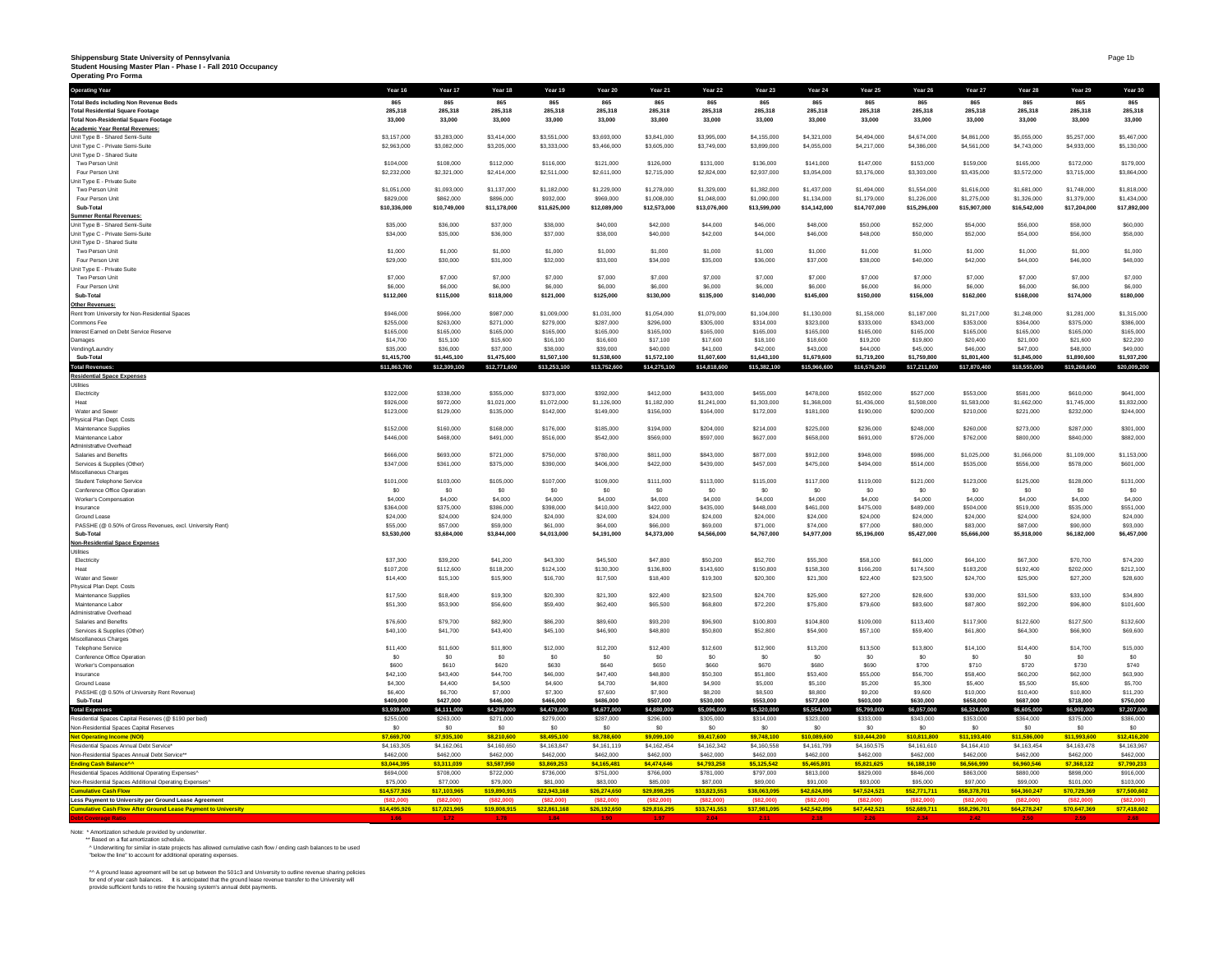**Shippensburg State University of Pennsylvania**
**Student Housing Master Plan - Phase I - Fall 2010 Occupancy**
**Operating Pro Forma**

| Operating Year | Year 16 | Year 17 | Year 18 | Year 19 | Year 20 | Year 21 | Year 22 | Year 23 | Year 24 | Year 25 | Year 26 | Year 27 | Year 28 | Year 29 | Year 30 |
|---|---|---|---|---|---|---|---|---|---|---|---|---|---|---|---|
| **Total Beds including Non Revenue Beds** | 865 | 865 | 865 | 865 | 865 | 865 | 865 | 865 | 865 | 865 | 865 | 865 | 865 | 865 | 865 |
| **Total Residential Square Footage** | 285,318 | 285,318 | 285,318 | 285,318 | 285,318 | 285,318 | 285,318 | 285,318 | 285,318 | 285,318 | 285,318 | 285,318 | 285,318 | 285,318 | 285,318 |
| **Total Non-Residential Square Footage** | 33,000 | 33,000 | 33,000 | 33,000 | 33,000 | 33,000 | 33,000 | 33,000 | 33,000 | 33,000 | 33,000 | 33,000 | 33,000 | 33,000 | 33,000 |
| **Academic Year Rental Revenues:** | | | | | | | | | | | | | | | |
| Unit Type B - Shared Semi-Suite | $3,157,000 | $3,283,000 | $3,414,000 | $3,551,000 | $3,693,000 | $3,841,000 | $3,995,000 | $4,155,000 | $4,321,000 | $4,494,000 | $4,674,000 | $4,861,000 | $5,055,000 | $5,257,000 | $5,467,000 |
| Unit Type C - Private Semi-Suite | $2,963,000 | $3,082,000 | $3,205,000 | $3,333,000 | $3,466,000 | $3,605,000 | $3,749,000 | $3,899,000 | $4,055,000 | $4,217,000 | $4,386,000 | $4,561,000 | $4,743,000 | $4,933,000 | $5,130,000 |
| Unit Type D - Shared Suite | | | | | | | | | | | | | | | |
| Two Person Unit | $104,000 | $108,000 | $112,000 | $116,000 | $121,000 | $126,000 | $131,000 | $136,000 | $141,000 | $147,000 | $153,000 | $159,000 | $165,000 | $172,000 | $179,000 |
| Four Person Unit | $2,232,000 | $2,321,000 | $2,414,000 | $2,511,000 | $2,611,000 | $2,715,000 | $2,824,000 | $2,937,000 | $3,054,000 | $3,176,000 | $3,303,000 | $3,435,000 | $3,572,000 | $3,715,000 | $3,864,000 |
| Unit Type E - Private Suite | | | | | | | | | | | | | | | |
| Two Person Unit | $1,051,000 | $1,093,000 | $1,137,000 | $1,182,000 | $1,229,000 | $1,278,000 | $1,329,000 | $1,382,000 | $1,437,000 | $1,494,000 | $1,554,000 | $1,616,000 | $1,681,000 | $1,748,000 | $1,818,000 |
| Four Person Unit | $829,000 | $862,000 | $896,000 | $932,000 | $969,000 | $1,008,000 | $1,048,000 | $1,090,000 | $1,134,000 | $1,179,000 | $1,226,000 | $1,275,000 | $1,326,000 | $1,379,000 | $1,434,000 |
| **Sub-Total** | **$10,336,000** | **$10,749,000** | **$11,178,000** | **$11,625,000** | **$12,089,000** | **$12,573,000** | **$13,076,000** | **$13,599,000** | **$14,142,000** | **$14,707,000** | **$15,296,000** | **$15,907,000** | **$16,542,000** | **$17,204,000** | **$17,892,000** |
| **Summer Rental Revenues:** | | | | | | | | | | | | | | | |
| Unit Type B - Shared Semi-Suite | $35,000 | $36,000 | $37,000 | $38,000 | $40,000 | $42,000 | $44,000 | $46,000 | $48,000 | $50,000 | $52,000 | $54,000 | $56,000 | $58,000 | $60,000 |
| Unit Type C - Private Semi-Suite | $34,000 | $35,000 | $36,000 | $37,000 | $38,000 | $40,000 | $42,000 | $44,000 | $46,000 | $48,000 | $50,000 | $52,000 | $54,000 | $56,000 | $58,000 |
| Unit Type D - Shared Suite | | | | | | | | | | | | | | | |
| Two Person Unit | $1,000 | $1,000 | $1,000 | $1,000 | $1,000 | $1,000 | $1,000 | $1,000 | $1,000 | $1,000 | $1,000 | $1,000 | $1,000 | $1,000 | $1,000 |
| Four Person Unit | $29,000 | $30,000 | $31,000 | $32,000 | $33,000 | $34,000 | $35,000 | $36,000 | $37,000 | $38,000 | $40,000 | $42,000 | $44,000 | $46,000 | $48,000 |
| Unit Type E - Private Suite | | | | | | | | | | | | | | | |
| Two Person Unit | $7,000 | $7,000 | $7,000 | $7,000 | $7,000 | $7,000 | $7,000 | $7,000 | $7,000 | $7,000 | $7,000 | $7,000 | $7,000 | $7,000 | $7,000 |
| Four Person Unit | $6,000 | $6,000 | $6,000 | $6,000 | $6,000 | $6,000 | $6,000 | $6,000 | $6,000 | $6,000 | $6,000 | $6,000 | $6,000 | $6,000 | $6,000 |
| **Sub-Total** | **$112,000** | **$115,000** | **$118,000** | **$121,000** | **$125,000** | **$130,000** | **$135,000** | **$140,000** | **$145,000** | **$150,000** | **$156,000** | **$162,000** | **$168,000** | **$174,000** | **$180,000** |
| **Other Revenues:** | | | | | | | | | | | | | | | |
| Rent from University for Non-Residential Spaces | $946,000 | $966,000 | $987,000 | $1,009,000 | $1,031,000 | $1,054,000 | $1,079,000 | $1,104,000 | $1,130,000 | $1,158,000 | $1,187,000 | $1,217,000 | $1,248,000 | $1,281,000 | $1,315,000 |
| Commons Fee | $255,000 | $263,000 | $271,000 | $279,000 | $287,000 | $296,000 | $305,000 | $314,000 | $323,000 | $333,000 | $343,000 | $353,000 | $364,000 | $375,000 | $386,000 |
| Interest Earned on Debt Service Reserve | $165,000 | $165,000 | $165,000 | $165,000 | $165,000 | $165,000 | $165,000 | $165,000 | $165,000 | $165,000 | $165,000 | $165,000 | $165,000 | $165,000 | $165,000 |
| Damages | $14,700 | $15,100 | $15,600 | $16,100 | $16,600 | $17,100 | $17,600 | $18,100 | $18,600 | $19,200 | $19,800 | $20,400 | $21,000 | $21,600 | $22,200 |
| Vending/Laundry | $35,000 | $36,000 | $37,000 | $38,000 | $39,000 | $40,000 | $41,000 | $42,000 | $43,000 | $44,000 | $45,000 | $46,000 | $47,000 | $48,000 | $49,000 |
| **Sub-Total** | **$1,415,700** | **$1,445,100** | **$1,475,600** | **$1,507,100** | **$1,538,600** | **$1,572,100** | **$1,607,600** | **$1,643,100** | **$1,679,600** | **$1,719,200** | **$1,759,800** | **$1,801,400** | **$1,845,000** | **$1,890,600** | **$1,937,200** |
| **Total Revenues:** | **$11,863,700** | **$12,309,100** | **$12,771,600** | **$13,253,100** | **$13,752,600** | **$14,275,100** | **$14,818,600** | **$15,382,100** | **$15,966,600** | **$16,576,200** | **$17,211,800** | **$17,870,400** | **$18,555,000** | **$19,268,600** | **$20,009,200** |
| **Residential Space Expenses** | | | | | | | | | | | | | | | |
| Utilities | | | | | | | | | | | | | | | |
| Electricity | $322,000 | $338,000 | $355,000 | $373,000 | $392,000 | $412,000 | $433,000 | $455,000 | $478,000 | $502,000 | $527,000 | $553,000 | $581,000 | $610,000 | $641,000 |
| Heat | $926,000 | $972,000 | $1,021,000 | $1,072,000 | $1,126,000 | $1,182,000 | $1,241,000 | $1,303,000 | $1,368,000 | $1,436,000 | $1,508,000 | $1,583,000 | $1,662,000 | $1,745,000 | $1,832,000 |
| Water and Sewer | $123,000 | $129,000 | $135,000 | $142,000 | $149,000 | $156,000 | $164,000 | $172,000 | $181,000 | $190,000 | $200,000 | $210,000 | $221,000 | $232,000 | $244,000 |
| Physical Plan Dept. Costs | | | | | | | | | | | | | | | |
| Maintenance Supplies | $152,000 | $160,000 | $168,000 | $176,000 | $185,000 | $194,000 | $204,000 | $214,000 | $225,000 | $236,000 | $248,000 | $260,000 | $273,000 | $287,000 | $301,000 |
| Maintenance Labor | $446,000 | $468,000 | $491,000 | $516,000 | $542,000 | $569,000 | $597,000 | $627,000 | $658,000 | $691,000 | $726,000 | $762,000 | $800,000 | $840,000 | $882,000 |
| Administrative Overhead | | | | | | | | | | | | | | | |
| Salaries and Benefits | $666,000 | $693,000 | $721,000 | $750,000 | $780,000 | $811,000 | $843,000 | $877,000 | $912,000 | $948,000 | $986,000 | $1,025,000 | $1,066,000 | $1,109,000 | $1,153,000 |
| Services & Supplies (Other) | $347,000 | $361,000 | $375,000 | $390,000 | $406,000 | $422,000 | $439,000 | $457,000 | $475,000 | $494,000 | $514,000 | $535,000 | $556,000 | $578,000 | $601,000 |
| Miscellaneous Charges | | | | | | | | | | | | | | | |
| Student Telephone Service | $101,000 | $103,000 | $105,000 | $107,000 | $109,000 | $111,000 | $113,000 | $115,000 | $117,000 | $119,000 | $121,000 | $123,000 | $125,000 | $128,000 | $131,000 |
| Conference Office Operation | $0 | $0 | $0 | $0 | $0 | $0 | $0 | $0 | $0 | $0 | $0 | $0 | $0 | $0 | $0 |
| Worker's Compensation | $4,000 | $4,000 | $4,000 | $4,000 | $4,000 | $4,000 | $4,000 | $4,000 | $4,000 | $4,000 | $4,000 | $4,000 | $4,000 | $4,000 | $4,000 |
| Insurance | $364,000 | $375,000 | $386,000 | $398,000 | $410,000 | $422,000 | $435,000 | $448,000 | $461,000 | $475,000 | $489,000 | $504,000 | $519,000 | $535,000 | $551,000 |
| Ground Lease | $24,000 | $24,000 | $24,000 | $24,000 | $24,000 | $24,000 | $24,000 | $24,000 | $24,000 | $24,000 | $24,000 | $24,000 | $24,000 | $24,000 | $24,000 |
| PASSHE (@ 0.50% of Gross Revenues, excl. University Rent) | $55,000 | $57,000 | $59,000 | $61,000 | $64,000 | $66,000 | $69,000 | $71,000 | $74,000 | $77,000 | $80,000 | $83,000 | $87,000 | $90,000 | $93,000 |
| **Sub-Total** | **$3,530,000** | **$3,684,000** | **$3,844,000** | **$4,013,000** | **$4,191,000** | **$4,373,000** | **$4,566,000** | **$4,767,000** | **$4,977,000** | **$5,196,000** | **$5,427,000** | **$5,666,000** | **$5,918,000** | **$6,182,000** | **$6,457,000** |
| **Non-Residential Space Expenses** | | | | | | | | | | | | | | | |
| Utilities | | | | | | | | | | | | | | | |
| Electricity | $37,300 | $39,200 | $41,200 | $43,300 | $45,500 | $47,800 | $50,200 | $52,700 | $55,300 | $58,100 | $61,000 | $64,100 | $67,300 | $70,700 | $74,200 |
| Heat | $107,200 | $112,600 | $118,200 | $124,100 | $130,300 | $136,800 | $143,600 | $150,800 | $158,300 | $166,200 | $174,500 | $183,200 | $192,400 | $202,000 | $212,100 |
| Water and Sewer | $14,400 | $15,100 | $15,900 | $16,700 | $17,500 | $18,400 | $19,300 | $20,300 | $21,300 | $22,400 | $23,500 | $24,700 | $25,900 | $27,200 | $28,600 |
| Physical Plan Dept. Costs | | | | | | | | | | | | | | | |
| Maintenance Supplies | $17,500 | $18,400 | $19,300 | $20,300 | $21,300 | $22,400 | $23,500 | $24,700 | $25,900 | $27,200 | $28,600 | $30,000 | $31,500 | $33,100 | $34,800 |
| Maintenance Labor | $51,300 | $53,900 | $56,600 | $59,400 | $62,400 | $65,500 | $68,800 | $72,200 | $75,800 | $79,600 | $83,600 | $87,800 | $92,200 | $96,800 | $101,600 |
| Administrative Overhead | | | | | | | | | | | | | | | |
| Salaries and Benefits | $76,600 | $79,700 | $82,900 | $86,200 | $89,600 | $93,200 | $96,900 | $100,800 | $104,800 | $109,000 | $113,400 | $117,900 | $122,600 | $127,500 | $132,600 |
| Services & Supplies (Other) | $40,100 | $41,700 | $43,400 | $45,100 | $46,900 | $48,800 | $50,800 | $52,800 | $54,900 | $57,100 | $59,400 | $61,800 | $64,300 | $66,900 | $69,600 |
| Miscellaneous Charges | | | | | | | | | | | | | | | |
| Telephone Service | $11,400 | $11,600 | $11,800 | $12,000 | $12,200 | $12,400 | $12,600 | $12,900 | $13,200 | $13,500 | $13,800 | $14,100 | $14,400 | $14,700 | $15,000 |
| Conference Office Operation | $0 | $0 | $0 | $0 | $0 | $0 | $0 | $0 | $0 | $0 | $0 | $0 | $0 | $0 | $0 |
| Worker's Compensation | $600 | $610 | $620 | $630 | $640 | $650 | $660 | $670 | $680 | $690 | $700 | $710 | $720 | $730 | $740 |
| Insurance | $42,100 | $43,400 | $44,700 | $46,000 | $47,400 | $48,800 | $50,300 | $51,800 | $53,400 | $55,000 | $56,700 | $58,400 | $60,200 | $62,000 | $63,900 |
| Ground Lease | $4,300 | $4,400 | $4,500 | $4,600 | $4,700 | $4,800 | $4,900 | $5,000 | $5,100 | $5,200 | $5,300 | $5,400 | $5,500 | $5,600 | $5,700 |
| PASSHE (@ 0.50% of University Rent Revenue) | $6,400 | $6,700 | $7,000 | $7,300 | $7,600 | $7,900 | $8,200 | $8,500 | $8,800 | $9,200 | $9,600 | $10,000 | $10,400 | $10,800 | $11,200 |
| **Sub-Total** | **$409,000** | **$427,000** | **$446,000** | **$466,000** | **$486,000** | **$507,000** | **$530,000** | **$553,000** | **$577,000** | **$603,000** | **$630,000** | **$658,000** | **$687,000** | **$718,000** | **$750,000** |
| **Total Expenses** | **$3,939,000** | **$4,111,000** | **$4,290,000** | **$4,479,000** | **$4,677,000** | **$4,880,000** | **$5,096,000** | **$5,320,000** | **$5,554,000** | **$5,799,000** | **$6,057,000** | **$6,324,000** | **$6,605,000** | **$6,900,000** | **$7,207,000** |
| Residential Spaces Capital Reserves (@ $190 per bed) | $255,000 | $263,000 | $271,000 | $279,000 | $287,000 | $296,000 | $305,000 | $314,000 | $323,000 | $333,000 | $343,000 | $353,000 | $364,000 | $375,000 | $386,000 |
| Non-Residential Spaces Capital Reserves | $0 | $0 | $0 | $0 | $0 | $0 | $0 | $0 | $0 | $0 | $0 | $0 | $0 | $0 | $0 |
| **Net Operating Income (NOI)** | **$7,669,700** | **$7,935,100** | **$8,210,600** | **$8,495,100** | **$8,788,600** | **$9,099,100** | **$9,417,600** | **$9,748,100** | **$10,089,600** | **$10,444,200** | **$10,811,800** | **$11,193,400** | **$11,586,000** | **$11,993,600** | **$12,416,200** |
| Residential Spaces Annual Debt Service* | $4,163,305 | $4,162,061 | $4,160,650 | $4,163,847 | $4,161,119 | $4,162,454 | $4,162,342 | $4,160,558 | $4,161,799 | $4,160,575 | $4,161,610 | $4,164,410 | $4,163,454 | $4,163,478 | $4,163,967 |
| Non-Residential Spaces Annual Debt Service** | $462,000 | $462,000 | $462,000 | $462,000 | $462,000 | $462,000 | $462,000 | $462,000 | $462,000 | $462,000 | $462,000 | $462,000 | $462,000 | $462,000 | $462,000 |
| **Ending Cash Balance^^** | **$3,044,395** | **$3,311,039** | **$3,587,950** | **$3,869,253** | **$4,165,481** | **$4,474,646** | **$4,793,258** | **$5,125,542** | **$5,465,801** | **$5,821,625** | **$6,188,190** | **$6,566,990** | **$6,960,546** | **$7,368,122** | **$7,790,233** |
| Residential Spaces Additional Operating Expenses^ | $694,000 | $708,000 | $722,000 | $736,000 | $751,000 | $766,000 | $781,000 | $797,000 | $813,000 | $829,000 | $846,000 | $863,000 | $880,000 | $898,000 | $916,000 |
| Non-Residential Spaces Additional Operating Expenses^ | $75,000 | $77,000 | $79,000 | $81,000 | $83,000 | $85,000 | $87,000 | $89,000 | $91,000 | $93,000 | $95,000 | $97,000 | $99,000 | $101,000 | $103,000 |
| **Cumulative Cash Flow** | **$14,577,926** | **$17,103,965** | **$19,890,915** | **$22,943,168** | **$26,274,650** | **$29,898,295** | **$33,823,553** | **$38,063,095** | **$42,624,896** | **$47,524,521** | **$52,771,711** | **$58,378,701** | **$64,360,247** | **$70,729,369** | **$77,500,602** |
| **Less Payment to University per Ground Lease Agreement** | **($82,000)** | **($82,000)** | **($82,000)** | **($82,000)** | **($82,000)** | **($82,000)** | **($82,000)** | **($82,000)** | **($82,000)** | **($82,000)** | **($82,000)** | **($82,000)** | **($82,000)** | **($82,000)** | **($82,000)** |
| **Cumulative Cash Flow After Ground Lease Payment to University** | **$14,495,926** | **$17,021,965** | **$19,808,915** | **$22,861,168** | **$26,192,650** | **$29,816,295** | **$33,741,553** | **$37,981,095** | **$42,542,896** | **$47,442,521** | **$52,689,711** | **$58,296,701** | **$64,278,247** | **$70,647,369** | **$77,418,602** |
| **Debt Coverage Ratio** | **1.66** | **1.72** | **1.78** | **1.84** | **1.90** | **1.97** | **2.04** | **2.11** | **2.18** | **2.26** | **2.34** | **2.42** | **2.50** | **2.59** | **2.68** |

Note: * Amortization schedule provided by underwriter.
** Based on a flat amortization schedule.
^ Underwriting for similar in-state projects has allowed cumulative cash flow / ending cash balances to be used "below the line" to account for additional operating expenses.

^^ A ground lease agreement will be set up between the 501c3 and University to outline revenue sharing policies for end of year cash balances. It is anticipated that the ground lease revenue transfer to the University will provide sufficient funds to retire the housing system's annual debt payments.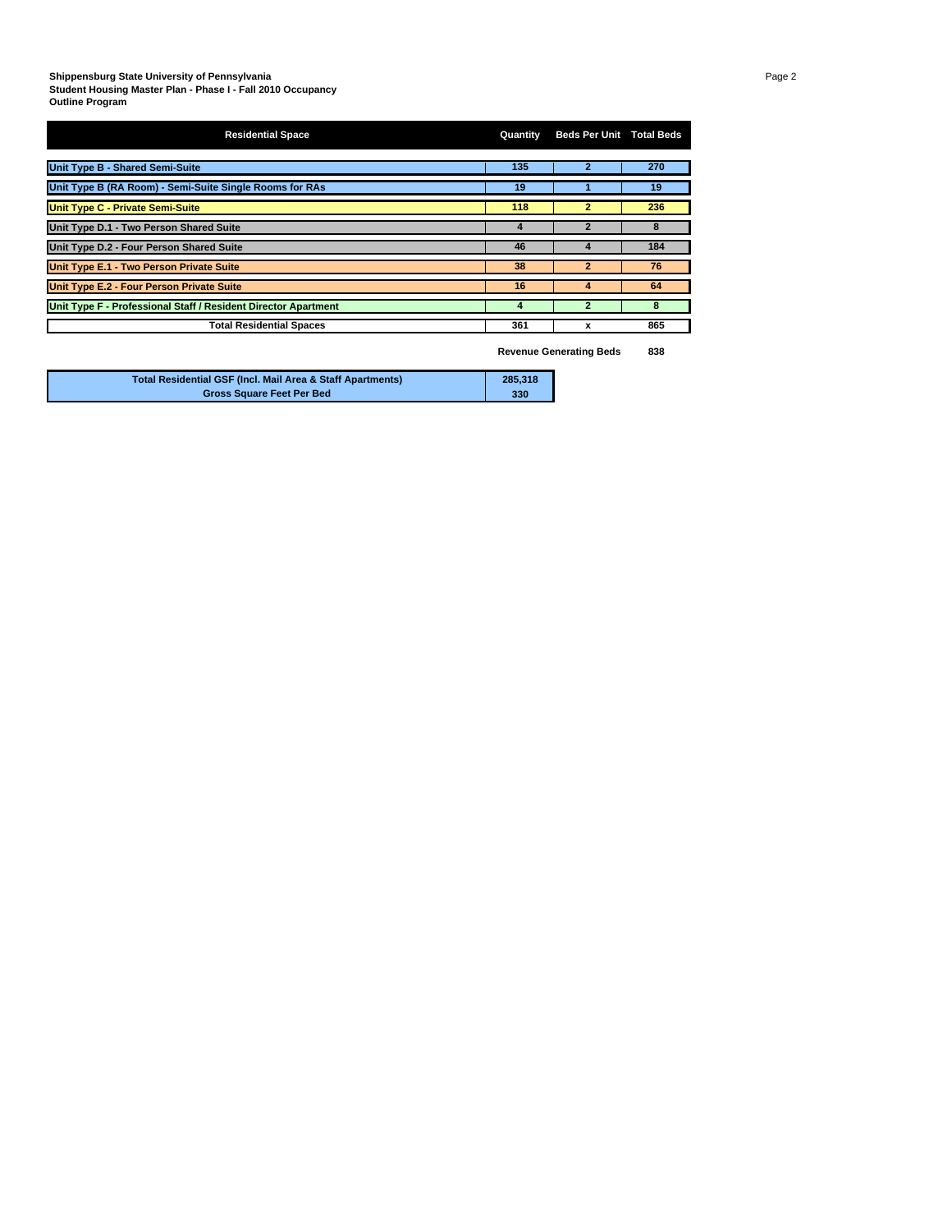**Shippensburg State University of Pennsylvania**
**Student Housing Master Plan - Phase I - Fall 2010 Occupancy**
**Outline Program**

| Residential Space | Quantity | Beds Per Unit | Total Beds |
|---|---|---|---|
| Unit Type B - Shared Semi-Suite | 135 | 2 | 270 |
| Unit Type B (RA Room) - Semi-Suite Single Rooms for RAs | 19 | 1 | 19 |
| Unit Type C - Private Semi-Suite | 118 | 2 | 236 |
| Unit Type D.1 - Two Person Shared Suite | 4 | 2 | 8 |
| Unit Type D.2 - Four Person Shared Suite | 46 | 4 | 184 |
| Unit Type E.1 - Two Person Private Suite | 38 | 2 | 76 |
| Unit Type E.2 - Four Person Private Suite | 16 | 4 | 64 |
| Unit Type F - Professional Staff / Resident Director Apartment | 4 | 2 | 8 |
| Total Residential Spaces | 361 | x | 865 |

**Revenue Generating Beds** **838**

| | |
|---|---|
| Total Residential GSF (Incl. Mail Area & Staff Apartments) | 285,318 |
| Gross Square Feet Per Bed | 330 |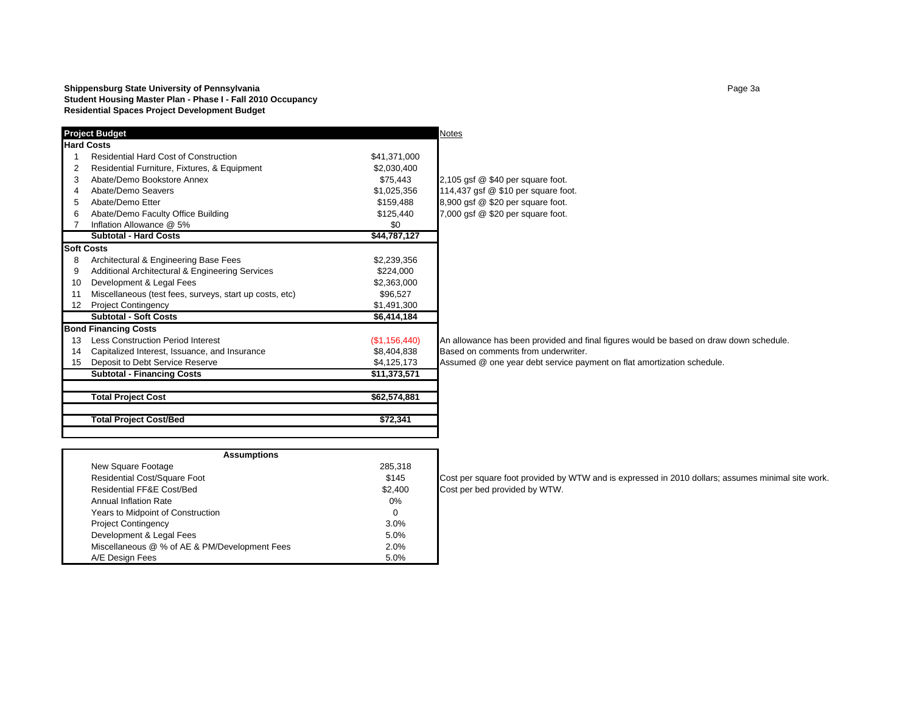**Shippensburg State University of Pennsylvania**
**Student Housing Master Plan - Phase I - Fall 2010 Occupancy**
**Residential Spaces Project Development Budget**

| | **Project Budget** | | Notes |
|---|---|---|---|
| **Hard Costs** | | | |
| 1 | Residential Hard Cost of Construction | $41,371,000 | |
| 2 | Residential Furniture, Fixtures, & Equipment | $2,030,400 | |
| 3 | Abate/Demo Bookstore Annex | $75,443 | 2,105 gsf @ $40 per square foot. |
| 4 | Abate/Demo Seavers | $1,025,356 | 114,437 gsf @ $10 per square foot. |
| 5 | Abate/Demo Etter | $159,488 | 8,900 gsf @ $20 per square foot. |
| 6 | Abate/Demo Faculty Office Building | $125,440 | 7,000 gsf @ $20 per square foot. |
| 7 | Inflation Allowance @ 5% | $0 | |
| | **Subtotal - Hard Costs** | **$44,787,127** | |
| **Soft Costs** | | | |
| 8 | Architectural & Engineering Base Fees | $2,239,356 | |
| 9 | Additional Architectural & Engineering Services | $224,000 | |
| 10 | Development & Legal Fees | $2,363,000 | |
| 11 | Miscellaneous (test fees, surveys, start up costs, etc) | $96,527 | |
| 12 | Project Contingency | $1,491,300 | |
| | **Subtotal - Soft Costs** | **$6,414,184** | |
| **Bond Financing Costs** | | | |
| 13 | Less Construction Period Interest | ($1,156,440) | An allowance has been provided and final figures would be based on draw down schedule. |
| 14 | Capitalized Interest, Issuance, and Insurance | $8,404,838 | Based on comments from underwriter. |
| 15 | Deposit to Debt Service Reserve | $4,125,173 | Assumed @ one year debt service payment on flat amortization schedule. |
| | **Subtotal - Financing Costs** | **$11,373,571** | |
| | **Total Project Cost** | **$62,574,881** | |
| | **Total Project Cost/Bed** | **$72,341** | |

| **Assumptions** | | |
|---|---|---|
| New Square Footage | 285,318 | |
| Residential Cost/Square Foot | $145 | Cost per square foot provided by WTW and is expressed in 2010 dollars; assumes minimal site work. |
| Residential FF&E Cost/Bed | $2,400 | Cost per bed provided by WTW. |
| Annual Inflation Rate | 0% | |
| Years to Midpoint of Construction | 0 | |
| Project Contingency | 3.0% | |
| Development & Legal Fees | 5.0% | |
| Miscellaneous @ % of AE & PM/Development Fees | 2.0% | |
| A/E Design Fees | 5.0% | |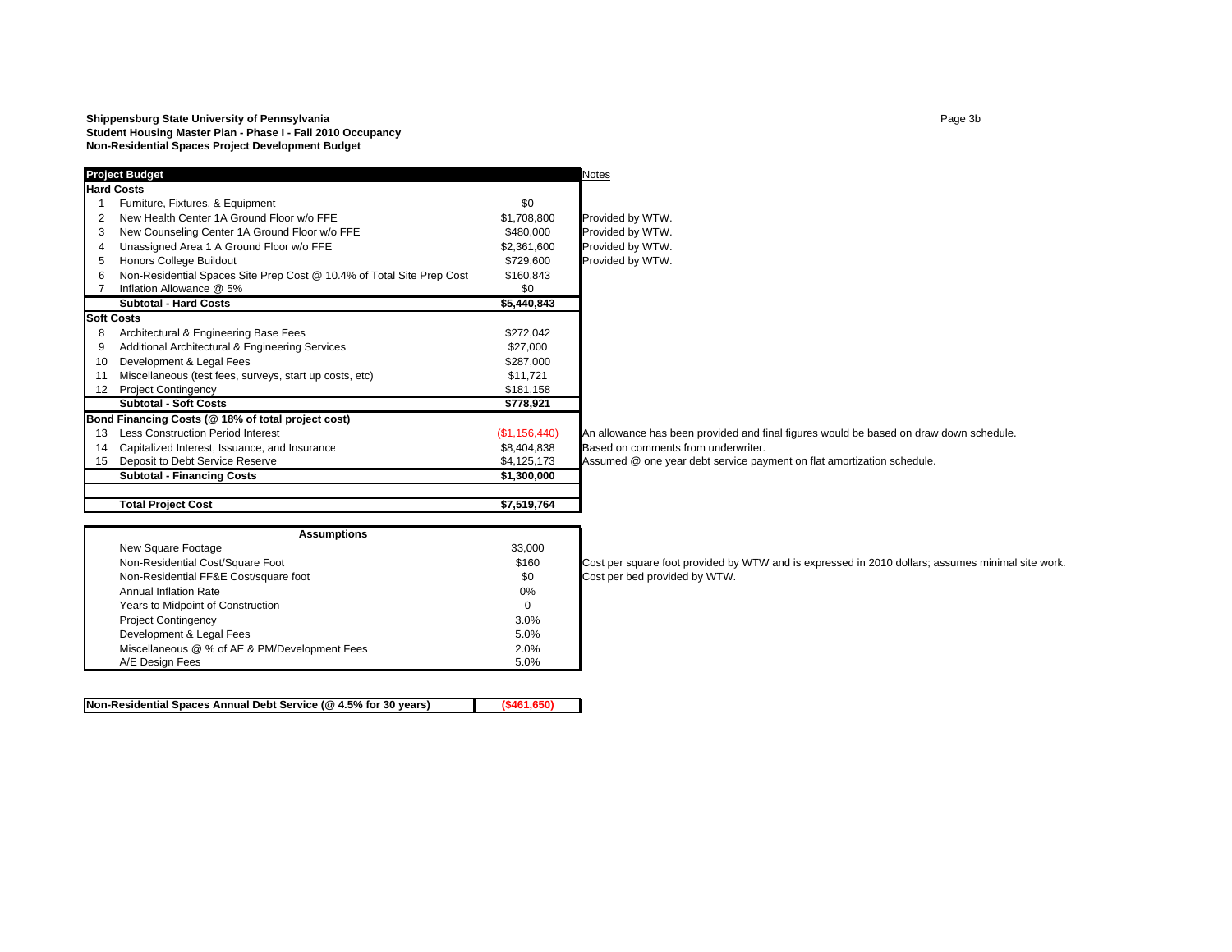**Shippensburg State University of Pennsylvania**
**Student Housing Master Plan - Phase I - Fall 2010 Occupancy**
**Non-Residential Spaces Project Development Budget**

| # | Project Budget | | Notes |
|---|---|---|---|
| | **Hard Costs** | | |
| 1 | Furniture, Fixtures, & Equipment | $0 | |
| 2 | New Health Center 1A Ground Floor w/o FFE | $1,708,800 | Provided by WTW. |
| 3 | New Counseling Center 1A Ground Floor w/o FFE | $480,000 | Provided by WTW. |
| 4 | Unassigned Area 1 A Ground Floor w/o FFE | $2,361,600 | Provided by WTW. |
| 5 | Honors College Buildout | $729,600 | Provided by WTW. |
| 6 | Non-Residential Spaces Site Prep Cost @ 10.4% of Total Site Prep Cost | $160,843 | |
| 7 | Inflation Allowance @ 5% | $0 | |
| | **Subtotal - Hard Costs** | **$5,440,843** | |
| | **Soft Costs** | | |
| 8 | Architectural & Engineering Base Fees | $272,042 | |
| 9 | Additional Architectural & Engineering Services | $27,000 | |
| 10 | Development & Legal Fees | $287,000 | |
| 11 | Miscellaneous (test fees, surveys, start up costs, etc) | $11,721 | |
| 12 | Project Contingency | $181,158 | |
| | **Subtotal - Soft Costs** | **$778,921** | |
| | **Bond Financing Costs (@ 18% of total project cost)** | | |
| 13 | Less Construction Period Interest | ($1,156,440) | An allowance has been provided and final figures would be based on draw down schedule. |
| 14 | Capitalized Interest, Issuance, and Insurance | $8,404,838 | Based on comments from underwriter. |
| 15 | Deposit to Debt Service Reserve | $4,125,173 | Assumed @ one year debt service payment on flat amortization schedule. |
| | **Subtotal - Financing Costs** | **$1,300,000** | |
| | **Total Project Cost** | **$7,519,764** | |

| Assumptions | | |
|---|---|---|
| New Square Footage | 33,000 | |
| Non-Residential Cost/Square Foot | $160 | Cost per square foot provided by WTW and is expressed in 2010 dollars; assumes minimal site work. |
| Non-Residential FF&E Cost/square foot | $0 | Cost per bed provided by WTW. |
| Annual Inflation Rate | 0% | |
| Years to Midpoint of Construction | 0 | |
| Project Contingency | 3.0% | |
| Development & Legal Fees | 5.0% | |
| Miscellaneous @ % of AE & PM/Development Fees | 2.0% | |
| A/E Design Fees | 5.0% | |

| **Non-Residential Spaces Annual Debt Service (@ 4.5% for 30 years)** | **($461,650)** |
|---|---|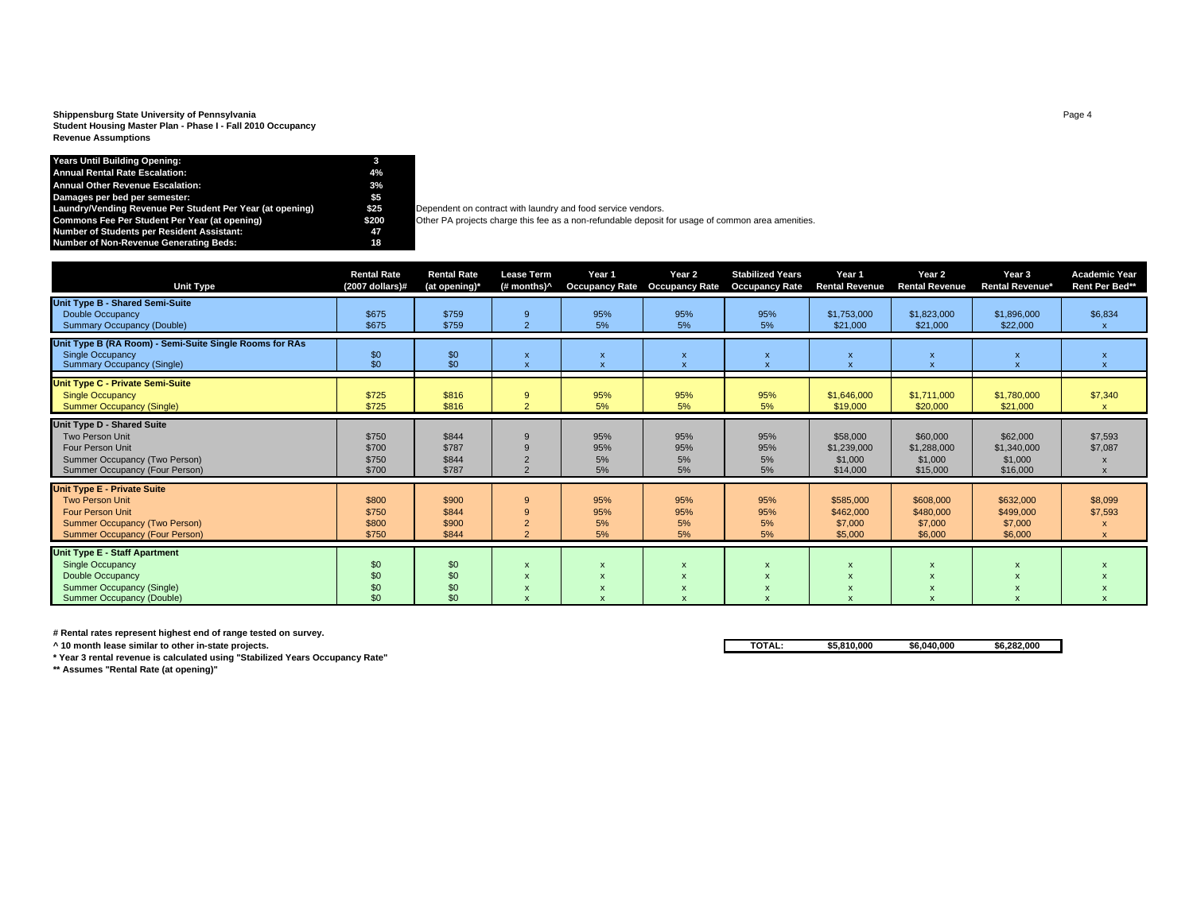**Shippensburg State University of Pennsylvania**
**Student Housing Master Plan - Phase I - Fall 2010 Occupancy**
**Revenue Assumptions**

| | | |
|---|---|---|
| **Years Until Building Opening:** | **3** | |
| **Annual Rental Rate Escalation:** | **4%** | |
| **Annual Other Revenue Escalation:** | **3%** | |
| **Damages per bed per semester:** | **$5** | |
| **Laundry/Vending Revenue Per Student Per Year (at opening)** | **$25** | Dependent on contract with laundry and food service vendors. |
| **Commons Fee Per Student Per Year (at opening)** | **$200** | Other PA projects charge this fee as a non-refundable deposit for usage of common area amenities. |
| **Number of Students per Resident Assistant:** | **47** | |
| **Number of Non-Revenue Generating Beds:** | **18** | |

| Unit Type | Rental Rate (2007 dollars)# | Rental Rate (at opening)* | Lease Term (# months)^ | Year 1 Occupancy Rate | Year 2 Occupancy Rate | Stabilized Years Occupancy Rate | Year 1 Rental Revenue | Year 2 Rental Revenue | Year 3 Rental Revenue* | Academic Year Rent Per Bed** |
|---|---|---|---|---|---|---|---|---|---|---|
| **Unit Type B - Shared Semi-Suite** | | | | | | | | | | |
| Double Occupancy | $675 | $759 | 9 | 95% | 95% | 95% | $1,753,000 | $1,823,000 | $1,896,000 | $6,834 |
| Summary Occupancy (Double) | $675 | $759 | 2 | 5% | 5% | 5% | $21,000 | $21,000 | $22,000 | x |
| **Unit Type B (RA Room) - Semi-Suite Single Rooms for RAs** | | | | | | | | | | |
| Single Occupancy | $0 | $0 | x | x | x | x | x | x | x | x |
| Summary Occupancy (Single) | $0 | $0 | x | x | x | x | x | x | x | x |
| **Unit Type C - Private Semi-Suite** | | | | | | | | | | |
| Single Occupancy | $725 | $816 | 9 | 95% | 95% | 95% | $1,646,000 | $1,711,000 | $1,780,000 | $7,340 |
| Summer Occupancy (Single) | $725 | $816 | 2 | 5% | 5% | 5% | $19,000 | $20,000 | $21,000 | x |
| **Unit Type D - Shared Suite** | | | | | | | | | | |
| Two Person Unit | $750 | $844 | 9 | 95% | 95% | 95% | $58,000 | $60,000 | $62,000 | $7,593 |
| Four Person Unit | $700 | $787 | 9 | 95% | 95% | 95% | $1,239,000 | $1,288,000 | $1,340,000 | $7,087 |
| Summer Occupancy (Two Person) | $750 | $844 | 2 | 5% | 5% | 5% | $1,000 | $1,000 | $1,000 | x |
| Summer Occupancy (Four Person) | $700 | $787 | 2 | 5% | 5% | 5% | $14,000 | $15,000 | $16,000 | x |
| **Unit Type E - Private Suite** | | | | | | | | | | |
| Two Person Unit | $800 | $900 | 9 | 95% | 95% | 95% | $585,000 | $608,000 | $632,000 | $8,099 |
| Four Person Unit | $750 | $844 | 9 | 95% | 95% | 95% | $462,000 | $480,000 | $499,000 | $7,593 |
| Summer Occupancy (Two Person) | $800 | $900 | 2 | 5% | 5% | 5% | $7,000 | $7,000 | $7,000 | x |
| Summer Occupancy (Four Person) | $750 | $844 | 2 | 5% | 5% | 5% | $5,000 | $6,000 | $6,000 | x |
| **Unit Type E - Staff Apartment** | | | | | | | | | | |
| Single Occupancy | $0 | $0 | x | x | x | x | x | x | x | x |
| Double Occupancy | $0 | $0 | x | x | x | x | x | x | x | x |
| Summer Occupancy (Single) | $0 | $0 | x | x | x | x | x | x | x | x |
| Summer Occupancy (Double) | $0 | $0 | x | x | x | x | x | x | x | x |
| | | | | | | **TOTAL:** | **$5,810,000** | **$6,040,000** | **$6,282,000** | |

**# Rental rates represent highest end of range tested on survey.**

**^ 10 month lease similar to other in-state projects.**

**\* Year 3 rental revenue is calculated using "Stabilized Years Occupancy Rate"**

**\*\* Assumes "Rental Rate (at opening)"**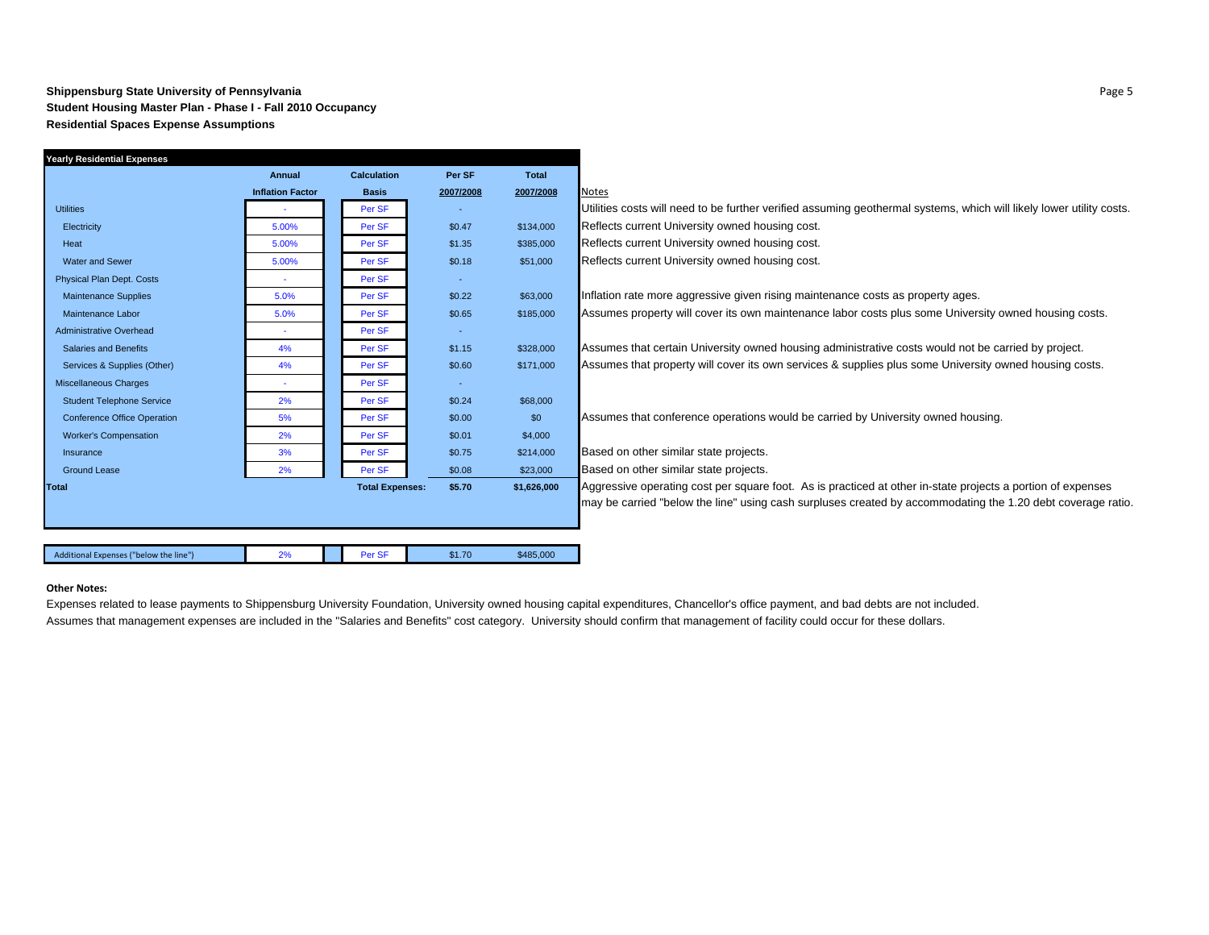**Shippensburg State University of Pennsylvania**
**Student Housing Master Plan - Phase I - Fall 2010 Occupancy**
**Residential Spaces Expense Assumptions**

| Yearly Residential Expenses | Annual Inflation Factor | Calculation Basis | Per SF 2007/2008 | Total 2007/2008 | Notes |
|---|---|---|---|---|---|
| Utilities | - | Per SF | - | | Utilities costs will need to be further verified assuming geothermal systems, which will likely lower utility costs. |
| Electricity | 5.00% | Per SF | $0.47 | $134,000 | Reflects current University owned housing cost. |
| Heat | 5.00% | Per SF | $1.35 | $385,000 | Reflects current University owned housing cost. |
| Water and Sewer | 5.00% | Per SF | $0.18 | $51,000 | Reflects current University owned housing cost. |
| Physical Plan Dept. Costs | - | Per SF | - | | |
| Maintenance Supplies | 5.0% | Per SF | $0.22 | $63,000 | Inflation rate more aggressive given rising maintenance costs as property ages. |
| Maintenance Labor | 5.0% | Per SF | $0.65 | $185,000 | Assumes property will cover its own maintenance labor costs plus some University owned housing costs. |
| Administrative Overhead | - | Per SF | - | | |
| Salaries and Benefits | 4% | Per SF | $1.15 | $328,000 | Assumes that certain University owned housing administrative costs would not be carried by project. |
| Services & Supplies (Other) | 4% | Per SF | $0.60 | $171,000 | Assumes that property will cover its own services & supplies plus some University owned housing costs. |
| Miscellaneous Charges | - | Per SF | - | | |
| Student Telephone Service | 2% | Per SF | $0.24 | $68,000 | |
| Conference Office Operation | 5% | Per SF | $0.00 | $0 | Assumes that conference operations would be carried by University owned housing. |
| Worker's Compensation | 2% | Per SF | $0.01 | $4,000 | |
| Insurance | 3% | Per SF | $0.75 | $214,000 | Based on other similar state projects. |
| Ground Lease | 2% | Per SF | $0.08 | $23,000 | Based on other similar state projects. |
| **Total** | | **Total Expenses:** | **$5.70** | **$1,626,000** | Aggressive operating cost per square foot. As is practiced at other in-state projects a portion of expenses may be carried "below the line" using cash surpluses created by accommodating the 1.20 debt coverage ratio. |
| Additional Expenses ("below the line") | 2% | Per SF | $1.70 | $485,000 | |

**Other Notes:**

Expenses related to lease payments to Shippensburg University Foundation, University owned housing capital expenditures, Chancellor's office payment, and bad debts are not included.

Assumes that management expenses are included in the "Salaries and Benefits" cost category. University should confirm that management of facility could occur for these dollars.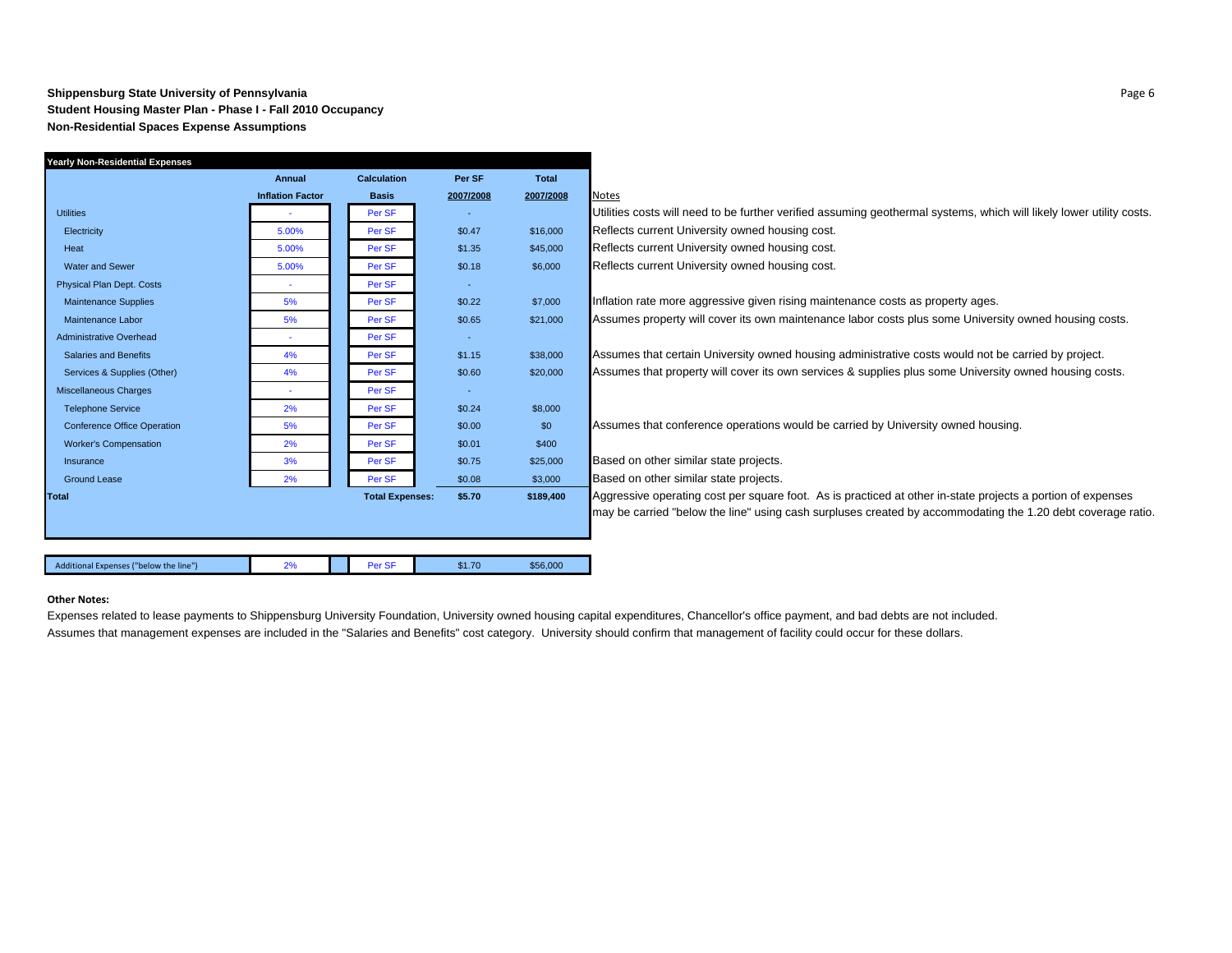**Shippensburg State University of Pennsylvania**
**Student Housing Master Plan - Phase I - Fall 2010 Occupancy**
**Non-Residential Spaces Expense Assumptions**

| Yearly Non-Residential Expenses | Annual Inflation Factor | Calculation Basis | Per SF 2007/2008 | Total 2007/2008 | Notes |
|---|---|---|---|---|---|
| Utilities | - | Per SF | - | | Utilities costs will need to be further verified assuming geothermal systems, which will likely lower utility costs. |
| Electricity | 5.00% | Per SF | $0.47 | $16,000 | Reflects current University owned housing cost. |
| Heat | 5.00% | Per SF | $1.35 | $45,000 | Reflects current University owned housing cost. |
| Water and Sewer | 5.00% | Per SF | $0.18 | $6,000 | Reflects current University owned housing cost. |
| Physical Plan Dept. Costs | - | Per SF | - | | |
| Maintenance Supplies | 5% | Per SF | $0.22 | $7,000 | Inflation rate more aggressive given rising maintenance costs as property ages. |
| Maintenance Labor | 5% | Per SF | $0.65 | $21,000 | Assumes property will cover its own maintenance labor costs plus some University owned housing costs. |
| Administrative Overhead | - | Per SF | - | | |
| Salaries and Benefits | 4% | Per SF | $1.15 | $38,000 | Assumes that certain University owned housing administrative costs would not be carried by project. |
| Services & Supplies (Other) | 4% | Per SF | $0.60 | $20,000 | Assumes that property will cover its own services & supplies plus some University owned housing costs. |
| Miscellaneous Charges | - | Per SF | - | | |
| Telephone Service | 2% | Per SF | $0.24 | $8,000 | |
| Conference Office Operation | 5% | Per SF | $0.00 | $0 | Assumes that conference operations would be carried by University owned housing. |
| Worker's Compensation | 2% | Per SF | $0.01 | $400 | |
| Insurance | 3% | Per SF | $0.75 | $25,000 | Based on other similar state projects. |
| Ground Lease | 2% | Per SF | $0.08 | $3,000 | Based on other similar state projects. |
| **Total** | | **Total Expenses:** | **$5.70** | **$189,400** | Aggressive operating cost per square foot. As is practiced at other in-state projects a portion of expenses may be carried "below the line" using cash surpluses created by accommodating the 1.20 debt coverage ratio. |
| Additional Expenses ("below the line") | 2% | Per SF | $1.70 | $56,000 | |

**Other Notes:**

Expenses related to lease payments to Shippensburg University Foundation, University owned housing capital expenditures, Chancellor's office payment, and bad debts are not included.

Assumes that management expenses are included in the "Salaries and Benefits" cost category. University should confirm that management of facility could occur for these dollars.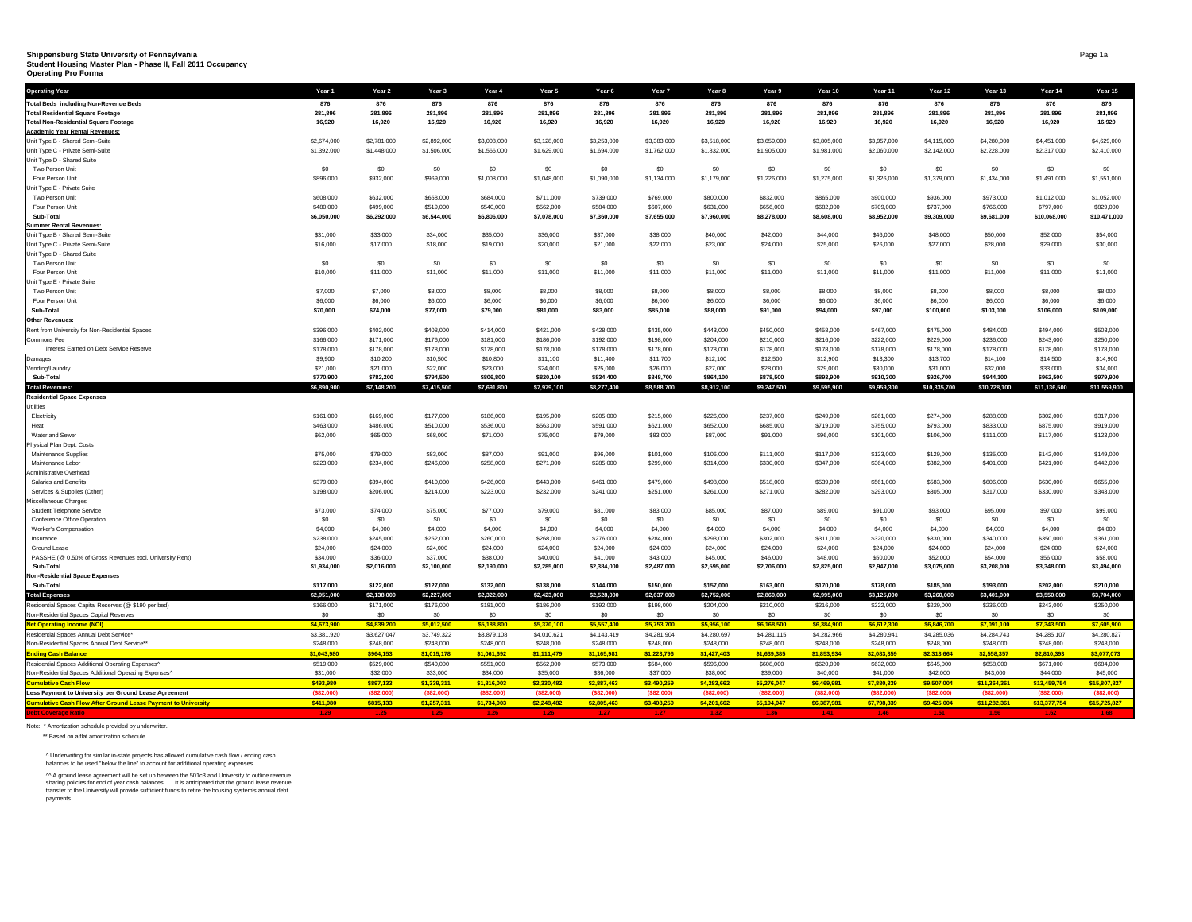**Shippensburg State University of Pennsylvania**
**Student Housing Master Plan - Phase II, Fall 2011 Occupancy**
**Operating Pro Forma**

| Operating Year | Year 1 | Year 2 | Year 3 | Year 4 | Year 5 | Year 6 | Year 7 | Year 8 | Year 9 | Year 10 | Year 11 | Year 12 | Year 13 | Year 14 | Year 15 |
|---|---|---|---|---|---|---|---|---|---|---|---|---|---|---|---|
| **Total Beds including Non-Revenue Beds** | 876 | 876 | 876 | 876 | 876 | 876 | 876 | 876 | 876 | 876 | 876 | 876 | 876 | 876 | 876 |
| **Total Residential Square Footage** | 281,896 | 281,896 | 281,896 | 281,896 | 281,896 | 281,896 | 281,896 | 281,896 | 281,896 | 281,896 | 281,896 | 281,896 | 281,896 | 281,896 | 281,896 |
| **Total Non-Residential Square Footage** | 16,920 | 16,920 | 16,920 | 16,920 | 16,920 | 16,920 | 16,920 | 16,920 | 16,920 | 16,920 | 16,920 | 16,920 | 16,920 | 16,920 | 16,920 |
| **Academic Year Rental Revenues:** | | | | | | | | | | | | | | | |
| Unit Type B - Shared Semi-Suite | $2,674,000 | $2,781,000 | $2,892,000 | $3,008,000 | $3,128,000 | $3,253,000 | $3,383,000 | $3,518,000 | $3,659,000 | $3,805,000 | $3,957,000 | $4,115,000 | $4,280,000 | $4,451,000 | $4,629,000 |
| Unit Type C - Private Semi-Suite | $1,392,000 | $1,448,000 | $1,506,000 | $1,566,000 | $1,629,000 | $1,694,000 | $1,762,000 | $1,832,000 | $1,905,000 | $1,981,000 | $2,060,000 | $2,142,000 | $2,228,000 | $2,317,000 | $2,410,000 |
| Unit Type D - Shared Suite | | | | | | | | | | | | | | | |
| Two Person Unit | $0 | $0 | $0 | $0 | $0 | $0 | $0 | $0 | $0 | $0 | $0 | $0 | $0 | $0 | $0 |
| Four Person Unit | $896,000 | $932,000 | $969,000 | $1,008,000 | $1,048,000 | $1,090,000 | $1,134,000 | $1,179,000 | $1,226,000 | $1,275,000 | $1,326,000 | $1,379,000 | $1,434,000 | $1,491,000 | $1,551,000 |
| Unit Type E - Private Suite | | | | | | | | | | | | | | | |
| Two Person Unit | $608,000 | $632,000 | $658,000 | $684,000 | $711,000 | $739,000 | $769,000 | $800,000 | $832,000 | $865,000 | $900,000 | $936,000 | $973,000 | $1,012,000 | $1,052,000 |
| Four Person Unit | $480,000 | $499,000 | $519,000 | $540,000 | $562,000 | $584,000 | $607,000 | $631,000 | $656,000 | $682,000 | $709,000 | $737,000 | $766,000 | $797,000 | $829,000 |
| **Sub-Total** | **$6,050,000** | **$6,292,000** | **$6,544,000** | **$6,806,000** | **$7,078,000** | **$7,360,000** | **$7,655,000** | **$7,960,000** | **$8,278,000** | **$8,608,000** | **$8,952,000** | **$9,309,000** | **$9,681,000** | **$10,068,000** | **$10,471,000** |
| **Summer Rental Revenues:** | | | | | | | | | | | | | | | |
| Unit Type B - Shared Semi-Suite | $31,000 | $33,000 | $34,000 | $35,000 | $36,000 | $37,000 | $38,000 | $40,000 | $42,000 | $44,000 | $46,000 | $48,000 | $50,000 | $52,000 | $54,000 |
| Unit Type C - Private Semi-Suite | $16,000 | $17,000 | $18,000 | $19,000 | $20,000 | $21,000 | $22,000 | $23,000 | $24,000 | $25,000 | $26,000 | $27,000 | $28,000 | $29,000 | $30,000 |
| Unit Type D - Shared Suite | | | | | | | | | | | | | | | |
| Two Person Unit | $0 | $0 | $0 | $0 | $0 | $0 | $0 | $0 | $0 | $0 | $0 | $0 | $0 | $0 | $0 |
| Four Person Unit | $10,000 | $11,000 | $11,000 | $11,000 | $11,000 | $11,000 | $11,000 | $11,000 | $11,000 | $11,000 | $11,000 | $11,000 | $11,000 | $11,000 | $11,000 |
| Unit Type E - Private Suite | | | | | | | | | | | | | | | |
| Two Person Unit | $7,000 | $7,000 | $8,000 | $8,000 | $8,000 | $8,000 | $8,000 | $8,000 | $8,000 | $8,000 | $8,000 | $8,000 | $8,000 | $8,000 | $8,000 |
| Four Person Unit | $6,000 | $6,000 | $6,000 | $6,000 | $6,000 | $6,000 | $6,000 | $6,000 | $6,000 | $6,000 | $6,000 | $6,000 | $6,000 | $6,000 | $6,000 |
| **Sub-Total** | **$70,000** | **$74,000** | **$77,000** | **$79,000** | **$81,000** | **$83,000** | **$85,000** | **$88,000** | **$91,000** | **$94,000** | **$97,000** | **$100,000** | **$103,000** | **$106,000** | **$109,000** |
| **Other Revenues:** | | | | | | | | | | | | | | | |
| Rent from University for Non-Residential Spaces | $396,000 | $402,000 | $408,000 | $414,000 | $421,000 | $428,000 | $435,000 | $443,000 | $450,000 | $458,000 | $467,000 | $475,000 | $484,000 | $494,000 | $503,000 |
| Commons Fee | $166,000 | $171,000 | $176,000 | $181,000 | $186,000 | $192,000 | $198,000 | $204,000 | $210,000 | $216,000 | $222,000 | $229,000 | $236,000 | $243,000 | $250,000 |
| Interest Earned on Debt Service Reserve | $178,000 | $178,000 | $178,000 | $178,000 | $178,000 | $178,000 | $178,000 | $178,000 | $178,000 | $178,000 | $178,000 | $178,000 | $178,000 | $178,000 | $178,000 |
| Damages | $9,900 | $10,200 | $10,500 | $10,800 | $11,100 | $11,400 | $11,700 | $12,100 | $12,500 | $12,900 | $13,300 | $13,700 | $14,100 | $14,500 | $14,900 |
| Vending/Laundry | $21,000 | $21,000 | $22,000 | $23,000 | $24,000 | $25,000 | $26,000 | $27,000 | $28,000 | $29,000 | $30,000 | $31,000 | $32,000 | $33,000 | $34,000 |
| **Sub-Total** | **$770,900** | **$782,200** | **$794,500** | **$806,800** | **$820,100** | **$834,400** | **$848,700** | **$864,100** | **$878,500** | **$893,900** | **$910,300** | **$926,700** | **$944,100** | **$962,500** | **$979,900** |
| **Total Revenues:** | **$6,890,900** | **$7,148,200** | **$7,415,500** | **$7,691,800** | **$7,979,100** | **$8,277,400** | **$8,588,700** | **$8,912,100** | **$9,247,500** | **$9,595,900** | **$9,959,300** | **$10,335,700** | **$10,728,100** | **$11,136,500** | **$11,559,900** |
| **Residential Space Expenses** | | | | | | | | | | | | | | | |
| Utilities | | | | | | | | | | | | | | | |
| Electricity | $161,000 | $169,000 | $177,000 | $186,000 | $195,000 | $205,000 | $215,000 | $226,000 | $237,000 | $249,000 | $261,000 | $274,000 | $288,000 | $302,000 | $317,000 |
| Heat | $463,000 | $486,000 | $510,000 | $536,000 | $563,000 | $591,000 | $621,000 | $652,000 | $685,000 | $719,000 | $755,000 | $793,000 | $833,000 | $875,000 | $919,000 |
| Water and Sewer | $62,000 | $65,000 | $68,000 | $71,000 | $75,000 | $79,000 | $83,000 | $87,000 | $91,000 | $96,000 | $101,000 | $106,000 | $111,000 | $117,000 | $123,000 |
| Physical Plan Dept. Costs | | | | | | | | | | | | | | | |
| Maintenance Supplies | $75,000 | $79,000 | $83,000 | $87,000 | $91,000 | $96,000 | $101,000 | $106,000 | $111,000 | $117,000 | $123,000 | $129,000 | $135,000 | $142,000 | $149,000 |
| Maintenance Labor | $223,000 | $234,000 | $246,000 | $258,000 | $271,000 | $285,000 | $299,000 | $314,000 | $330,000 | $347,000 | $364,000 | $382,000 | $401,000 | $421,000 | $442,000 |
| Administrative Overhead | | | | | | | | | | | | | | | |
| Salaries and Benefits | $379,000 | $394,000 | $410,000 | $426,000 | $443,000 | $461,000 | $479,000 | $498,000 | $518,000 | $539,000 | $561,000 | $583,000 | $606,000 | $630,000 | $655,000 |
| Services & Supplies (Other) | $198,000 | $206,000 | $214,000 | $223,000 | $232,000 | $241,000 | $251,000 | $261,000 | $271,000 | $282,000 | $293,000 | $305,000 | $317,000 | $330,000 | $343,000 |
| Miscellaneous Charges | | | | | | | | | | | | | | | |
| Student Telephone Service | $73,000 | $74,000 | $75,000 | $77,000 | $79,000 | $81,000 | $83,000 | $85,000 | $87,000 | $89,000 | $91,000 | $93,000 | $95,000 | $97,000 | $99,000 |
| Conference Office Operation | $0 | $0 | $0 | $0 | $0 | $0 | $0 | $0 | $0 | $0 | $0 | $0 | $0 | $0 | $0 |
| Worker's Compensation | $4,000 | $4,000 | $4,000 | $4,000 | $4,000 | $4,000 | $4,000 | $4,000 | $4,000 | $4,000 | $4,000 | $4,000 | $4,000 | $4,000 | $4,000 |
| Insurance | $238,000 | $245,000 | $252,000 | $260,000 | $268,000 | $276,000 | $284,000 | $293,000 | $302,000 | $311,000 | $320,000 | $330,000 | $340,000 | $350,000 | $361,000 |
| Ground Lease | $24,000 | $24,000 | $24,000 | $24,000 | $24,000 | $24,000 | $24,000 | $24,000 | $24,000 | $24,000 | $24,000 | $24,000 | $24,000 | $24,000 | $24,000 |
| PASSHE (@ 0.50% of Gross Revenues excl. University Rent) | $34,000 | $36,000 | $37,000 | $38,000 | $40,000 | $41,000 | $43,000 | $45,000 | $46,000 | $48,000 | $50,000 | $52,000 | $54,000 | $56,000 | $58,000 |
| **Sub-Total** | **$1,934,000** | **$2,016,000** | **$2,100,000** | **$2,190,000** | **$2,285,000** | **$2,384,000** | **$2,487,000** | **$2,595,000** | **$2,706,000** | **$2,825,000** | **$2,947,000** | **$3,075,000** | **$3,208,000** | **$3,348,000** | **$3,494,000** |
| **Non-Residential Space Expenses** | | | | | | | | | | | | | | | |
| **Sub-Total** | **$117,000** | **$122,000** | **$127,000** | **$132,000** | **$138,000** | **$144,000** | **$150,000** | **$157,000** | **$163,000** | **$170,000** | **$178,000** | **$185,000** | **$193,000** | **$202,000** | **$210,000** |
| **Total Expenses** | **$2,051,000** | **$2,138,000** | **$2,227,000** | **$2,322,000** | **$2,423,000** | **$2,528,000** | **$2,637,000** | **$2,752,000** | **$2,869,000** | **$2,995,000** | **$3,125,000** | **$3,260,000** | **$3,401,000** | **$3,550,000** | **$3,704,000** |
| Residential Spaces Capital Reserves (@ $190 per bed) | $166,000 | $171,000 | $176,000 | $181,000 | $186,000 | $192,000 | $198,000 | $204,000 | $210,000 | $216,000 | $222,000 | $229,000 | $236,000 | $243,000 | $250,000 |
| Non-Residential Spaces Capital Reserves | $0 | $0 | $0 | $0 | $0 | $0 | $0 | $0 | $0 | $0 | $0 | $0 | $0 | $0 | $0 |
| **Net Operating Income (NOI)** | **$4,673,900** | **$4,839,200** | **$5,012,500** | **$5,188,800** | **$5,370,100** | **$5,557,400** | **$5,753,700** | **$5,956,100** | **$6,168,500** | **$6,384,900** | **$6,612,300** | **$6,846,700** | **$7,091,100** | **$7,343,500** | **$7,605,900** |
| Residential Spaces Annual Debt Service* | $3,381,920 | $3,627,047 | $3,749,322 | $3,879,108 | $4,010,621 | $4,143,419 | $4,281,904 | $4,280,697 | $4,281,115 | $4,282,966 | $4,280,941 | $4,285,036 | $4,284,743 | $4,285,107 | $4,280,827 |
| Non-Residential Spaces Annual Debt Service** | $248,000 | $248,000 | $248,000 | $248,000 | $248,000 | $248,000 | $248,000 | $248,000 | $248,000 | $248,000 | $248,000 | $248,000 | $248,000 | $248,000 | $248,000 |
| **Ending Cash Balance** | **$1,043,980** | **$964,153** | **$1,015,178** | **$1,061,692** | **$1,111,479** | **$1,165,981** | **$1,223,796** | **$1,427,403** | **$1,639,385** | **$1,853,934** | **$2,083,359** | **$2,313,664** | **$2,558,357** | **$2,810,393** | **$3,077,073** |
| Residential Spaces Additional Operating Expenses^ | $519,000 | $529,000 | $540,000 | $551,000 | $562,000 | $573,000 | $584,000 | $596,000 | $608,000 | $620,000 | $632,000 | $645,000 | $658,000 | $671,000 | $684,000 |
| Non-Residential Spaces Additional Operating Expenses^ | $31,000 | $32,000 | $33,000 | $34,000 | $35,000 | $36,000 | $37,000 | $38,000 | $39,000 | $40,000 | $41,000 | $42,000 | $43,000 | $44,000 | $45,000 |
| **Cumulative Cash Flow** | **$493,980** | **$897,133** | **$1,339,311** | **$1,816,003** | **$2,330,482** | **$2,887,463** | **$3,490,259** | **$4,283,662** | **$5,276,047** | **$6,469,981** | **$7,880,339** | **$9,507,004** | **$11,364,361** | **$13,459,754** | **$15,807,827** |
| **Less Payment to University per Ground Lease Agreement** | **($82,000)** | **($82,000)** | **($82,000)** | **($82,000)** | **($82,000)** | **($82,000)** | **($82,000)** | **($82,000)** | **($82,000)** | **($82,000)** | **($82,000)** | **($82,000)** | **($82,000)** | **($82,000)** | **($82,000)** |
| **Cumulative Cash Flow After Ground Lease Payment to University** | **$411,980** | **$815,133** | **$1,257,311** | **$1,734,003** | **$2,248,482** | **$2,805,463** | **$3,408,259** | **$4,201,662** | **$5,194,047** | **$6,387,981** | **$7,798,339** | **$9,425,004** | **$11,282,361** | **$13,377,754** | **$15,725,827** |
| **Debt Coverage Ratio** | **1.29** | **1.25** | **1.25** | **1.26** | **1.26** | **1.27** | **1.27** | **1.32** | **1.36** | **1.41** | **1.46** | **1.51** | **1.56** | **1.62** | **1.68** |

Note: * Amortization schedule provided by underwriter.

** Based on a flat amortization schedule.

^ Underwriting for similar in-state projects has allowed cumulative cash flow / ending cash balances to be used "below the line" to account for additional operating expenses.

^^ A ground lease agreement will be set up between the 501c3 and University to outline revenue sharing policies for end of year cash balances. It is anticipated that the ground lease revenue transfer to the University will provide sufficient funds to retire the housing system's annual debt payments.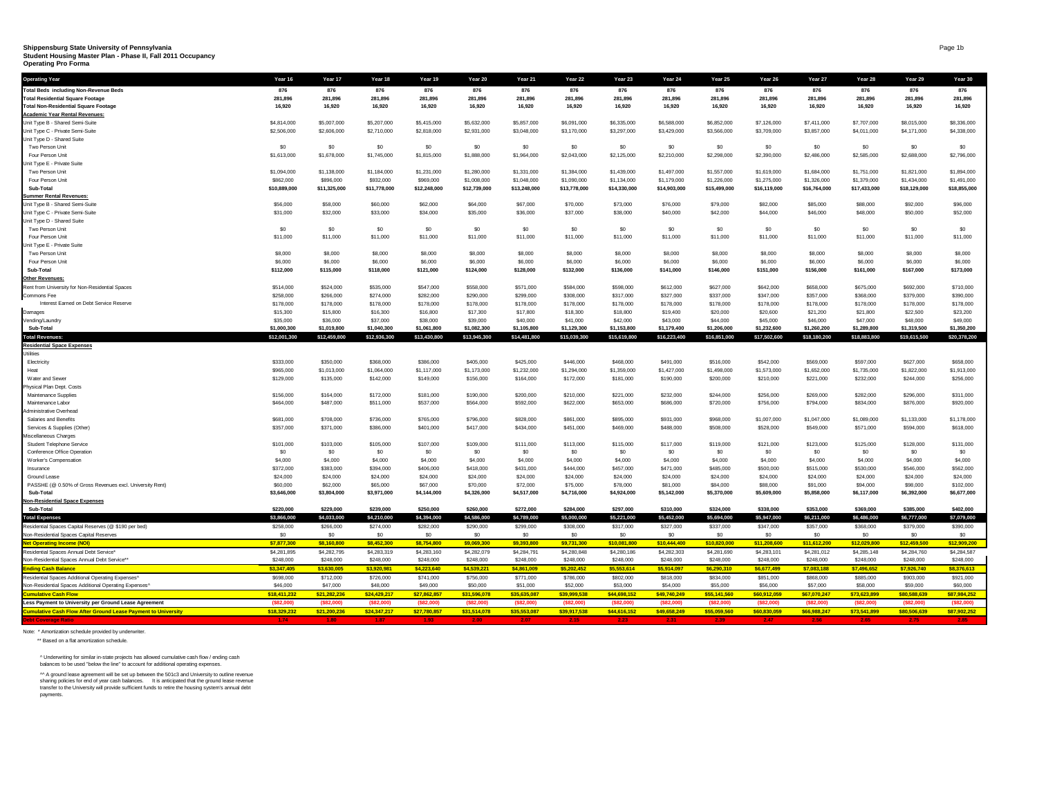**Shippensburg State University of Pennsylvania**
**Student Housing Master Plan - Phase II, Fall 2011 Occupancy**
**Operating Pro Forma**

| Operating Year | Year 16 | Year 17 | Year 18 | Year 19 | Year 20 | Year 21 | Year 22 | Year 23 | Year 24 | Year 25 | Year 26 | Year 27 | Year 28 | Year 29 | Year 30 |
|---|---|---|---|---|---|---|---|---|---|---|---|---|---|---|---|
| **Total Beds including Non-Revenue Beds** | 876 | 876 | 876 | 876 | 876 | 876 | 876 | 876 | 876 | 876 | 876 | 876 | 876 | 876 | 876 |
| **Total Residential Square Footage** | 281,896 | 281,896 | 281,896 | 281,896 | 281,896 | 281,896 | 281,896 | 281,896 | 281,896 | 281,896 | 281,896 | 281,896 | 281,896 | 281,896 | 281,896 |
| **Total Non-Residential Square Footage** | 16,920 | 16,920 | 16,920 | 16,920 | 16,920 | 16,920 | 16,920 | 16,920 | 16,920 | 16,920 | 16,920 | 16,920 | 16,920 | 16,920 | 16,920 |
| **Academic Year Rental Revenues:** | | | | | | | | | | | | | | | |
| Unit Type B - Shared Semi-Suite | $4,814,000 | $5,007,000 | $5,207,000 | $5,415,000 | $5,632,000 | $5,857,000 | $6,091,000 | $6,335,000 | $6,588,000 | $6,852,000 | $7,126,000 | $7,411,000 | $7,707,000 | $8,015,000 | $8,336,000 |
| Unit Type C - Private Semi-Suite | $2,506,000 | $2,606,000 | $2,710,000 | $2,818,000 | $2,931,000 | $3,048,000 | $3,170,000 | $3,297,000 | $3,429,000 | $3,566,000 | $3,709,000 | $3,857,000 | $4,011,000 | $4,171,000 | $4,338,000 |
| Unit Type D - Shared Suite | | | | | | | | | | | | | | | |
| Two Person Unit | $0 | $0 | $0 | $0 | $0 | $0 | $0 | $0 | $0 | $0 | $0 | $0 | $0 | $0 | $0 |
| Four Person Unit | $1,613,000 | $1,678,000 | $1,745,000 | $1,815,000 | $1,888,000 | $1,964,000 | $2,043,000 | $2,125,000 | $2,210,000 | $2,298,000 | $2,390,000 | $2,486,000 | $2,585,000 | $2,688,000 | $2,796,000 |
| Unit Type E - Private Suite | | | | | | | | | | | | | | | |
| Two Person Unit | $1,094,000 | $1,138,000 | $1,184,000 | $1,231,000 | $1,280,000 | $1,331,000 | $1,384,000 | $1,439,000 | $1,497,000 | $1,557,000 | $1,619,000 | $1,684,000 | $1,751,000 | $1,821,000 | $1,894,000 |
| Four Person Unit | $862,000 | $896,000 | $932,000 | $969,000 | $1,008,000 | $1,048,000 | $1,090,000 | $1,134,000 | $1,179,000 | $1,226,000 | $1,275,000 | $1,326,000 | $1,379,000 | $1,434,000 | $1,491,000 |
| **Sub-Total** | **$10,889,000** | **$11,325,000** | **$11,778,000** | **$12,248,000** | **$12,739,000** | **$13,248,000** | **$13,778,000** | **$14,330,000** | **$14,903,000** | **$15,499,000** | **$16,119,000** | **$16,764,000** | **$17,433,000** | **$18,129,000** | **$18,855,000** |
| **Summer Rental Revenues:** | | | | | | | | | | | | | | | |
| Unit Type B - Shared Semi-Suite | $56,000 | $58,000 | $60,000 | $62,000 | $64,000 | $67,000 | $70,000 | $73,000 | $76,000 | $79,000 | $82,000 | $85,000 | $88,000 | $92,000 | $96,000 |
| Unit Type C - Private Semi-Suite | $31,000 | $32,000 | $33,000 | $34,000 | $35,000 | $36,000 | $37,000 | $38,000 | $40,000 | $42,000 | $44,000 | $46,000 | $48,000 | $50,000 | $52,000 |
| Unit Type D - Shared Suite | | | | | | | | | | | | | | | |
| Two Person Unit | $0 | $0 | $0 | $0 | $0 | $0 | $0 | $0 | $0 | $0 | $0 | $0 | $0 | $0 | $0 |
| Four Person Unit | $11,000 | $11,000 | $11,000 | $11,000 | $11,000 | $11,000 | $11,000 | $11,000 | $11,000 | $11,000 | $11,000 | $11,000 | $11,000 | $11,000 | $11,000 |
| Unit Type E - Private Suite | | | | | | | | | | | | | | | |
| Two Person Unit | $8,000 | $8,000 | $8,000 | $8,000 | $8,000 | $8,000 | $8,000 | $8,000 | $8,000 | $8,000 | $8,000 | $8,000 | $8,000 | $8,000 | $8,000 |
| Four Person Unit | $6,000 | $6,000 | $6,000 | $6,000 | $6,000 | $6,000 | $6,000 | $6,000 | $6,000 | $6,000 | $6,000 | $6,000 | $6,000 | $6,000 | $6,000 |
| **Sub-Total** | **$112,000** | **$115,000** | **$118,000** | **$121,000** | **$124,000** | **$128,000** | **$132,000** | **$136,000** | **$141,000** | **$146,000** | **$151,000** | **$156,000** | **$161,000** | **$167,000** | **$173,000** |
| **Other Revenues:** | | | | | | | | | | | | | | | |
| Rent from University for Non-Residential Spaces | $514,000 | $524,000 | $535,000 | $547,000 | $558,000 | $571,000 | $584,000 | $598,000 | $612,000 | $627,000 | $642,000 | $658,000 | $675,000 | $692,000 | $710,000 |
| Commons Fee | $258,000 | $266,000 | $274,000 | $282,000 | $290,000 | $299,000 | $308,000 | $317,000 | $327,000 | $337,000 | $347,000 | $357,000 | $368,000 | $379,000 | $390,000 |
| Interest Earned on Debt Service Reserve | $178,000 | $178,000 | $178,000 | $178,000 | $178,000 | $178,000 | $178,000 | $178,000 | $178,000 | $178,000 | $178,000 | $178,000 | $178,000 | $178,000 | $178,000 |
| Damages | $15,300 | $15,800 | $16,300 | $16,800 | $17,300 | $17,800 | $18,300 | $18,800 | $19,400 | $20,000 | $20,600 | $21,200 | $21,800 | $22,500 | $23,200 |
| Vending/Laundry | $35,000 | $36,000 | $37,000 | $38,000 | $39,000 | $40,000 | $41,000 | $42,000 | $43,000 | $44,000 | $45,000 | $46,000 | $47,000 | $48,000 | $49,000 |
| **Sub-Total** | **$1,000,300** | **$1,019,800** | **$1,040,300** | **$1,061,800** | **$1,082,300** | **$1,105,800** | **$1,129,300** | **$1,153,800** | **$1,179,400** | **$1,206,000** | **$1,232,600** | **$1,260,200** | **$1,289,800** | **$1,319,500** | **$1,350,200** |
| **Total Revenues:** | **$12,001,300** | **$12,459,800** | **$12,936,300** | **$13,430,800** | **$13,945,300** | **$14,481,800** | **$15,039,300** | **$15,619,800** | **$16,223,400** | **$16,851,000** | **$17,502,600** | **$18,180,200** | **$18,883,800** | **$19,615,500** | **$20,378,200** |
| **Residential Space Expenses** | | | | | | | | | | | | | | | |
| Utilities | | | | | | | | | | | | | | | |
| Electricity | $333,000 | $350,000 | $368,000 | $386,000 | $405,000 | $425,000 | $446,000 | $468,000 | $491,000 | $516,000 | $542,000 | $569,000 | $597,000 | $627,000 | $658,000 |
| Heat | $965,000 | $1,013,000 | $1,064,000 | $1,117,000 | $1,173,000 | $1,232,000 | $1,294,000 | $1,359,000 | $1,427,000 | $1,498,000 | $1,573,000 | $1,652,000 | $1,735,000 | $1,822,000 | $1,913,000 |
| Water and Sewer | $129,000 | $135,000 | $142,000 | $149,000 | $156,000 | $164,000 | $172,000 | $181,000 | $190,000 | $200,000 | $210,000 | $221,000 | $232,000 | $244,000 | $256,000 |
| Physical Plan Dept. Costs | | | | | | | | | | | | | | | |
| Maintenance Supplies | $156,000 | $164,000 | $172,000 | $181,000 | $190,000 | $200,000 | $210,000 | $221,000 | $232,000 | $244,000 | $256,000 | $269,000 | $282,000 | $296,000 | $311,000 |
| Maintenance Labor | $464,000 | $487,000 | $511,000 | $537,000 | $564,000 | $592,000 | $622,000 | $653,000 | $686,000 | $720,000 | $756,000 | $794,000 | $834,000 | $876,000 | $920,000 |
| Administrative Overhead | | | | | | | | | | | | | | | |
| Salaries and Benefits | $681,000 | $708,000 | $736,000 | $765,000 | $796,000 | $828,000 | $861,000 | $895,000 | $931,000 | $968,000 | $1,007,000 | $1,047,000 | $1,089,000 | $1,133,000 | $1,178,000 |
| Services & Supplies (Other) | $357,000 | $371,000 | $386,000 | $401,000 | $417,000 | $434,000 | $451,000 | $469,000 | $488,000 | $508,000 | $528,000 | $549,000 | $571,000 | $594,000 | $618,000 |
| Miscellaneous Charges | | | | | | | | | | | | | | | |
| Student Telephone Service | $101,000 | $103,000 | $105,000 | $107,000 | $109,000 | $111,000 | $113,000 | $115,000 | $117,000 | $119,000 | $121,000 | $123,000 | $125,000 | $128,000 | $131,000 |
| Conference Office Operation | $0 | $0 | $0 | $0 | $0 | $0 | $0 | $0 | $0 | $0 | $0 | $0 | $0 | $0 | $0 |
| Worker's Compensation | $4,000 | $4,000 | $4,000 | $4,000 | $4,000 | $4,000 | $4,000 | $4,000 | $4,000 | $4,000 | $4,000 | $4,000 | $4,000 | $4,000 | $4,000 |
| Insurance | $372,000 | $383,000 | $394,000 | $406,000 | $418,000 | $431,000 | $444,000 | $457,000 | $471,000 | $485,000 | $500,000 | $515,000 | $530,000 | $546,000 | $562,000 |
| Ground Lease | $24,000 | $24,000 | $24,000 | $24,000 | $24,000 | $24,000 | $24,000 | $24,000 | $24,000 | $24,000 | $24,000 | $24,000 | $24,000 | $24,000 | $24,000 |
| PASSHE (@ 0.50% of Gross Revenues excl. University Rent) | $60,000 | $62,000 | $65,000 | $67,000 | $70,000 | $72,000 | $75,000 | $78,000 | $81,000 | $84,000 | $88,000 | $91,000 | $94,000 | $98,000 | $102,000 |
| **Sub-Total** | **$3,646,000** | **$3,804,000** | **$3,971,000** | **$4,144,000** | **$4,326,000** | **$4,517,000** | **$4,716,000** | **$4,924,000** | **$5,142,000** | **$5,370,000** | **$5,609,000** | **$5,858,000** | **$6,117,000** | **$6,392,000** | **$6,677,000** |
| **Non-Residential Space Expenses** | | | | | | | | | | | | | | | |
| **Sub-Total** | **$220,000** | **$229,000** | **$239,000** | **$250,000** | **$260,000** | **$272,000** | **$284,000** | **$297,000** | **$310,000** | **$324,000** | **$338,000** | **$353,000** | **$369,000** | **$385,000** | **$402,000** |
| **Total Expenses** | **$3,866,000** | **$4,033,000** | **$4,210,000** | **$4,394,000** | **$4,586,000** | **$4,789,000** | **$5,000,000** | **$5,221,000** | **$5,452,000** | **$5,694,000** | **$5,947,000** | **$6,211,000** | **$6,486,000** | **$6,777,000** | **$7,079,000** |
| Residential Spaces Capital Reserves (@ $190 per bed) | $258,000 | $266,000 | $274,000 | $282,000 | $290,000 | $299,000 | $308,000 | $317,000 | $327,000 | $337,000 | $347,000 | $357,000 | $368,000 | $379,000 | $390,000 |
| Non-Residential Spaces Capital Reserves | $0 | $0 | $0 | $0 | $0 | $0 | $0 | $0 | $0 | $0 | $0 | $0 | $0 | $0 | $0 |
| **Net Operating Income (NOI)** | **$7,877,300** | **$8,160,800** | **$8,452,300** | **$8,754,800** | **$9,069,300** | **$9,393,800** | **$9,731,300** | **$10,081,800** | **$10,444,400** | **$10,820,000** | **$11,208,600** | **$11,612,200** | **$12,029,800** | **$12,459,500** | **$12,909,200** |
| Residential Spaces Annual Debt Service* | $4,281,895 | $4,282,795 | $4,283,319 | $4,283,160 | $4,282,079 | $4,284,791 | $4,280,848 | $4,280,186 | $4,282,303 | $4,281,690 | $4,283,101 | $4,281,012 | $4,285,148 | $4,284,760 | $4,284,587 |
| Non-Residential Spaces Annual Debt Service** | $248,000 | $248,000 | $248,000 | $248,000 | $248,000 | $248,000 | $248,000 | $248,000 | $248,000 | $248,000 | $248,000 | $248,000 | $248,000 | $248,000 | $248,000 |
| **Ending Cash Balance** | **$3,347,405** | **$3,630,005** | **$3,920,981** | **$4,223,640** | **$4,539,221** | **$4,861,009** | **$5,202,452** | **$5,553,614** | **$5,914,097** | **$6,290,310** | **$6,677,499** | **$7,083,188** | **$7,496,652** | **$7,926,740** | **$8,376,613** |
| Residential Spaces Additional Operating Expenses^ | $698,000 | $712,000 | $726,000 | $741,000 | $756,000 | $771,000 | $786,000 | $802,000 | $818,000 | $834,000 | $851,000 | $868,000 | $885,000 | $903,000 | $921,000 |
| Non-Residential Spaces Additional Operating Expenses^ | $46,000 | $47,000 | $48,000 | $49,000 | $50,000 | $51,000 | $52,000 | $53,000 | $54,000 | $55,000 | $56,000 | $57,000 | $58,000 | $59,000 | $60,000 |
| **Cumulative Cash Flow** | **$18,411,232** | **$21,282,236** | **$24,429,217** | **$27,862,857** | **$31,596,078** | **$35,635,087** | **$39,999,538** | **$44,698,152** | **$49,740,249** | **$55,141,560** | **$60,912,059** | **$67,070,247** | **$73,623,899** | **$80,588,639** | **$87,984,252** |
| **Less Payment to University per Ground Lease Agreement** | **($82,000)** | **($82,000)** | **($82,000)** | **($82,000)** | **($82,000)** | **($82,000)** | **($82,000)** | **($82,000)** | **($82,000)** | **($82,000)** | **($82,000)** | **($82,000)** | **($82,000)** | **($82,000)** | **($82,000)** |
| **Cumulative Cash Flow After Ground Lease Payment to University** | **$18,329,232** | **$21,200,236** | **$24,347,217** | **$27,780,857** | **$31,514,078** | **$35,553,087** | **$39,917,538** | **$44,616,152** | **$49,658,249** | **$55,059,560** | **$60,830,059** | **$66,988,247** | **$73,541,899** | **$80,506,639** | **$87,902,252** |
| **Debt Coverage Ratio** | **1.74** | **1.80** | **1.87** | **1.93** | **2.00** | **2.07** | **2.15** | **2.23** | **2.31** | **2.39** | **2.47** | **2.56** | **2.65** | **2.75** | **2.85** |

Note: * Amortization schedule provided by underwriter.

** Based on a flat amortization schedule.

^ Underwriting for similar in-state projects has allowed cumulative cash flow / ending cash balances to be used "below the line" to account for additional operating expenses.

^^ A ground lease agreement will be set up between the 501c3 and University to outline revenue sharing policies for end of year cash balances. It is anticipated that the ground lease revenue transfer to the University will provide sufficient funds to retire the housing system's annual debt payments.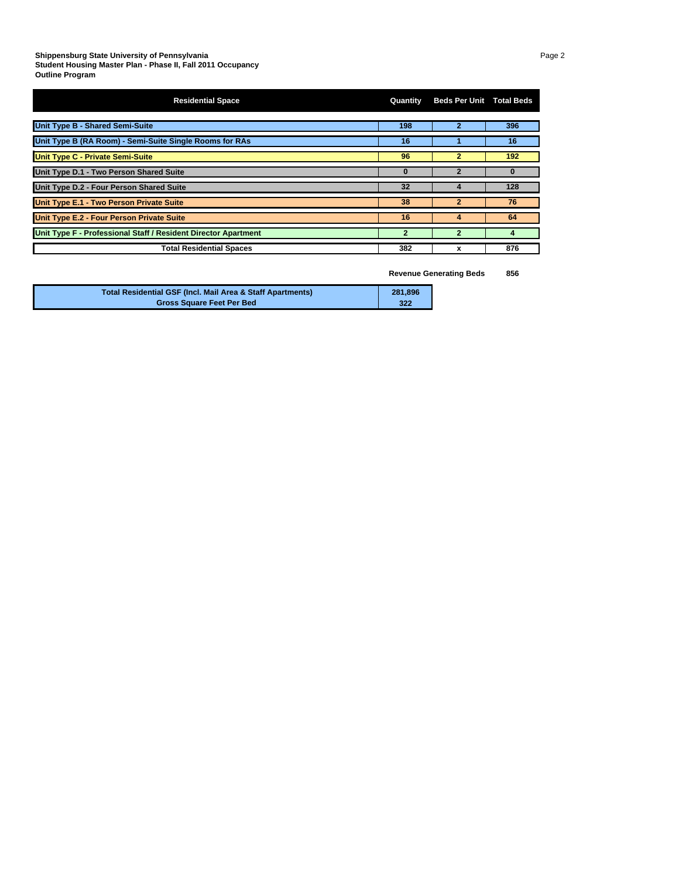**Shippensburg State University of Pennsylvania**
**Student Housing Master Plan - Phase II, Fall 2011 Occupancy**
**Outline Program**

| Residential Space | Quantity | Beds Per Unit | Total Beds |
|---|---|---|---|
| Unit Type B - Shared Semi-Suite | 198 | 2 | 396 |
| Unit Type B (RA Room) - Semi-Suite Single Rooms for RAs | 16 | 1 | 16 |
| Unit Type C - Private Semi-Suite | 96 | 2 | 192 |
| Unit Type D.1 - Two Person Shared Suite | 0 | 2 | 0 |
| Unit Type D.2 - Four Person Shared Suite | 32 | 4 | 128 |
| Unit Type E.1 - Two Person Private Suite | 38 | 2 | 76 |
| Unit Type E.2 - Four Person Private Suite | 16 | 4 | 64 |
| Unit Type F - Professional Staff / Resident Director Apartment | 2 | 2 | 4 |
| Total Residential Spaces | 382 | x | 876 |

**Revenue Generating Beds** **856**

| Total Residential GSF (Incl. Mail Area & Staff Apartments) | 281,896 |
|---|---|
| Gross Square Feet Per Bed | 322 |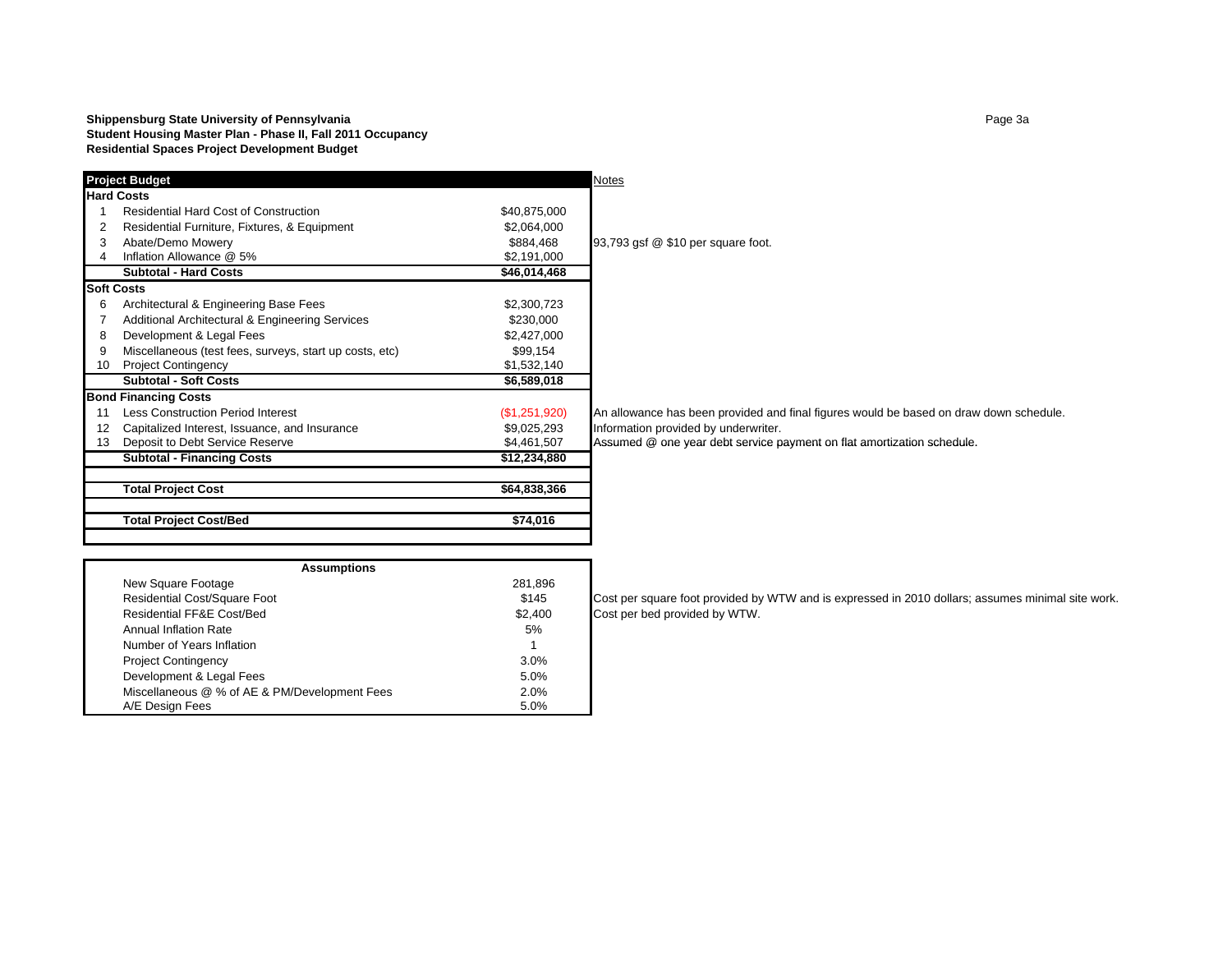**Shippensburg State University of Pennsylvania**
**Student Housing Master Plan - Phase II, Fall 2011 Occupancy**
**Residential Spaces Project Development Budget**

| | **Project Budget** | | Notes |
|---|---|---|---|
| **Hard Costs** | | | |
| 1 | Residential Hard Cost of Construction | $40,875,000 | |
| 2 | Residential Furniture, Fixtures, & Equipment | $2,064,000 | |
| 3 | Abate/Demo Mowery | $884,468 | 93,793 gsf @ $10 per square foot. |
| 4 | Inflation Allowance @ 5% | $2,191,000 | |
| | **Subtotal - Hard Costs** | **$46,014,468** | |
| **Soft Costs** | | | |
| 6 | Architectural & Engineering Base Fees | $2,300,723 | |
| 7 | Additional Architectural & Engineering Services | $230,000 | |
| 8 | Development & Legal Fees | $2,427,000 | |
| 9 | Miscellaneous (test fees, surveys, start up costs, etc) | $99,154 | |
| 10 | Project Contingency | $1,532,140 | |
| | **Subtotal - Soft Costs** | **$6,589,018** | |
| **Bond Financing Costs** | | | |
| 11 | Less Construction Period Interest | ($1,251,920) | An allowance has been provided and final figures would be based on draw down schedule. |
| 12 | Capitalized Interest, Issuance, and Insurance | $9,025,293 | Information provided by underwriter. |
| 13 | Deposit to Debt Service Reserve | $4,461,507 | Assumed @ one year debt service payment on flat amortization schedule. |
| | **Subtotal - Financing Costs** | **$12,234,880** | |
| | **Total Project Cost** | **$64,838,366** | |
| | **Total Project Cost/Bed** | **$74,016** | |

| **Assumptions** | | |
|---|---|---|
| New Square Footage | 281,896 | |
| Residential Cost/Square Foot | $145 | Cost per square foot provided by WTW and is expressed in 2010 dollars; assumes minimal site work. |
| Residential FF&E Cost/Bed | $2,400 | Cost per bed provided by WTW. |
| Annual Inflation Rate | 5% | |
| Number of Years Inflation | 1 | |
| Project Contingency | 3.0% | |
| Development & Legal Fees | 5.0% | |
| Miscellaneous @ % of AE & PM/Development Fees | 2.0% | |
| A/E Design Fees | 5.0% | |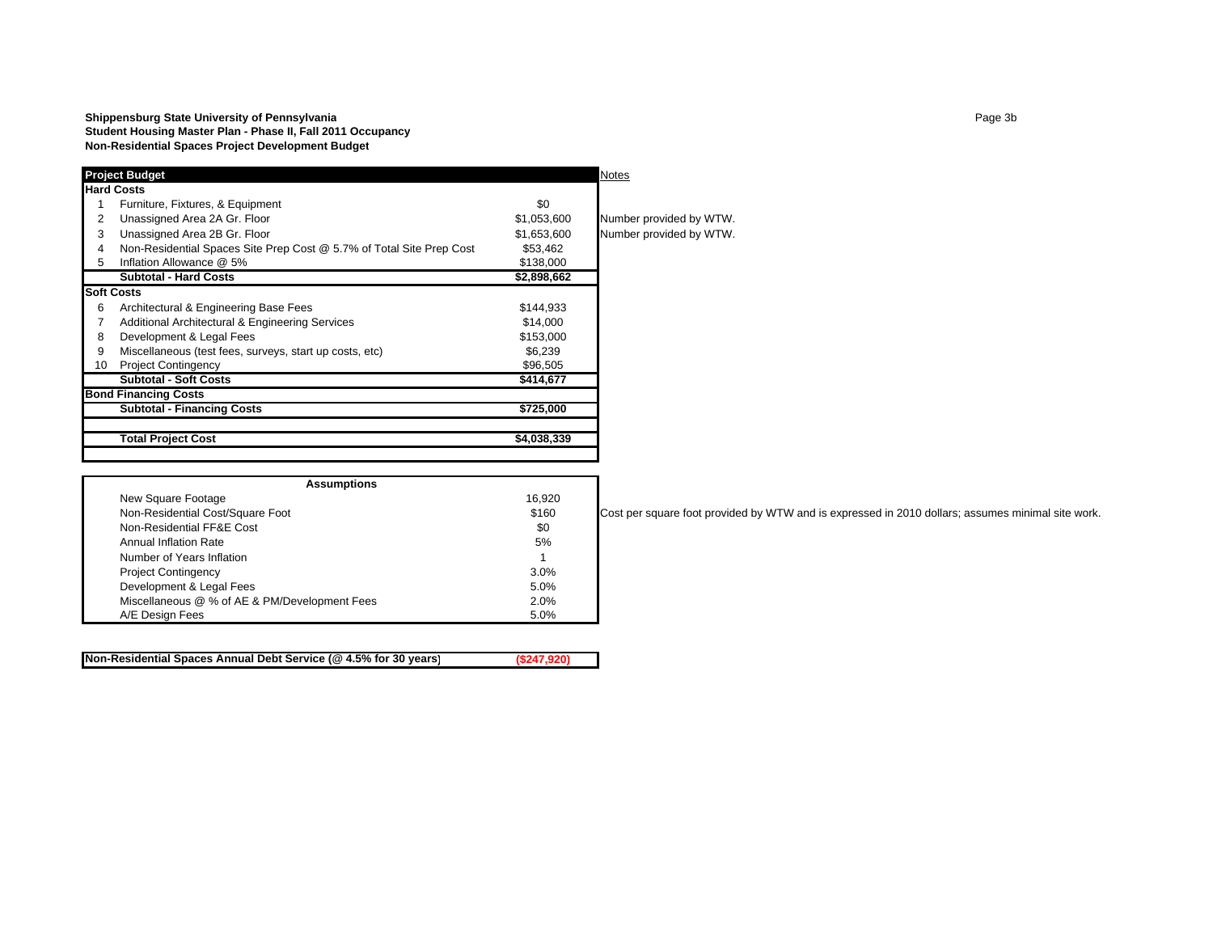**Shippensburg State University of Pennsylvania**
**Student Housing Master Plan - Phase II, Fall 2011 Occupancy**
**Non-Residential Spaces Project Development Budget**

| | **Project Budget** | | Notes |
|---|---|---|---|
| **Hard Costs** | | | |
| 1 | Furniture, Fixtures, & Equipment | $0 | |
| 2 | Unassigned Area 2A Gr. Floor | $1,053,600 | Number provided by WTW. |
| 3 | Unassigned Area 2B Gr. Floor | $1,653,600 | Number provided by WTW. |
| 4 | Non-Residential Spaces Site Prep Cost @ 5.7% of Total Site Prep Cost | $53,462 | |
| 5 | Inflation Allowance @ 5% | $138,000 | |
| | **Subtotal - Hard Costs** | **$2,898,662** | |
| **Soft Costs** | | | |
| 6 | Architectural & Engineering Base Fees | $144,933 | |
| 7 | Additional Architectural & Engineering Services | $14,000 | |
| 8 | Development & Legal Fees | $153,000 | |
| 9 | Miscellaneous (test fees, surveys, start up costs, etc) | $6,239 | |
| 10 | Project Contingency | $96,505 | |
| | **Subtotal - Soft Costs** | **$414,677** | |
| **Bond Financing Costs** | | | |
| | **Subtotal - Financing Costs** | **$725,000** | |
| | **Total Project Cost** | **$4,038,339** | |

| **Assumptions** | | |
|---|---|---|
| New Square Footage | 16,920 | |
| Non-Residential Cost/Square Foot | $160 | Cost per square foot provided by WTW and is expressed in 2010 dollars; assumes minimal site work. |
| Non-Residential FF&E Cost | $0 | |
| Annual Inflation Rate | 5% | |
| Number of Years Inflation | 1 | |
| Project Contingency | 3.0% | |
| Development & Legal Fees | 5.0% | |
| Miscellaneous @ % of AE & PM/Development Fees | 2.0% | |
| A/E Design Fees | 5.0% | |

| **Non-Residential Spaces Annual Debt Service (@ 4.5% for 30 years)** | **($247,920)** |
|---|---|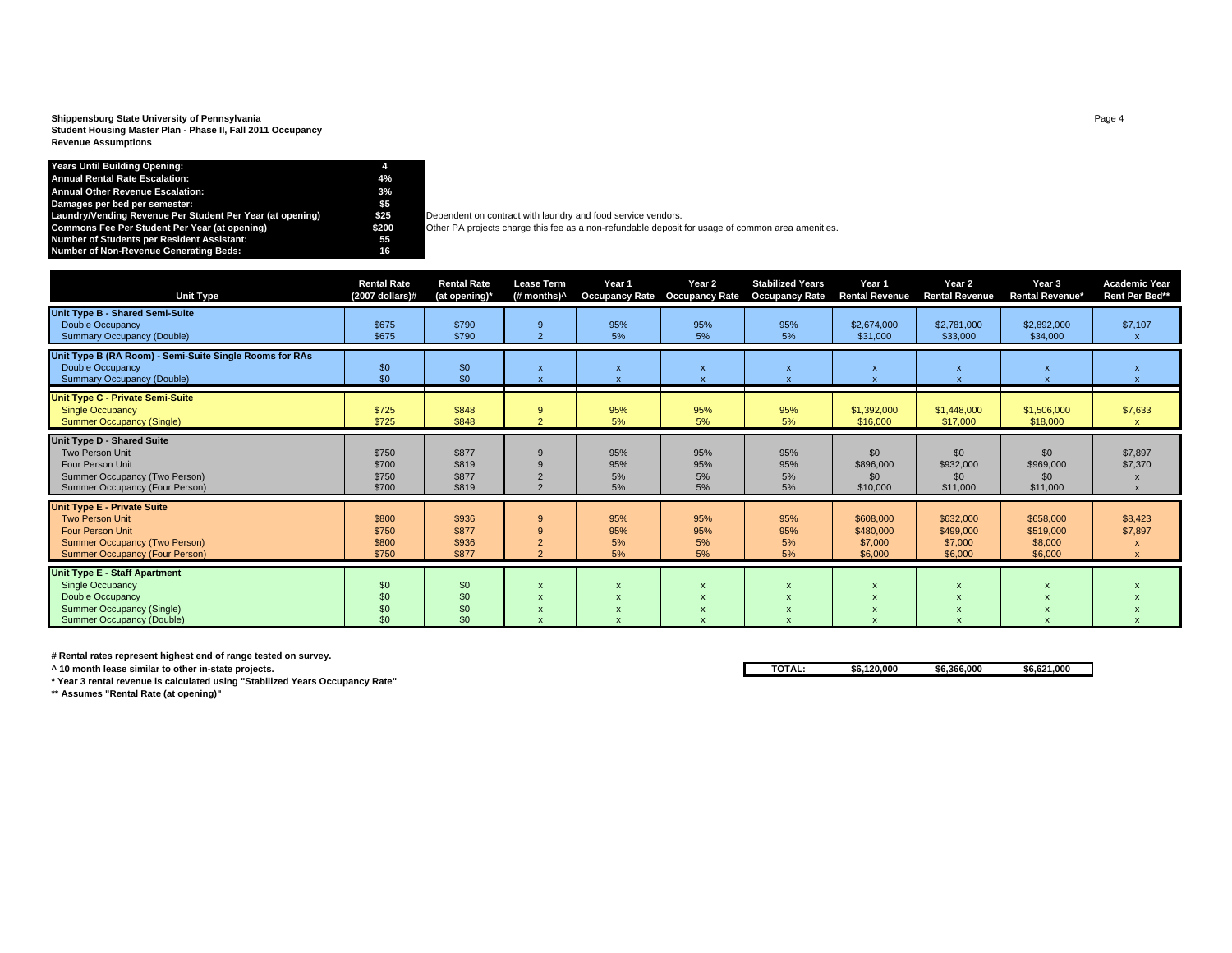**Shippensburg State University of Pennsylvania**
**Student Housing Master Plan - Phase II, Fall 2011 Occupancy**
**Revenue Assumptions**

| | | |
|---|---|---|
| **Years Until Building Opening:** | **4** | |
| **Annual Rental Rate Escalation:** | **4%** | |
| **Annual Other Revenue Escalation:** | **3%** | |
| **Damages per bed per semester:** | **$5** | |
| **Laundry/Vending Revenue Per Student Per Year (at opening)** | **$25** | Dependent on contract with laundry and food service vendors. |
| **Commons Fee Per Student Per Year (at opening)** | **$200** | Other PA projects charge this fee as a non-refundable deposit for usage of common area amenities. |
| **Number of Students per Resident Assistant:** | **55** | |
| **Number of Non-Revenue Generating Beds:** | **16** | |

| Unit Type | Rental Rate (2007 dollars)# | Rental Rate (at opening)* | Lease Term (# months)^ | Year 1 Occupancy Rate | Year 2 Occupancy Rate | Stabilized Years Occupancy Rate | Year 1 Rental Revenue | Year 2 Rental Revenue | Year 3 Rental Revenue* | Academic Year Rent Per Bed** |
|---|---|---|---|---|---|---|---|---|---|---|
| **Unit Type B - Shared Semi-Suite** | | | | | | | | | | |
| Double Occupancy | $675 | $790 | 9 | 95% | 95% | 95% | $2,674,000 | $2,781,000 | $2,892,000 | $7,107 |
| Summary Occupancy (Double) | $675 | $790 | 2 | 5% | 5% | 5% | $31,000 | $33,000 | $34,000 | x |
| **Unit Type B (RA Room) - Semi-Suite Single Rooms for RAs** | | | | | | | | | | |
| Double Occupancy | $0 | $0 | x | x | x | x | x | x | x | x |
| Summary Occupancy (Double) | $0 | $0 | x | x | x | x | x | x | x | x |
| **Unit Type C - Private Semi-Suite** | | | | | | | | | | |
| Single Occupancy | $725 | $848 | 9 | 95% | 95% | 95% | $1,392,000 | $1,448,000 | $1,506,000 | $7,633 |
| Summer Occupancy (Single) | $725 | $848 | 2 | 5% | 5% | 5% | $16,000 | $17,000 | $18,000 | x |
| **Unit Type D - Shared Suite** | | | | | | | | | | |
| Two Person Unit | $750 | $877 | 9 | 95% | 95% | 95% | $0 | $0 | $0 | $7,897 |
| Four Person Unit | $700 | $819 | 9 | 95% | 95% | 95% | $896,000 | $932,000 | $969,000 | $7,370 |
| Summer Occupancy (Two Person) | $750 | $877 | 2 | 5% | 5% | 5% | $0 | $0 | $0 | x |
| Summer Occupancy (Four Person) | $700 | $819 | 2 | 5% | 5% | 5% | $10,000 | $11,000 | $11,000 | x |
| **Unit Type E - Private Suite** | | | | | | | | | | |
| Two Person Unit | $800 | $936 | 9 | 95% | 95% | 95% | $608,000 | $632,000 | $658,000 | $8,423 |
| Four Person Unit | $750 | $877 | 9 | 95% | 95% | 95% | $480,000 | $499,000 | $519,000 | $7,897 |
| Summer Occupancy (Two Person) | $800 | $936 | 2 | 5% | 5% | 5% | $7,000 | $7,000 | $8,000 | x |
| Summer Occupancy (Four Person) | $750 | $877 | 2 | 5% | 5% | 5% | $6,000 | $6,000 | $6,000 | x |
| **Unit Type E - Staff Apartment** | | | | | | | | | | |
| Single Occupancy | $0 | $0 | x | x | x | x | x | x | x | x |
| Double Occupancy | $0 | $0 | x | x | x | x | x | x | x | x |
| Summer Occupancy (Single) | $0 | $0 | x | x | x | x | x | x | x | x |
| Summer Occupancy (Double) | $0 | $0 | x | x | x | x | x | x | x | x |
| | | | | | | **TOTAL:** | **$6,120,000** | **$6,366,000** | **$6,621,000** | |

**# Rental rates represent highest end of range tested on survey.**

**^ 10 month lease similar to other in-state projects.**

**\* Year 3 rental revenue is calculated using "Stabilized Years Occupancy Rate"**

**\*\* Assumes "Rental Rate (at opening)"**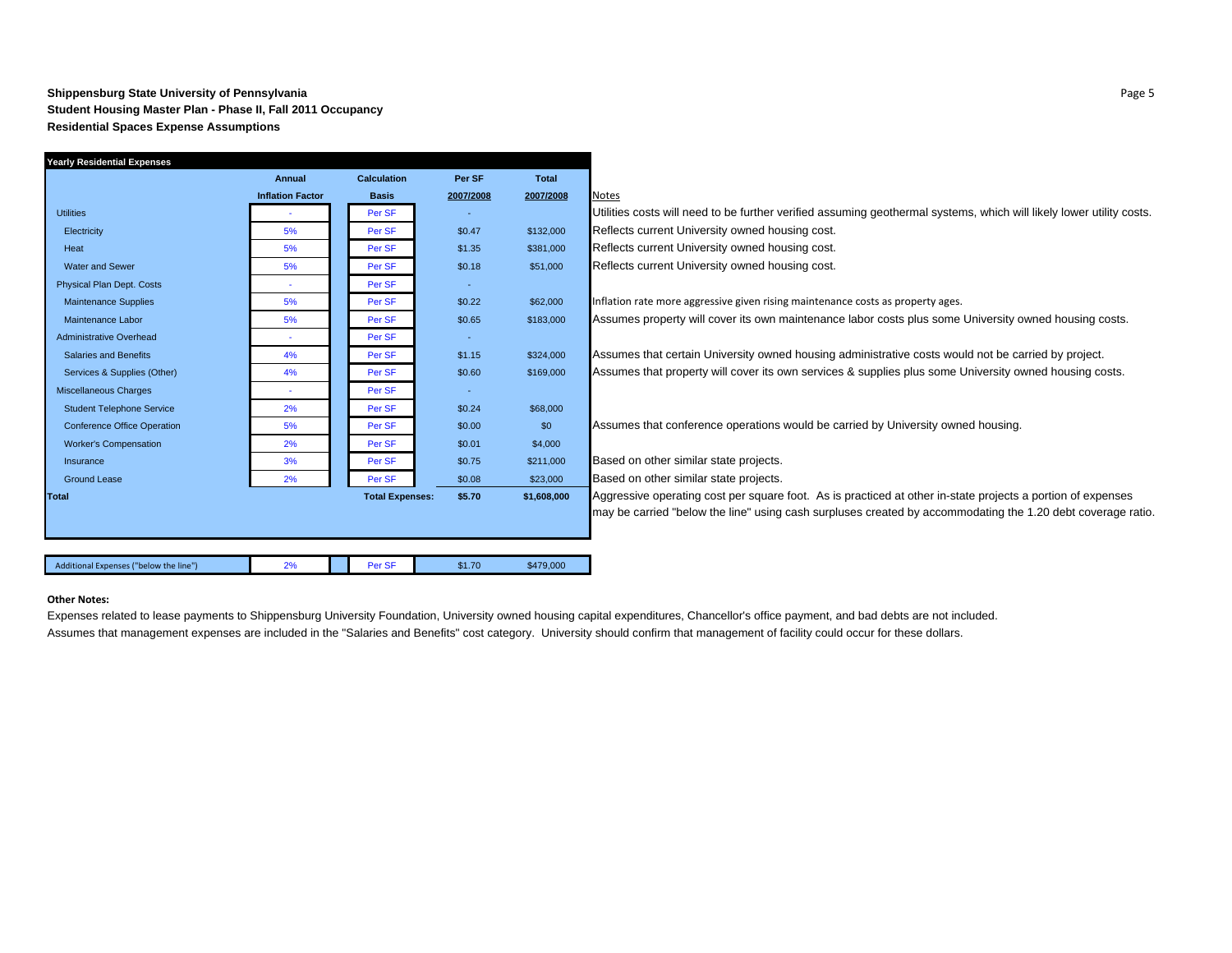**Shippensburg State University of Pennsylvania**
**Student Housing Master Plan - Phase II, Fall 2011 Occupancy**
**Residential Spaces Expense Assumptions**

| Yearly Residential Expenses | Annual Inflation Factor | Calculation Basis | Per SF 2007/2008 | Total 2007/2008 | Notes |
|---|---|---|---|---|---|
| Utilities | - | Per SF | - | | Utilities costs will need to be further verified assuming geothermal systems, which will likely lower utility costs. |
| Electricity | 5% | Per SF | $0.47 | $132,000 | Reflects current University owned housing cost. |
| Heat | 5% | Per SF | $1.35 | $381,000 | Reflects current University owned housing cost. |
| Water and Sewer | 5% | Per SF | $0.18 | $51,000 | Reflects current University owned housing cost. |
| Physical Plan Dept. Costs | - | Per SF | - | | |
| Maintenance Supplies | 5% | Per SF | $0.22 | $62,000 | Inflation rate more aggressive given rising maintenance costs as property ages. |
| Maintenance Labor | 5% | Per SF | $0.65 | $183,000 | Assumes property will cover its own maintenance labor costs plus some University owned housing costs. |
| Administrative Overhead | - | Per SF | - | | |
| Salaries and Benefits | 4% | Per SF | $1.15 | $324,000 | Assumes that certain University owned housing administrative costs would not be carried by project. |
| Services & Supplies (Other) | 4% | Per SF | $0.60 | $169,000 | Assumes that property will cover its own services & supplies plus some University owned housing costs. |
| Miscellaneous Charges | - | Per SF | - | | |
| Student Telephone Service | 2% | Per SF | $0.24 | $68,000 | |
| Conference Office Operation | 5% | Per SF | $0.00 | $0 | Assumes that conference operations would be carried by University owned housing. |
| Worker's Compensation | 2% | Per SF | $0.01 | $4,000 | |
| Insurance | 3% | Per SF | $0.75 | $211,000 | Based on other similar state projects. |
| Ground Lease | 2% | Per SF | $0.08 | $23,000 | Based on other similar state projects. |
| **Total** | | **Total Expenses:** | **$5.70** | **$1,608,000** | Aggressive operating cost per square foot. As is practiced at other in-state projects a portion of expenses may be carried "below the line" using cash surpluses created by accommodating the 1.20 debt coverage ratio. |
| Additional Expenses ("below the line") | 2% | Per SF | $1.70 | $479,000 | |

**Other Notes:**

Expenses related to lease payments to Shippensburg University Foundation, University owned housing capital expenditures, Chancellor's office payment, and bad debts are not included.

Assumes that management expenses are included in the "Salaries and Benefits" cost category. University should confirm that management of facility could occur for these dollars.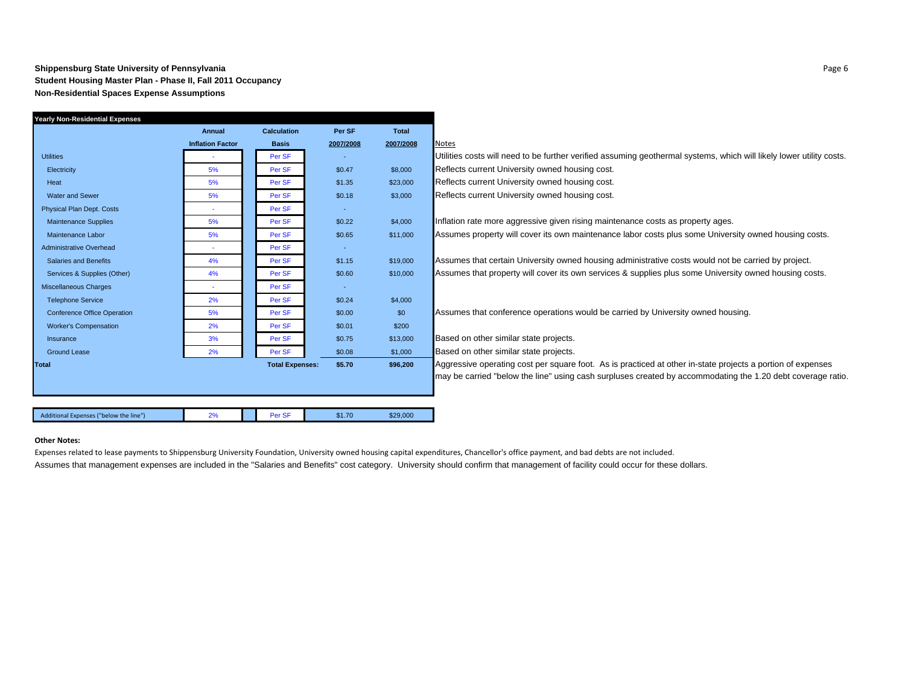**Shippensburg State University of Pennsylvania**
**Student Housing Master Plan - Phase II, Fall 2011 Occupancy**
**Non-Residential Spaces Expense Assumptions**

| Yearly Non-Residential Expenses | Annual Inflation Factor | Calculation Basis | Per SF 2007/2008 | Total 2007/2008 | Notes |
|---|---|---|---|---|---|
| Utilities | - | Per SF | - | | Utilities costs will need to be further verified assuming geothermal systems, which will likely lower utility costs. |
| Electricity | 5% | Per SF | $0.47 | $8,000 | Reflects current University owned housing cost. |
| Heat | 5% | Per SF | $1.35 | $23,000 | Reflects current University owned housing cost. |
| Water and Sewer | 5% | Per SF | $0.18 | $3,000 | Reflects current University owned housing cost. |
| Physical Plan Dept. Costs | - | Per SF | - | | |
| Maintenance Supplies | 5% | Per SF | $0.22 | $4,000 | Inflation rate more aggressive given rising maintenance costs as property ages. |
| Maintenance Labor | 5% | Per SF | $0.65 | $11,000 | Assumes property will cover its own maintenance labor costs plus some University owned housing costs. |
| Administrative Overhead | - | Per SF | - | | |
| Salaries and Benefits | 4% | Per SF | $1.15 | $19,000 | Assumes that certain University owned housing administrative costs would not be carried by project. |
| Services & Supplies (Other) | 4% | Per SF | $0.60 | $10,000 | Assumes that property will cover its own services & supplies plus some University owned housing costs. |
| Miscellaneous Charges | - | Per SF | - | | |
| Telephone Service | 2% | Per SF | $0.24 | $4,000 | |
| Conference Office Operation | 5% | Per SF | $0.00 | $0 | Assumes that conference operations would be carried by University owned housing. |
| Worker's Compensation | 2% | Per SF | $0.01 | $200 | |
| Insurance | 3% | Per SF | $0.75 | $13,000 | Based on other similar state projects. |
| Ground Lease | 2% | Per SF | $0.08 | $1,000 | Based on other similar state projects. |
| **Total** | | **Total Expenses:** | **$5.70** | **$96,200** | Aggressive operating cost per square foot. As is practiced at other in-state projects a portion of expenses may be carried "below the line" using cash surpluses created by accommodating the 1.20 debt coverage ratio. |
| Additional Expenses ("below the line") | 2% | Per SF | $1.70 | $29,000 | |

**Other Notes:**

Expenses related to lease payments to Shippensburg University Foundation, University owned housing capital expenditures, Chancellor's office payment, and bad debts are not included.

Assumes that management expenses are included in the "Salaries and Benefits" cost category. University should confirm that management of facility could occur for these dollars.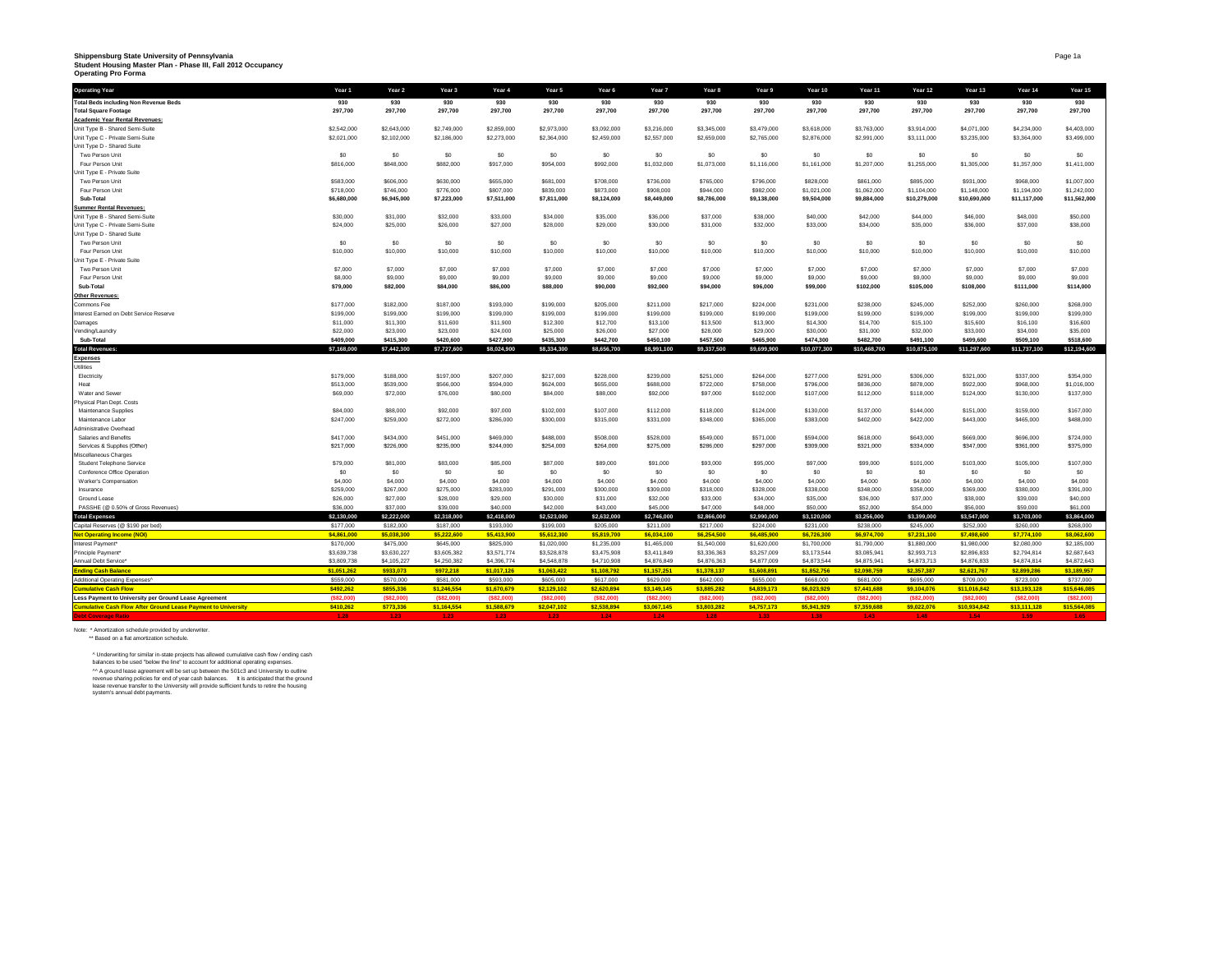**Shippensburg State University of Pennsylvania**
**Student Housing Master Plan - Phase III, Fall 2012 Occupancy**
**Operating Pro Forma**

| Operating Year | Year 1 | Year 2 | Year 3 | Year 4 | Year 5 | Year 6 | Year 7 | Year 8 | Year 9 | Year 10 | Year 11 | Year 12 | Year 13 | Year 14 | Year 15 |
|---|---|---|---|---|---|---|---|---|---|---|---|---|---|---|---|
| **Total Beds including Non Revenue Beds** | 930 | 930 | 930 | 930 | 930 | 930 | 930 | 930 | 930 | 930 | 930 | 930 | 930 | 930 | 930 |
| **Total Square Footage** | 297,700 | 297,700 | 297,700 | 297,700 | 297,700 | 297,700 | 297,700 | 297,700 | 297,700 | 297,700 | 297,700 | 297,700 | 297,700 | 297,700 | 297,700 |
| **Academic Year Rental Revenues:** | | | | | | | | | | | | | | | |
| Unit Type B - Shared Semi-Suite | $2,542,000 | $2,643,000 | $2,749,000 | $2,859,000 | $2,973,000 | $3,092,000 | $3,216,000 | $3,345,000 | $3,479,000 | $3,618,000 | $3,763,000 | $3,914,000 | $4,071,000 | $4,234,000 | $4,403,000 |
| Unit Type C - Private Semi-Suite | $2,021,000 | $2,102,000 | $2,186,000 | $2,273,000 | $2,364,000 | $2,459,000 | $2,557,000 | $2,659,000 | $2,765,000 | $2,876,000 | $2,991,000 | $3,111,000 | $3,235,000 | $3,364,000 | $3,499,000 |
| Unit Type D - Shared Suite | | | | | | | | | | | | | | | |
| Two Person Unit | $0 | $0 | $0 | $0 | $0 | $0 | $0 | $0 | $0 | $0 | $0 | $0 | $0 | $0 | $0 |
| Four Person Unit | $816,000 | $848,000 | $882,000 | $917,000 | $954,000 | $992,000 | $1,032,000 | $1,073,000 | $1,116,000 | $1,161,000 | $1,207,000 | $1,255,000 | $1,305,000 | $1,357,000 | $1,411,000 |
| Unit Type E - Private Suite | | | | | | | | | | | | | | | |
| Two Person Unit | $583,000 | $606,000 | $630,000 | $655,000 | $681,000 | $708,000 | $736,000 | $765,000 | $796,000 | $828,000 | $861,000 | $895,000 | $931,000 | $968,000 | $1,007,000 |
| Four Person Unit | $718,000 | $746,000 | $776,000 | $807,000 | $839,000 | $873,000 | $908,000 | $944,000 | $982,000 | $1,021,000 | $1,062,000 | $1,104,000 | $1,148,000 | $1,194,000 | $1,242,000 |
| **Sub-Total** | **$6,680,000** | **$6,945,000** | **$7,223,000** | **$7,511,000** | **$7,811,000** | **$8,124,000** | **$8,449,000** | **$8,786,000** | **$9,138,000** | **$9,504,000** | **$9,884,000** | **$10,279,000** | **$10,690,000** | **$11,117,000** | **$11,562,000** |
| **Summer Rental Revenues:** | | | | | | | | | | | | | | | |
| Unit Type B - Shared Semi-Suite | $30,000 | $31,000 | $32,000 | $33,000 | $34,000 | $35,000 | $36,000 | $37,000 | $38,000 | $40,000 | $42,000 | $44,000 | $46,000 | $48,000 | $50,000 |
| Unit Type C - Private Semi-Suite | $24,000 | $25,000 | $26,000 | $27,000 | $28,000 | $29,000 | $30,000 | $31,000 | $32,000 | $33,000 | $34,000 | $35,000 | $36,000 | $37,000 | $38,000 |
| Unit Type D - Shared Suite | | | | | | | | | | | | | | | |
| Two Person Unit | $0 | $0 | $0 | $0 | $0 | $0 | $0 | $0 | $0 | $0 | $0 | $0 | $0 | $0 | $0 |
| Four Person Unit | $10,000 | $10,000 | $10,000 | $10,000 | $10,000 | $10,000 | $10,000 | $10,000 | $10,000 | $10,000 | $10,000 | $10,000 | $10,000 | $10,000 | $10,000 |
| Unit Type E - Private Suite | | | | | | | | | | | | | | | |
| Two Person Unit | $7,000 | $7,000 | $7,000 | $7,000 | $7,000 | $7,000 | $7,000 | $7,000 | $7,000 | $7,000 | $7,000 | $7,000 | $7,000 | $7,000 | $7,000 |
| Four Person Unit | $8,000 | $9,000 | $9,000 | $9,000 | $9,000 | $9,000 | $9,000 | $9,000 | $9,000 | $9,000 | $9,000 | $9,000 | $9,000 | $9,000 | $9,000 |
| **Sub-Total** | **$79,000** | **$82,000** | **$84,000** | **$86,000** | **$88,000** | **$90,000** | **$92,000** | **$94,000** | **$96,000** | **$99,000** | **$102,000** | **$105,000** | **$108,000** | **$111,000** | **$114,000** |
| **Other Revenues:** | | | | | | | | | | | | | | | |
| Commons Fee | $177,000 | $182,000 | $187,000 | $193,000 | $199,000 | $205,000 | $211,000 | $217,000 | $224,000 | $231,000 | $238,000 | $245,000 | $252,000 | $260,000 | $268,000 |
| Interest Earned on Debt Service Reserve | $199,000 | $199,000 | $199,000 | $199,000 | $199,000 | $199,000 | $199,000 | $199,000 | $199,000 | $199,000 | $199,000 | $199,000 | $199,000 | $199,000 | $199,000 |
| Damages | $11,000 | $11,300 | $11,600 | $11,900 | $12,300 | $12,700 | $13,100 | $13,500 | $13,900 | $14,300 | $14,700 | $15,100 | $15,600 | $16,100 | $16,600 |
| Vending/Laundry | $22,000 | $23,000 | $23,000 | $24,000 | $25,000 | $26,000 | $27,000 | $28,000 | $29,000 | $30,000 | $31,000 | $32,000 | $33,000 | $34,000 | $35,000 |
| **Sub-Total** | **$409,000** | **$415,300** | **$420,600** | **$427,900** | **$435,300** | **$442,700** | **$450,100** | **$457,500** | **$465,900** | **$474,300** | **$482,700** | **$491,100** | **$499,600** | **$509,100** | **$518,600** |
| **Total Revenues:** | **$7,168,000** | **$7,442,300** | **$7,727,600** | **$8,024,900** | **$8,334,300** | **$8,656,700** | **$8,991,100** | **$9,337,500** | **$9,699,900** | **$10,077,300** | **$10,468,700** | **$10,875,100** | **$11,297,600** | **$11,737,100** | **$12,194,600** |
| **Expenses** | | | | | | | | | | | | | | | |
| Utilities | | | | | | | | | | | | | | | |
| Electricity | $179,000 | $188,000 | $197,000 | $207,000 | $217,000 | $228,000 | $239,000 | $251,000 | $264,000 | $277,000 | $291,000 | $306,000 | $321,000 | $337,000 | $354,000 |
| Heat | $513,000 | $539,000 | $566,000 | $594,000 | $624,000 | $655,000 | $688,000 | $722,000 | $758,000 | $796,000 | $836,000 | $878,000 | $922,000 | $968,000 | $1,016,000 |
| Water and Sewer | $69,000 | $72,000 | $76,000 | $80,000 | $84,000 | $88,000 | $92,000 | $97,000 | $102,000 | $107,000 | $112,000 | $118,000 | $124,000 | $130,000 | $137,000 |
| Physical Plan Dept. Costs | | | | | | | | | | | | | | | |
| Maintenance Supplies | $84,000 | $88,000 | $92,000 | $97,000 | $102,000 | $107,000 | $112,000 | $118,000 | $124,000 | $130,000 | $137,000 | $144,000 | $151,000 | $159,000 | $167,000 |
| Maintenance Labor | $247,000 | $259,000 | $272,000 | $286,000 | $300,000 | $315,000 | $331,000 | $348,000 | $365,000 | $383,000 | $402,000 | $422,000 | $443,000 | $465,000 | $488,000 |
| Administrative Overhead | | | | | | | | | | | | | | | |
| Salaries and Benefits | $417,000 | $434,000 | $451,000 | $469,000 | $488,000 | $508,000 | $528,000 | $549,000 | $571,000 | $594,000 | $618,000 | $643,000 | $669,000 | $696,000 | $724,000 |
| Services & Supplies (Other) | $217,000 | $226,000 | $235,000 | $244,000 | $254,000 | $264,000 | $275,000 | $286,000 | $297,000 | $309,000 | $321,000 | $334,000 | $347,000 | $361,000 | $375,000 |
| Miscellaneous Charges | | | | | | | | | | | | | | | |
| Student Telephone Service | $79,000 | $81,000 | $83,000 | $85,000 | $87,000 | $89,000 | $91,000 | $93,000 | $95,000 | $97,000 | $99,000 | $101,000 | $103,000 | $105,000 | $107,000 |
| Conference Office Operation | $0 | $0 | $0 | $0 | $0 | $0 | $0 | $0 | $0 | $0 | $0 | $0 | $0 | $0 | $0 |
| Worker's Compensation | $4,000 | $4,000 | $4,000 | $4,000 | $4,000 | $4,000 | $4,000 | $4,000 | $4,000 | $4,000 | $4,000 | $4,000 | $4,000 | $4,000 | $4,000 |
| Insurance | $259,000 | $267,000 | $275,000 | $283,000 | $291,000 | $300,000 | $309,000 | $318,000 | $328,000 | $338,000 | $348,000 | $358,000 | $369,000 | $380,000 | $391,000 |
| Ground Lease | $26,000 | $27,000 | $28,000 | $29,000 | $30,000 | $31,000 | $32,000 | $33,000 | $34,000 | $35,000 | $36,000 | $37,000 | $38,000 | $39,000 | $40,000 |
| PASSHE (@ 0.50% of Gross Revenues) | $36,000 | $37,000 | $39,000 | $40,000 | $42,000 | $43,000 | $45,000 | $47,000 | $48,000 | $50,000 | $52,000 | $54,000 | $56,000 | $59,000 | $61,000 |
| **Total Expenses** | **$2,130,000** | **$2,222,000** | **$2,318,000** | **$2,418,000** | **$2,523,000** | **$2,632,000** | **$2,746,000** | **$2,866,000** | **$2,990,000** | **$3,120,000** | **$3,256,000** | **$3,399,000** | **$3,547,000** | **$3,703,000** | **$3,864,000** |
| Capital Reserves (@ $190 per bed) | $177,000 | $182,000 | $187,000 | $193,000 | $199,000 | $205,000 | $211,000 | $217,000 | $224,000 | $231,000 | $238,000 | $245,000 | $252,000 | $260,000 | $268,000 |
| **Net Operating Income (NOI)** | **$4,861,000** | **$5,038,300** | **$5,222,600** | **$5,413,900** | **$5,612,300** | **$5,819,700** | **$6,034,100** | **$6,254,500** | **$6,485,900** | **$6,726,300** | **$6,974,700** | **$7,231,100** | **$7,498,600** | **$7,774,100** | **$8,062,600** |
| Interest Payment* | $170,000 | $475,000 | $645,000 | $825,000 | $1,020,000 | $1,235,000 | $1,465,000 | $1,540,000 | $1,620,000 | $1,700,000 | $1,790,000 | $1,880,000 | $1,980,000 | $2,080,000 | $2,185,000 |
| Principle Payment* | $3,639,738 | $3,630,227 | $3,605,382 | $3,571,774 | $3,528,878 | $3,475,908 | $3,411,849 | $3,336,363 | $3,257,009 | $3,173,544 | $3,085,941 | $2,993,713 | $2,896,833 | $2,794,814 | $2,687,643 |
| Annual Debt Service* | $3,809,738 | $4,105,227 | $4,250,382 | $4,396,774 | $4,548,878 | $4,710,908 | $4,876,849 | $4,876,363 | $4,877,009 | $4,873,544 | $4,875,941 | $4,873,713 | $4,876,833 | $4,874,814 | $4,872,643 |
| **Ending Cash Balance** | **$1,051,262** | **$933,073** | **$972,218** | **$1,017,126** | **$1,063,422** | **$1,108,792** | **$1,157,251** | **$1,378,137** | **$1,608,891** | **$1,852,756** | **$2,098,759** | **$2,357,387** | **$2,621,767** | **$2,899,286** | **$3,189,957** |
| Additional Operating Expenses^ | $559,000 | $570,000 | $581,000 | $593,000 | $605,000 | $617,000 | $629,000 | $642,000 | $655,000 | $668,000 | $681,000 | $695,000 | $709,000 | $723,000 | $737,000 |
| **Cumulative Cash Flow** | **$492,262** | **$855,336** | **$1,246,554** | **$1,670,679** | **$2,129,102** | **$2,620,894** | **$3,149,145** | **$3,885,282** | **$4,839,173** | **$6,023,929** | **$7,441,688** | **$9,104,076** | **$11,016,842** | **$13,193,128** | **$15,646,085** |
| **Less Payment to University per Ground Lease Agreement** | ($82,000) | ($82,000) | ($82,000) | ($82,000) | ($82,000) | ($82,000) | ($82,000) | ($82,000) | ($82,000) | ($82,000) | ($82,000) | ($82,000) | ($82,000) | ($82,000) | ($82,000) |
| **Cumulative Cash Flow After Ground Lease Payment to University** | **$410,262** | **$773,336** | **$1,164,554** | **$1,588,679** | **$2,047,102** | **$2,538,894** | **$3,067,145** | **$3,803,282** | **$4,757,173** | **$5,941,929** | **$7,359,688** | **$9,022,076** | **$10,934,842** | **$13,111,128** | **$15,564,085** |
| **Debt Coverage Ratio** | 1.28 | 1.23 | 1.23 | 1.23 | 1.23 | 1.24 | 1.24 | 1.28 | 1.33 | 1.38 | 1.43 | 1.48 | 1.54 | 1.59 | 1.65 |

Note: * Amortization schedule provided by underwriter.
** Based on a flat amortization schedule.

^ Underwriting for similar in-state projects has allowed cumulative cash flow / ending cash balances to be used "below the line" to account for additional operating expenses.

^^ A ground lease agreement will be set up between the 501c3 and University to outline revenue sharing policies for end of year cash balances. It is anticipated that the ground lease revenue transfer to the University will provide sufficient funds to retire the housing system's annual debt payments.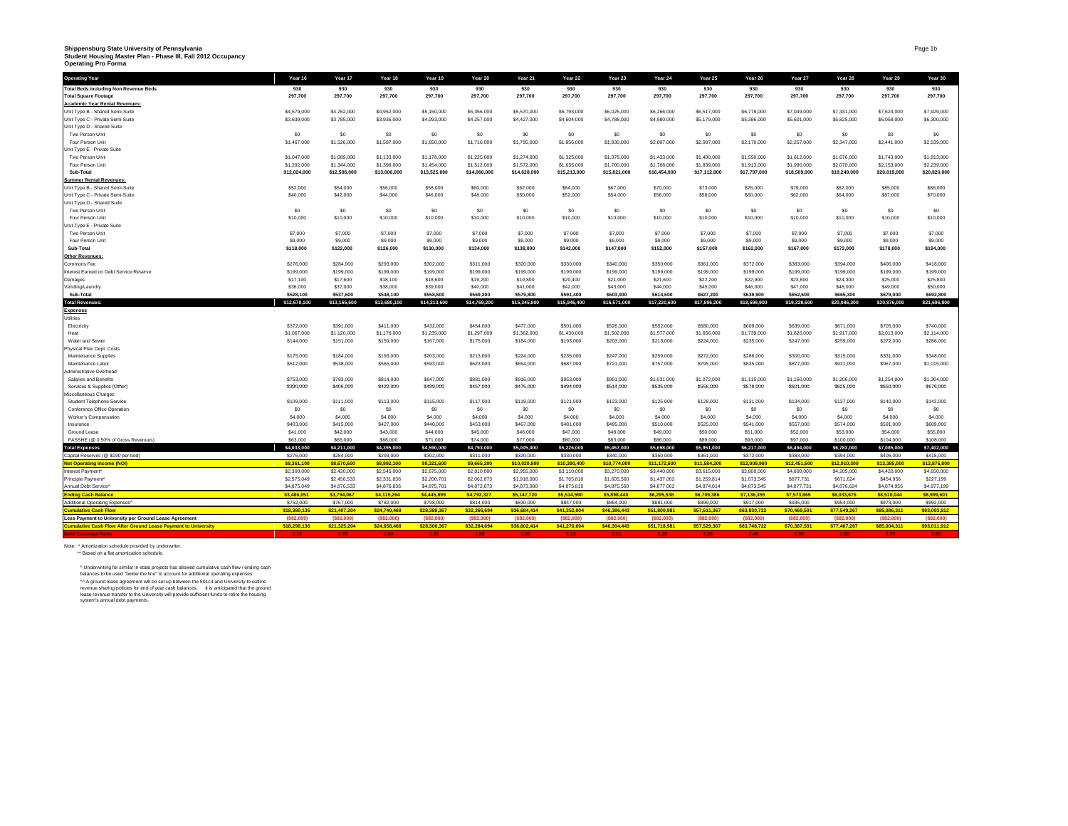**Shippensburg State University of Pennsylvania**
**Student Housing Master Plan - Phase III, Fall 2012 Occupancy**
**Operating Pro Forma**

| Operating Year | Year 16 | Year 17 | Year 18 | Year 19 | Year 20 | Year 21 | Year 22 | Year 23 | Year 24 | Year 25 | Year 26 | Year 27 | Year 28 | Year 29 | Year 30 |
|---|---|---|---|---|---|---|---|---|---|---|---|---|---|---|---|
| **Total Beds including Non Revenue Beds** | 930 | 930 | 930 | 930 | 930 | 930 | 930 | 930 | 930 | 930 | 930 | 930 | 930 | 930 | 930 |
| **Total Square Footage** | 297,700 | 297,700 | 297,700 | 297,700 | 297,700 | 297,700 | 297,700 | 297,700 | 297,700 | 297,700 | 297,700 | 297,700 | 297,700 | 297,700 | 297,700 |
| **Academic Year Rental Revenues:** | | | | | | | | | | | | | | | |
| Unit Type B - Shared Semi-Suite | $4,579,000 | $4,762,000 | $4,952,000 | $5,150,000 | $5,356,000 | $5,570,000 | $5,793,000 | $6,025,000 | $6,266,000 | $6,517,000 | $6,778,000 | $7,049,000 | $7,331,000 | $7,624,000 | $7,929,000 |
| Unit Type C - Private Semi-Suite | $3,639,000 | $3,785,000 | $3,936,000 | $4,093,000 | $4,257,000 | $4,427,000 | $4,604,000 | $4,788,000 | $4,980,000 | $5,179,000 | $5,386,000 | $5,601,000 | $5,825,000 | $6,058,000 | $6,300,000 |
| Unit Type D - Shared Suite | | | | | | | | | | | | | | | |
| Two Person Unit | $0 | $0 | $0 | $0 | $0 | $0 | $0 | $0 | $0 | $0 | $0 | $0 | $0 | $0 | $0 |
| Four Person Unit | $1,467,000 | $1,526,000 | $1,587,000 | $1,650,000 | $1,716,000 | $1,785,000 | $1,856,000 | $1,930,000 | $2,007,000 | $2,087,000 | $2,170,000 | $2,257,000 | $2,347,000 | $2,441,000 | $2,539,000 |
| Unit Type E - Private Suite | | | | | | | | | | | | | | | |
| Two Person Unit | $1,047,000 | $1,089,000 | $1,133,000 | $1,178,000 | $1,225,000 | $1,274,000 | $1,325,000 | $1,378,000 | $1,433,000 | $1,490,000 | $1,550,000 | $1,612,000 | $1,676,000 | $1,743,000 | $1,813,000 |
| Four Person Unit | $1,292,000 | $1,344,000 | $1,398,000 | $1,454,000 | $1,512,000 | $1,572,000 | $1,635,000 | $1,700,000 | $1,768,000 | $1,839,000 | $1,913,000 | $1,990,000 | $2,070,000 | $2,153,000 | $2,239,000 |
| **Sub-Total** | **$12,024,000** | **$12,506,000** | **$13,006,000** | **$13,525,000** | **$14,066,000** | **$14,628,000** | **$15,213,000** | **$15,821,000** | **$16,454,000** | **$17,112,000** | **$17,797,000** | **$18,509,000** | **$19,249,000** | **$20,019,000** | **$20,820,000** |
| **Summer Rental Revenues:** | | | | | | | | | | | | | | | |
| Unit Type B - Shared Semi-Suite | $52,000 | $54,000 | $56,000 | $58,000 | $60,000 | $62,000 | $64,000 | $67,000 | $70,000 | $73,000 | $76,000 | $79,000 | $82,000 | $85,000 | $88,000 |
| Unit Type C - Private Semi-Suite | $40,000 | $42,000 | $44,000 | $46,000 | $48,000 | $50,000 | $52,000 | $54,000 | $56,000 | $58,000 | $60,000 | $62,000 | $64,000 | $67,000 | $70,000 |
| Unit Type D - Shared Suite | | | | | | | | | | | | | | | |
| Two Person Unit | $0 | $0 | $0 | $0 | $0 | $0 | $0 | $0 | $0 | $0 | $0 | $0 | $0 | $0 | $0 |
| Four Person Unit | $10,000 | $10,000 | $10,000 | $10,000 | $10,000 | $10,000 | $10,000 | $10,000 | $10,000 | $10,000 | $10,000 | $10,000 | $10,000 | $10,000 | $10,000 |
| Unit Type E - Private Suite | | | | | | | | | | | | | | | |
| Two Person Unit | $7,000 | $7,000 | $7,000 | $7,000 | $7,000 | $7,000 | $7,000 | $7,000 | $7,000 | $7,000 | $7,000 | $7,000 | $7,000 | $7,000 | $7,000 |
| Four Person Unit | $9,000 | $9,000 | $9,000 | $9,000 | $9,000 | $9,000 | $9,000 | $9,000 | $9,000 | $9,000 | $9,000 | $9,000 | $9,000 | $9,000 | $9,000 |
| **Sub-Total** | **$118,000** | **$122,000** | **$126,000** | **$130,000** | **$134,000** | **$138,000** | **$142,000** | **$147,000** | **$152,000** | **$157,000** | **$162,000** | **$167,000** | **$172,000** | **$178,000** | **$184,000** |
| **Other Revenues:** | | | | | | | | | | | | | | | |
| Commons Fee | $276,000 | $284,000 | $293,000 | $302,000 | $311,000 | $320,000 | $330,000 | $340,000 | $350,000 | $361,000 | $372,000 | $383,000 | $394,000 | $406,000 | $418,000 |
| Interest Earned on Debt Service Reserve | $199,000 | $199,000 | $199,000 | $199,000 | $199,000 | $199,000 | $199,000 | $199,000 | $199,000 | $199,000 | $199,000 | $199,000 | $199,000 | $199,000 | $199,000 |
| Damages | $17,100 | $17,600 | $18,100 | $18,600 | $19,200 | $19,800 | $20,400 | $21,000 | $21,600 | $22,200 | $22,900 | $23,600 | $24,300 | $25,000 | $25,800 |
| Vending/Laundry | $36,000 | $37,000 | $38,000 | $39,000 | $40,000 | $41,000 | $42,000 | $43,000 | $44,000 | $45,000 | $46,000 | $47,000 | $48,000 | $49,000 | $50,000 |
| **Sub-Total** | **$528,100** | **$537,600** | **$548,100** | **$558,600** | **$569,200** | **$579,800** | **$591,400** | **$603,000** | **$614,600** | **$627,200** | **$639,900** | **$652,600** | **$665,300** | **$679,000** | **$692,800** |
| **Total Revenues:** | **$12,670,100** | **$13,165,600** | **$13,680,100** | **$14,213,600** | **$14,769,200** | **$15,345,800** | **$15,946,400** | **$16,571,000** | **$17,220,600** | **$17,896,200** | **$18,598,900** | **$19,328,600** | **$20,086,300** | **$20,876,000** | **$21,696,800** |
| **Expenses** | | | | | | | | | | | | | | | |
| Utilities | | | | | | | | | | | | | | | |
| Electricity | $372,000 | $391,000 | $411,000 | $432,000 | $454,000 | $477,000 | $501,000 | $526,000 | $552,000 | $580,000 | $609,000 | $639,000 | $671,000 | $705,000 | $740,000 |
| Heat | $1,067,000 | $1,120,000 | $1,176,000 | $1,235,000 | $1,297,000 | $1,362,000 | $1,430,000 | $1,502,000 | $1,577,000 | $1,656,000 | $1,739,000 | $1,826,000 | $1,917,000 | $2,013,000 | $2,114,000 |
| Water and Sewer | $144,000 | $151,000 | $159,000 | $167,000 | $175,000 | $184,000 | $193,000 | $203,000 | $213,000 | $224,000 | $235,000 | $247,000 | $259,000 | $272,000 | $286,000 |
| Physical Plan Dept. Costs | | | | | | | | | | | | | | | |
| Maintenance Supplies | $175,000 | $184,000 | $193,000 | $203,000 | $213,000 | $224,000 | $235,000 | $247,000 | $259,000 | $272,000 | $286,000 | $300,000 | $315,000 | $331,000 | $348,000 |
| Maintenance Labor | $512,000 | $538,000 | $565,000 | $593,000 | $623,000 | $654,000 | $687,000 | $721,000 | $757,000 | $795,000 | $835,000 | $877,000 | $921,000 | $967,000 | $1,015,000 |
| Administrative Overhead | | | | | | | | | | | | | | | |
| Salaries and Benefits | $753,000 | $783,000 | $814,000 | $847,000 | $881,000 | $916,000 | $953,000 | $991,000 | $1,031,000 | $1,072,000 | $1,115,000 | $1,160,000 | $1,206,000 | $1,254,000 | $1,304,000 |
| Services & Supplies (Other) | $390,000 | $406,000 | $422,000 | $439,000 | $457,000 | $475,000 | $494,000 | $514,000 | $535,000 | $556,000 | $578,000 | $601,000 | $625,000 | $650,000 | $676,000 |
| Miscellaneous Charges | | | | | | | | | | | | | | | |
| Student Telephone Service | $109,000 | $111,000 | $113,000 | $115,000 | $117,000 | $119,000 | $121,000 | $123,000 | $125,000 | $128,000 | $131,000 | $134,000 | $137,000 | $140,000 | $143,000 |
| Conference Office Operation | $0 | $0 | $0 | $0 | $0 | $0 | $0 | $0 | $0 | $0 | $0 | $0 | $0 | $0 | $0 |
| Worker's Compensation | $4,000 | $4,000 | $4,000 | $4,000 | $4,000 | $4,000 | $4,000 | $4,000 | $4,000 | $4,000 | $4,000 | $4,000 | $4,000 | $4,000 | $4,000 |
| Insurance | $403,000 | $415,000 | $427,000 | $440,000 | $453,000 | $467,000 | $481,000 | $495,000 | $510,000 | $525,000 | $541,000 | $557,000 | $574,000 | $591,000 | $609,000 |
| Ground Lease | $41,000 | $42,000 | $43,000 | $44,000 | $45,000 | $46,000 | $47,000 | $48,000 | $49,000 | $50,000 | $51,000 | $52,000 | $53,000 | $54,000 | $55,000 |
| PASSHE (@ 0.50% of Gross Revenues) | $63,000 | $66,000 | $68,000 | $71,000 | $74,000 | $77,000 | $80,000 | $83,000 | $86,000 | $89,000 | $93,000 | $97,000 | $100,000 | $104,000 | $108,000 |
| **Total Expenses** | **$4,033,000** | **$4,211,000** | **$4,395,000** | **$4,590,000** | **$4,793,000** | **$5,005,000** | **$5,226,000** | **$5,457,000** | **$5,698,000** | **$5,951,000** | **$6,217,000** | **$6,494,000** | **$6,782,000** | **$7,085,000** | **$7,402,000** |
| Capital Reserves (@ $190 per bed) | $276,000 | $284,000 | $293,000 | $302,000 | $311,000 | $320,000 | $330,000 | $340,000 | $350,000 | $361,000 | $372,000 | $383,000 | $394,000 | $406,000 | $418,000 |
| **Net Operating Income (NOI)** | **$8,361,100** | **$8,670,600** | **$8,992,100** | **$9,321,600** | **$9,665,200** | **$10,020,800** | **$10,390,400** | **$10,774,000** | **$11,172,600** | **$11,584,200** | **$12,009,900** | **$12,451,600** | **$12,910,300** | **$13,385,000** | **$13,876,800** |
| Interest Payment* | $2,300,000 | $2,420,000 | $2,545,000 | $2,675,000 | $2,810,000 | $2,955,000 | $3,110,000 | $3,270,000 | $3,440,000 | $3,615,000 | $3,800,000 | $4,000,000 | $4,205,000 | $4,420,000 | $4,650,000 |
| Principle Payment* | $2,575,049 | $2,456,533 | $2,331,836 | $2,200,701 | $2,062,873 | $1,918,080 | $1,765,810 | $1,605,560 | $1,437,062 | $1,259,814 | $1,073,545 | $877,731 | $671,624 | $454,956 | $227,199 |
| Annual Debt Service* | $4,875,049 | $4,876,533 | $4,876,836 | $4,875,701 | $4,872,873 | $4,873,080 | $4,875,810 | $4,875,560 | $4,877,062 | $4,874,814 | $4,873,545 | $4,877,731 | $4,876,624 | $4,874,956 | $4,877,199 |
| **Ending Cash Balance** | **$3,486,051** | **$3,794,067** | **$4,115,264** | **$4,445,899** | **$4,792,327** | **$5,147,720** | **$5,514,590** | **$5,898,440** | **$6,295,538** | **$6,709,386** | **$7,136,355** | **$7,573,869** | **$8,033,676** | **$8,510,044** | **$8,999,601** |
| Additional Operating Expenses^ | $752,000 | $767,000 | $782,000 | $798,000 | $814,000 | $830,000 | $847,000 | $864,000 | $881,000 | $899,000 | $917,000 | $935,000 | $954,000 | $973,000 | $992,000 |
| **Cumulative Cash Flow** | **$18,380,136** | **$21,407,204** | **$24,740,468** | **$28,388,367** | **$32,366,694** | **$36,684,414** | **$41,352,004** | **$46,386,443** | **$51,800,981** | **$57,611,367** | **$63,830,722** | **$70,469,591** | **$77,549,267** | **$85,086,311** | **$93,093,912** |
| **Less Payment to University per Ground Lease Agreement** | ($82,000) | ($82,000) | ($82,000) | ($82,000) | ($82,000) | ($82,000) | ($82,000) | ($82,000) | ($82,000) | ($82,000) | ($82,000) | ($82,000) | ($82,000) | ($82,000) | ($82,000) |
| **Cumulative Cash Flow After Ground Lease Payment to University** | **$18,298,136** | **$21,325,204** | **$24,658,468** | **$28,306,367** | **$32,284,694** | **$36,602,414** | **$41,270,004** | **$46,304,443** | **$51,718,981** | **$57,529,367** | **$63,748,722** | **$70,387,591** | **$77,467,267** | **$85,004,311** | **$93,011,912** |
| **Debt Coverage Ratio** | **1.72** | **1.78** | **1.84** | **1.91** | **1.98** | **2.06** | **2.13** | **2.21** | **2.29** | **2.38** | **2.46** | **2.55** | **2.65** | **2.75** | **2.85** |

Note: * Amortization schedule provided by underwriter.
** Based on a flat amortization schedule.

^ Underwriting for similar in-state projects has allowed cumulative cash flow / ending cash balances to be used "below the line" to account for additional operating expenses.

^^ A ground lease agreement will be set up between the 501c3 and University to outline revenue sharing policies for end of year cash balances. It is anticipated that the ground lease revenue transfer to the University will provide sufficient funds to retire the housing system's annual debt payments.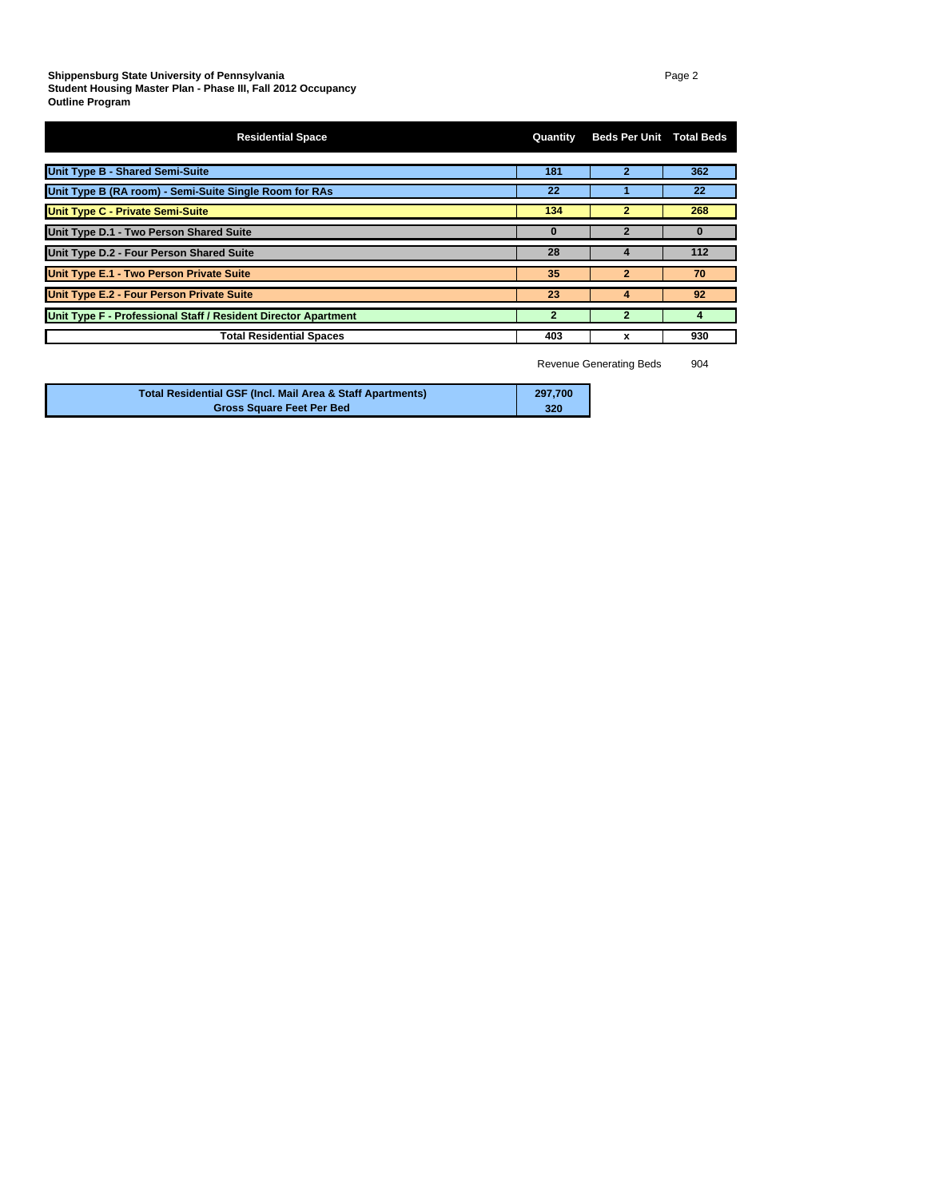**Shippensburg State University of Pennsylvania**
**Student Housing Master Plan - Phase III, Fall 2012 Occupancy**
**Outline Program**

| Residential Space | Quantity | Beds Per Unit | Total Beds |
|---|---|---|---|
| Unit Type B - Shared Semi-Suite | 181 | 2 | 362 |
| Unit Type B (RA room) - Semi-Suite Single Room for RAs | 22 | 1 | 22 |
| Unit Type C - Private Semi-Suite | 134 | 2 | 268 |
| Unit Type D.1 - Two Person Shared Suite | 0 | 2 | 0 |
| Unit Type D.2 - Four Person Shared Suite | 28 | 4 | 112 |
| Unit Type E.1 - Two Person Private Suite | 35 | 2 | 70 |
| Unit Type E.2 - Four Person Private Suite | 23 | 4 | 92 |
| Unit Type F - Professional Staff / Resident Director Apartment | 2 | 2 | 4 |
| **Total Residential Spaces** | 403 | x | 930 |
| | | Revenue Generating Beds | 904 |

| | |
|---|---|
| **Total Residential GSF (Incl. Mail Area & Staff Apartments)** | 297,700 |
| **Gross Square Feet Per Bed** | 320 |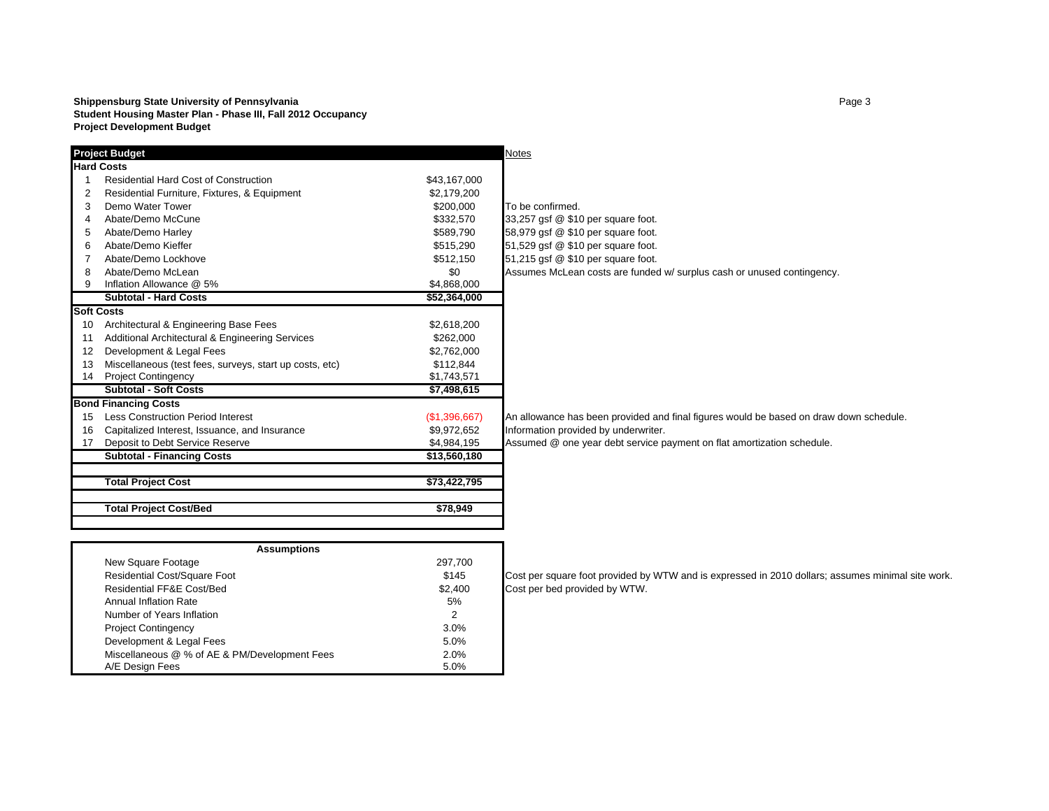**Shippensburg State University of Pennsylvania**
**Student Housing Master Plan - Phase III, Fall 2012 Occupancy**
**Project Development Budget**

| | Project Budget | | Notes |
|---|---|---|---|
| **Hard Costs** | | | |
| 1 | Residential Hard Cost of Construction | $43,167,000 | |
| 2 | Residential Furniture, Fixtures, & Equipment | $2,179,200 | |
| 3 | Demo Water Tower | $200,000 | To be confirmed. |
| 4 | Abate/Demo McCune | $332,570 | 33,257 gsf @ $10 per square foot. |
| 5 | Abate/Demo Harley | $589,790 | 58,979 gsf @ $10 per square foot. |
| 6 | Abate/Demo Kieffer | $515,290 | 51,529 gsf @ $10 per square foot. |
| 7 | Abate/Demo Lockhove | $512,150 | 51,215 gsf @ $10 per square foot. |
| 8 | Abate/Demo McLean | $0 | Assumes McLean costs are funded w/ surplus cash or unused contingency. |
| 9 | Inflation Allowance @ 5% | $4,868,000 | |
| | **Subtotal - Hard Costs** | **$52,364,000** | |
| **Soft Costs** | | | |
| 10 | Architectural & Engineering Base Fees | $2,618,200 | |
| 11 | Additional Architectural & Engineering Services | $262,000 | |
| 12 | Development & Legal Fees | $2,762,000 | |
| 13 | Miscellaneous (test fees, surveys, start up costs, etc) | $112,844 | |
| 14 | Project Contingency | $1,743,571 | |
| | **Subtotal - Soft Costs** | **$7,498,615** | |
| **Bond Financing Costs** | | | |
| 15 | Less Construction Period Interest | ($1,396,667) | An allowance has been provided and final figures would be based on draw down schedule. |
| 16 | Capitalized Interest, Issuance, and Insurance | $9,972,652 | Information provided by underwriter. |
| 17 | Deposit to Debt Service Reserve | $4,984,195 | Assumed @ one year debt service payment on flat amortization schedule. |
| | **Subtotal - Financing Costs** | **$13,560,180** | |
| | **Total Project Cost** | **$73,422,795** | |
| | **Total Project Cost/Bed** | **$78,949** | |

| Assumptions | | Notes |
|---|---|---|
| New Square Footage | 297,700 | |
| Residential Cost/Square Foot | $145 | Cost per square foot provided by WTW and is expressed in 2010 dollars; assumes minimal site work. |
| Residential FF&E Cost/Bed | $2,400 | Cost per bed provided by WTW. |
| Annual Inflation Rate | 5% | |
| Number of Years Inflation | 2 | |
| Project Contingency | 3.0% | |
| Development & Legal Fees | 5.0% | |
| Miscellaneous @ % of AE & PM/Development Fees | 2.0% | |
| A/E Design Fees | 5.0% | |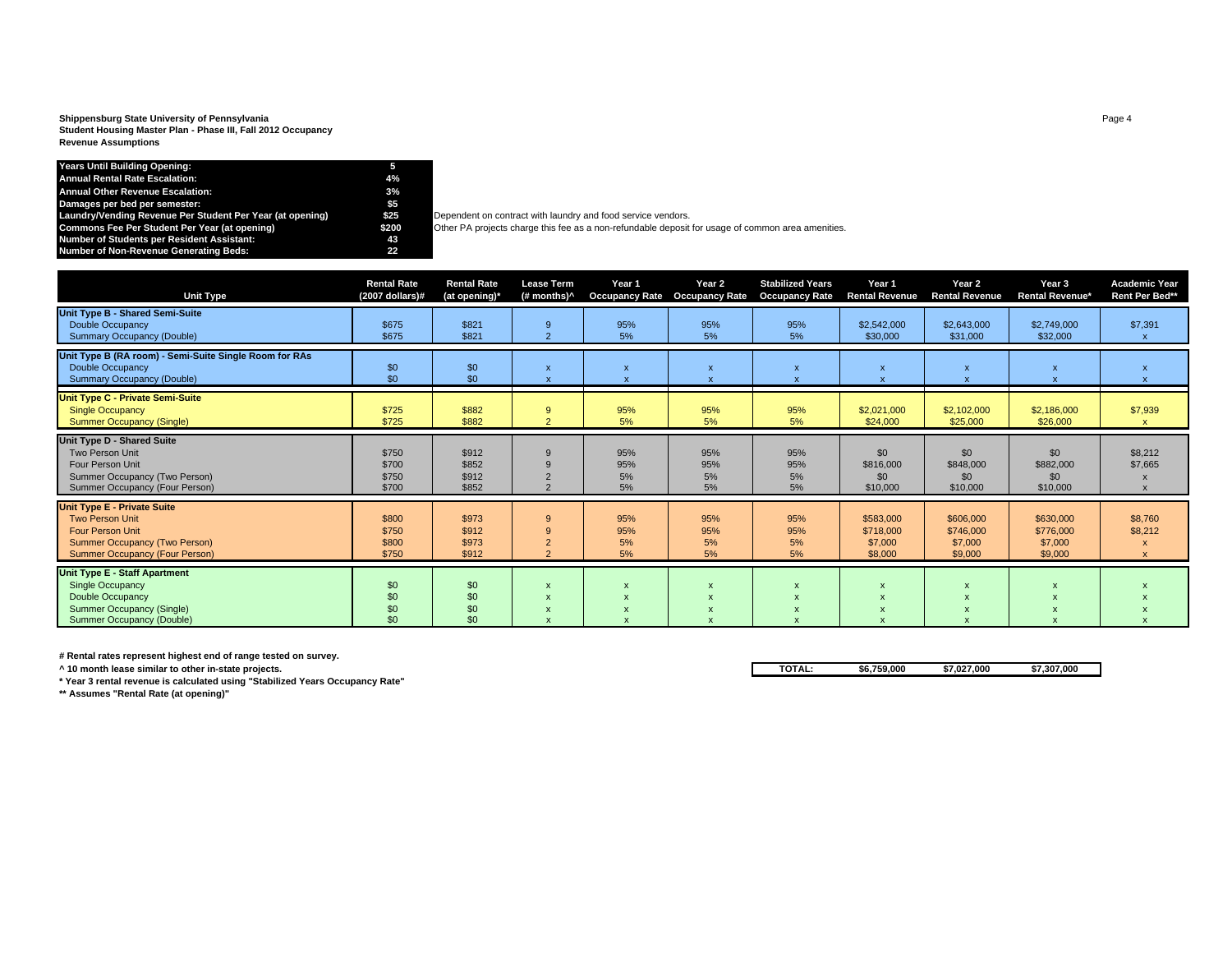**Shippensburg State University of Pennsylvania**
**Student Housing Master Plan - Phase III, Fall 2012 Occupancy**
**Revenue Assumptions**

| | | |
|---|---|---|
| **Years Until Building Opening:** | **5** | |
| **Annual Rental Rate Escalation:** | **4%** | |
| **Annual Other Revenue Escalation:** | **3%** | |
| **Damages per bed per semester:** | **$5** | |
| **Laundry/Vending Revenue Per Student Per Year (at opening)** | **$25** | Dependent on contract with laundry and food service vendors. |
| **Commons Fee Per Student Per Year (at opening)** | **$200** | Other PA projects charge this fee as a non-refundable deposit for usage of common area amenities. |
| **Number of Students per Resident Assistant:** | **43** | |
| **Number of Non-Revenue Generating Beds:** | **22** | |

| Unit Type | Rental Rate (2007 dollars)# | Rental Rate (at opening)* | Lease Term (# months)^ | Year 1 Occupancy Rate | Year 2 Occupancy Rate | Stabilized Years Occupancy Rate | Year 1 Rental Revenue | Year 2 Rental Revenue | Year 3 Rental Revenue* | Academic Year Rent Per Bed** |
|---|---|---|---|---|---|---|---|---|---|---|
| **Unit Type B - Shared Semi-Suite** | | | | | | | | | | |
| Double Occupancy | $675 | $821 | 9 | 95% | 95% | 95% | $2,542,000 | $2,643,000 | $2,749,000 | $7,391 |
| Summary Occupancy (Double) | $675 | $821 | 2 | 5% | 5% | 5% | $30,000 | $31,000 | $32,000 | x |
| **Unit Type B (RA room) - Semi-Suite Single Room for RAs** | | | | | | | | | | |
| Double Occupancy | $0 | $0 | x | x | x | x | x | x | x | x |
| Summary Occupancy (Double) | $0 | $0 | x | x | x | x | x | x | x | x |
| **Unit Type C - Private Semi-Suite** | | | | | | | | | | |
| Single Occupancy | $725 | $882 | 9 | 95% | 95% | 95% | $2,021,000 | $2,102,000 | $2,186,000 | $7,939 |
| Summer Occupancy (Single) | $725 | $882 | 2 | 5% | 5% | 5% | $24,000 | $25,000 | $26,000 | x |
| **Unit Type D - Shared Suite** | | | | | | | | | | |
| Two Person Unit | $750 | $912 | 9 | 95% | 95% | 95% | $0 | $0 | $0 | $8,212 |
| Four Person Unit | $700 | $852 | 9 | 95% | 95% | 95% | $816,000 | $848,000 | $882,000 | $7,665 |
| Summer Occupancy (Two Person) | $750 | $912 | 2 | 5% | 5% | 5% | $0 | $0 | $0 | x |
| Summer Occupancy (Four Person) | $700 | $852 | 2 | 5% | 5% | 5% | $10,000 | $10,000 | $10,000 | x |
| **Unit Type E - Private Suite** | | | | | | | | | | |
| Two Person Unit | $800 | $973 | 9 | 95% | 95% | 95% | $583,000 | $606,000 | $630,000 | $8,760 |
| Four Person Unit | $750 | $912 | 9 | 95% | 95% | 95% | $718,000 | $746,000 | $776,000 | $8,212 |
| Summer Occupancy (Two Person) | $800 | $973 | 2 | 5% | 5% | 5% | $7,000 | $7,000 | $7,000 | x |
| Summer Occupancy (Four Person) | $750 | $912 | 2 | 5% | 5% | 5% | $8,000 | $9,000 | $9,000 | x |
| **Unit Type E - Staff Apartment** | | | | | | | | | | |
| Single Occupancy | $0 | $0 | x | x | x | x | x | x | x | x |
| Double Occupancy | $0 | $0 | x | x | x | x | x | x | x | x |
| Summer Occupancy (Single) | $0 | $0 | x | x | x | x | x | x | x | x |
| Summer Occupancy (Double) | $0 | $0 | x | x | x | x | x | x | x | x |
| | | | | | | **TOTAL:** | **$6,759,000** | **$7,027,000** | **$7,307,000** | |

**# Rental rates represent highest end of range tested on survey.**

**^ 10 month lease similar to other in-state projects.**

**\* Year 3 rental revenue is calculated using "Stabilized Years Occupancy Rate"**

**\*\* Assumes "Rental Rate (at opening)"**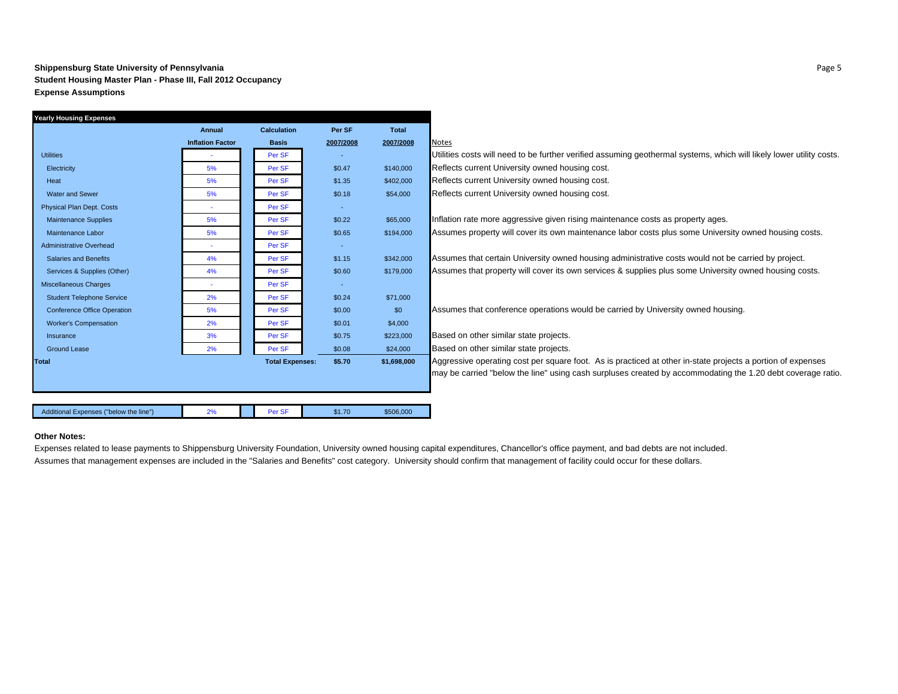**Shippensburg State University of Pennsylvania**

**Student Housing Master Plan - Phase III, Fall 2012 Occupancy**

**Expense Assumptions**

| Yearly Housing Expenses | Annual Inflation Factor | Calculation Basis | Per SF 2007/2008 | Total 2007/2008 | Notes |
|---|---|---|---|---|---|
| Utilities | - | Per SF | - | | Utilities costs will need to be further verified assuming geothermal systems, which will likely lower utility costs. |
| Electricity | 5% | Per SF | $0.47 | $140,000 | Reflects current University owned housing cost. |
| Heat | 5% | Per SF | $1.35 | $402,000 | Reflects current University owned housing cost. |
| Water and Sewer | 5% | Per SF | $0.18 | $54,000 | Reflects current University owned housing cost. |
| Physical Plan Dept. Costs | - | Per SF | - | | |
| Maintenance Supplies | 5% | Per SF | $0.22 | $65,000 | Inflation rate more aggressive given rising maintenance costs as property ages. |
| Maintenance Labor | 5% | Per SF | $0.65 | $194,000 | Assumes property will cover its own maintenance labor costs plus some University owned housing costs. |
| Administrative Overhead | - | Per SF | - | | |
| Salaries and Benefits | 4% | Per SF | $1.15 | $342,000 | Assumes that certain University owned housing administrative costs would not be carried by project. |
| Services & Supplies (Other) | 4% | Per SF | $0.60 | $179,000 | Assumes that property will cover its own services & supplies plus some University owned housing costs. |
| Miscellaneous Charges | - | Per SF | - | | |
| Student Telephone Service | 2% | Per SF | $0.24 | $71,000 | |
| Conference Office Operation | 5% | Per SF | $0.00 | $0 | Assumes that conference operations would be carried by University owned housing. |
| Worker's Compensation | 2% | Per SF | $0.01 | $4,000 | |
| Insurance | 3% | Per SF | $0.75 | $223,000 | Based on other similar state projects. |
| Ground Lease | 2% | Per SF | $0.08 | $24,000 | Based on other similar state projects. |
| **Total** | | **Total Expenses:** | **$5.70** | **$1,698,000** | Aggressive operating cost per square foot. As is practiced at other in-state projects a portion of expenses may be carried "below the line" using cash surpluses created by accommodating the 1.20 debt coverage ratio. |
| Additional Expenses ("below the line") | 2% | Per SF | $1.70 | $506,000 | |

**Other Notes:**

Expenses related to lease payments to Shippensburg University Foundation, University owned housing capital expenditures, Chancellor's office payment, and bad debts are not included.

Assumes that management expenses are included in the "Salaries and Benefits" cost category. University should confirm that management of facility could occur for these dollars.